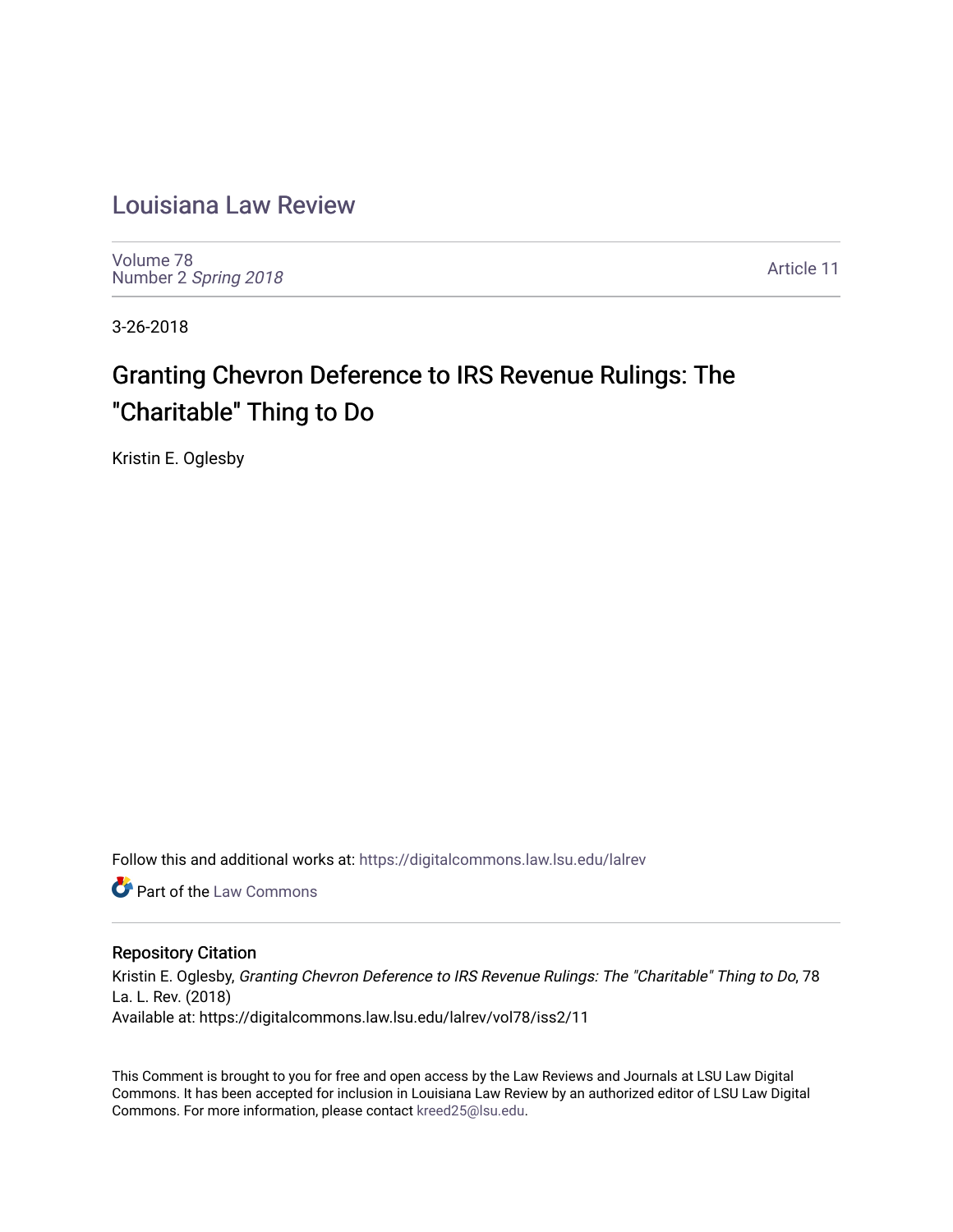# Louisiana Law Review

Volume 78
Number 2 *Spring 2018*

Article 11

3-26-2018

## Granting Chevron Deference to IRS Revenue Rulings: The "Charitable" Thing to Do

Kristin E. Oglesby

Follow this and additional works at: https://digitalcommons.law.lsu.edu/lalrev

Part of the Law Commons

### Repository Citation

Kristin E. Oglesby, *Granting Chevron Deference to IRS Revenue Rulings: The "Charitable" Thing to Do*, 78 La. L. Rev. (2018)
Available at: https://digitalcommons.law.lsu.edu/lalrev/vol78/iss2/11

This Comment is brought to you for free and open access by the Law Reviews and Journals at LSU Law Digital Commons. It has been accepted for inclusion in Louisiana Law Review by an authorized editor of LSU Law Digital Commons. For more information, please contact kreed25@lsu.edu.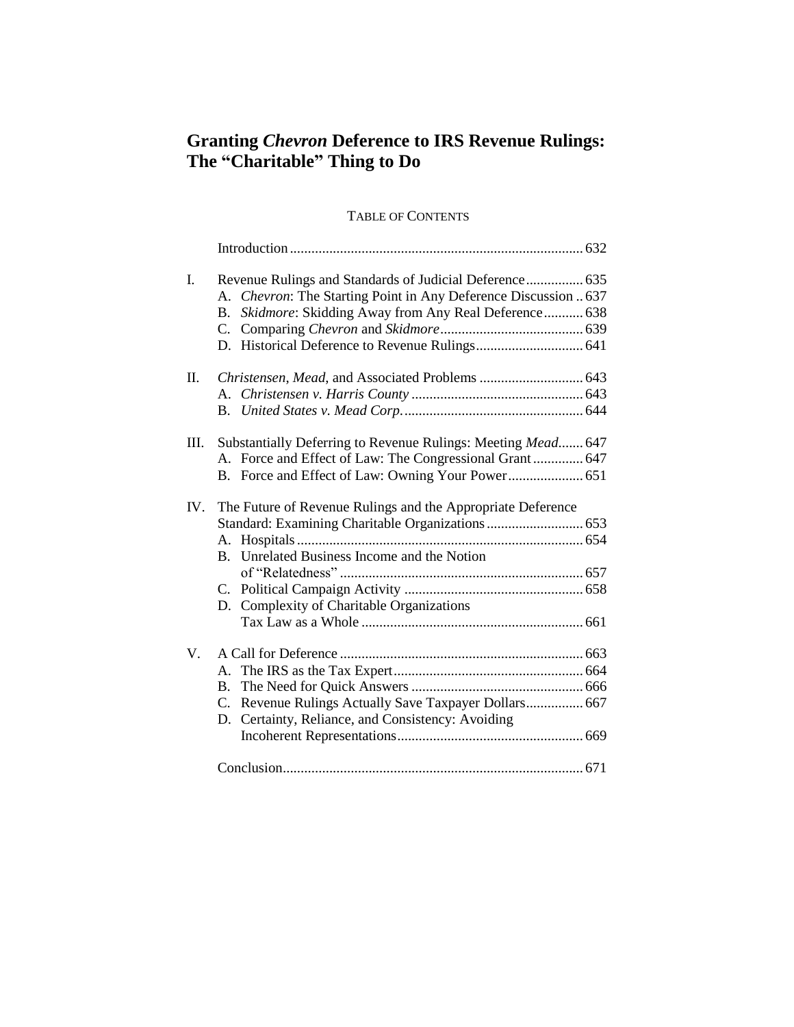# Granting *Chevron* Deference to IRS Revenue Rulings: The "Charitable" Thing to Do

TABLE OF CONTENTS

Introduction ..... 632

I. Revenue Rulings and Standards of Judicial Deference ..... 635
   - A. *Chevron*: The Starting Point in Any Deference Discussion ..... 637
   - B. *Skidmore*: Skidding Away from Any Real Deference ..... 638
   - C. Comparing *Chevron* and *Skidmore* ..... 639
   - D. Historical Deference to Revenue Rulings ..... 641

II. *Christensen*, *Mead*, and Associated Problems ..... 643
   - A. *Christensen v. Harris County* ..... 643
   - B. *United States v. Mead Corp.* ..... 644

III. Substantially Deferring to Revenue Rulings: Meeting *Mead* ..... 647
   - A. Force and Effect of Law: The Congressional Grant ..... 647
   - B. Force and Effect of Law: Owning Your Power ..... 651

IV. The Future of Revenue Rulings and the Appropriate Deference Standard: Examining Charitable Organizations ..... 653
   - A. Hospitals ..... 654
   - B. Unrelated Business Income and the Notion of "Relatedness" ..... 657
   - C. Political Campaign Activity ..... 658
   - D. Complexity of Charitable Organizations Tax Law as a Whole ..... 661

V. A Call for Deference ..... 663
   - A. The IRS as the Tax Expert ..... 664
   - B. The Need for Quick Answers ..... 666
   - C. Revenue Rulings Actually Save Taxpayer Dollars ..... 667
   - D. Certainty, Reliance, and Consistency: Avoiding Incoherent Representations ..... 669

Conclusion ..... 671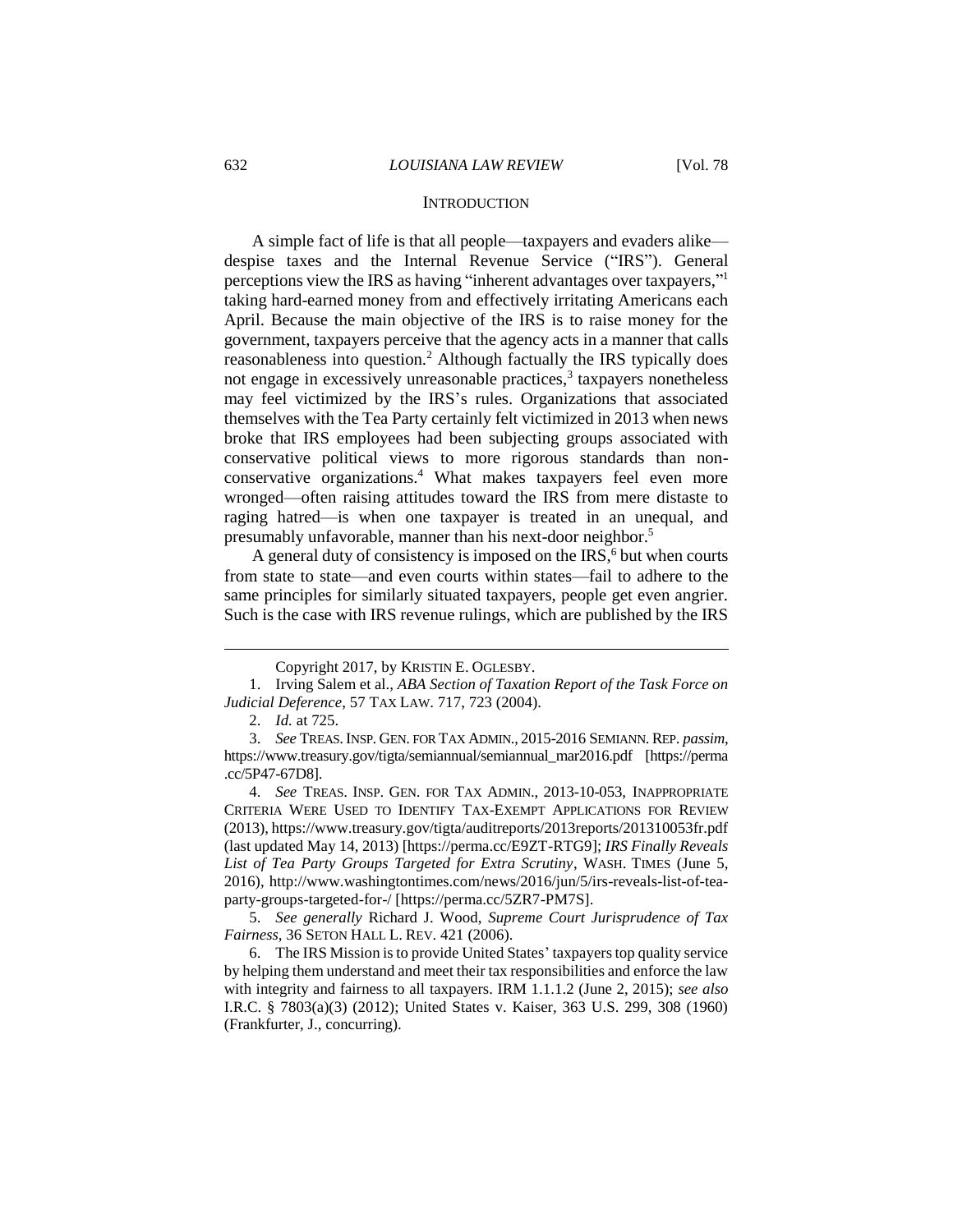## INTRODUCTION

A simple fact of life is that all people—taxpayers and evaders alike—despise taxes and the Internal Revenue Service ("IRS"). General perceptions view the IRS as having "inherent advantages over taxpayers,"[1] taking hard-earned money from and effectively irritating Americans each April. Because the main objective of the IRS is to raise money for the government, taxpayers perceive that the agency acts in a manner that calls reasonableness into question.[2] Although factually the IRS typically does not engage in excessively unreasonable practices,[3] taxpayers nonetheless may feel victimized by the IRS's rules. Organizations that associated themselves with the Tea Party certainly felt victimized in 2013 when news broke that IRS employees had been subjecting groups associated with conservative political views to more rigorous standards than non-conservative organizations.[4] What makes taxpayers feel even more wronged—often raising attitudes toward the IRS from mere distaste to raging hatred—is when one taxpayer is treated in an unequal, and presumably unfavorable, manner than his next-door neighbor.[5]

A general duty of consistency is imposed on the IRS,[6] but when courts from state to state—and even courts within states—fail to adhere to the same principles for similarly situated taxpayers, people get even angrier. Such is the case with IRS revenue rulings, which are published by the IRS

---

Copyright 2017, by KRISTIN E. OGLESBY.

1. Irving Salem et al., *ABA Section of Taxation Report of the Task Force on Judicial Deference*, 57 TAX LAW. 717, 723 (2004).

2. *Id.* at 725.

3. *See* TREAS. INSP. GEN. FOR TAX ADMIN., 2015-2016 SEMIANN. REP. *passim*, https://www.treasury.gov/tigta/semiannual/semiannual_mar2016.pdf [https://perma.cc/5P47-67D8].

4. *See* TREAS. INSP. GEN. FOR TAX ADMIN., 2013-10-053, INAPPROPRIATE CRITERIA WERE USED TO IDENTIFY TAX-EXEMPT APPLICATIONS FOR REVIEW (2013), https://www.treasury.gov/tigta/auditreports/2013reports/201310053fr.pdf (last updated May 14, 2013) [https://perma.cc/E9ZT-RTG9]; *IRS Finally Reveals List of Tea Party Groups Targeted for Extra Scrutiny*, WASH. TIMES (June 5, 2016), http://www.washingtontimes.com/news/2016/jun/5/irs-reveals-list-of-tea-party-groups-targeted-for-/ [https://perma.cc/5ZR7-PM7S].

5. *See generally* Richard J. Wood, *Supreme Court Jurisprudence of Tax Fairness*, 36 SETON HALL L. REV. 421 (2006).

6. The IRS Mission is to provide United States' taxpayers top quality service by helping them understand and meet their tax responsibilities and enforce the law with integrity and fairness to all taxpayers. IRM 1.1.1.2 (June 2, 2015); *see also* I.R.C. § 7803(a)(3) (2012); United States v. Kaiser, 363 U.S. 299, 308 (1960) (Frankfurter, J., concurring).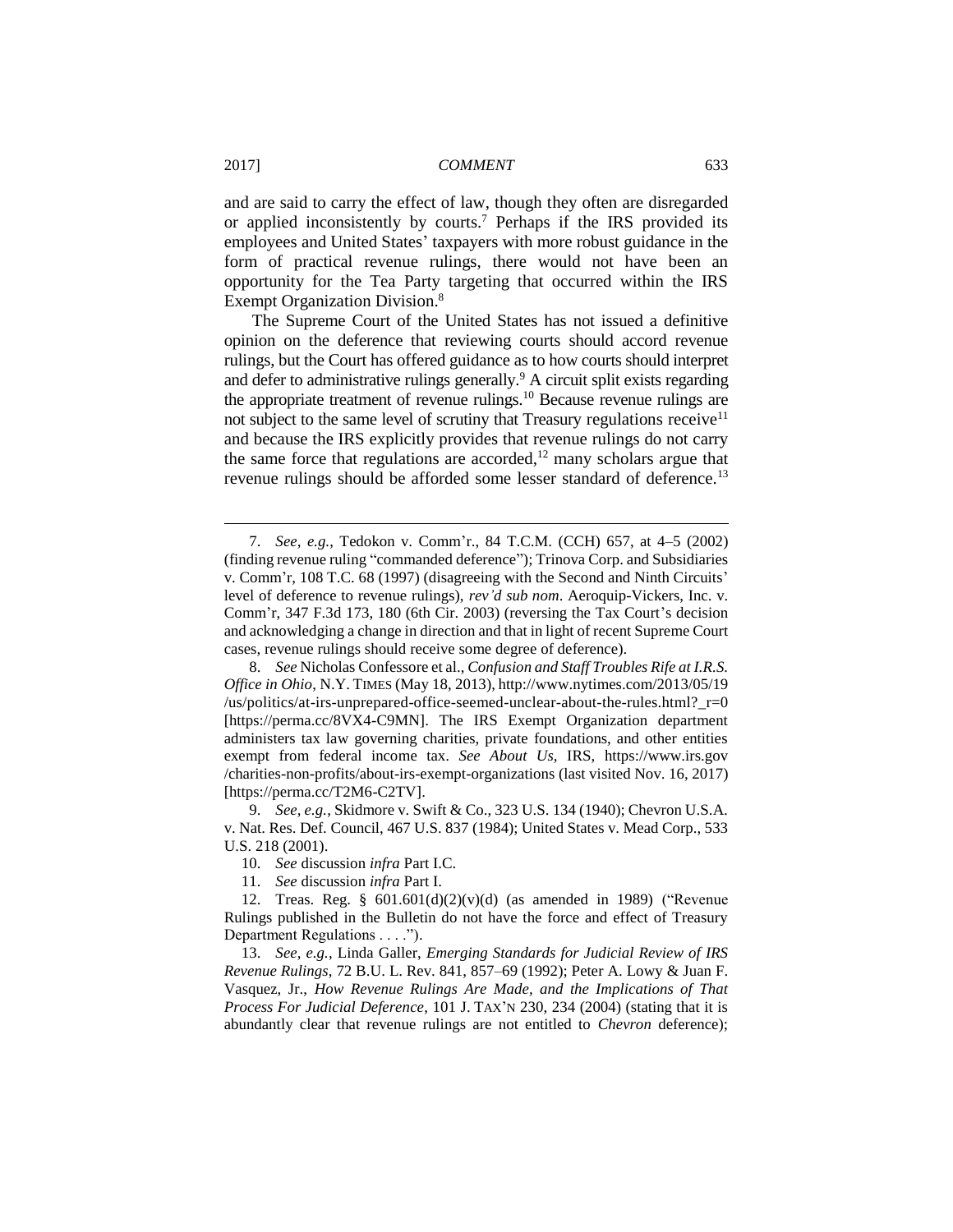and are said to carry the effect of law, though they often are disregarded or applied inconsistently by courts.[7] Perhaps if the IRS provided its employees and United States' taxpayers with more robust guidance in the form of practical revenue rulings, there would not have been an opportunity for the Tea Party targeting that occurred within the IRS Exempt Organization Division.[8]

The Supreme Court of the United States has not issued a definitive opinion on the deference that reviewing courts should accord revenue rulings, but the Court has offered guidance as to how courts should interpret and defer to administrative rulings generally.[9] A circuit split exists regarding the appropriate treatment of revenue rulings.[10] Because revenue rulings are not subject to the same level of scrutiny that Treasury regulations receive[11] and because the IRS explicitly provides that revenue rulings do not carry the same force that regulations are accorded,[12] many scholars argue that revenue rulings should be afforded some lesser standard of deference.[13]

---

7. *See, e.g.*, Tedokon v. Comm'r., 84 T.C.M. (CCH) 657, at 4–5 (2002) (finding revenue ruling "commanded deference"); Trinova Corp. and Subsidiaries v. Comm'r, 108 T.C. 68 (1997) (disagreeing with the Second and Ninth Circuits' level of deference to revenue rulings), *rev'd sub nom*. Aeroquip-Vickers, Inc. v. Comm'r, 347 F.3d 173, 180 (6th Cir. 2003) (reversing the Tax Court's decision and acknowledging a change in direction and that in light of recent Supreme Court cases, revenue rulings should receive some degree of deference).

8. *See* Nicholas Confessore et al., *Confusion and Staff Troubles Rife at I.R.S. Office in Ohio*, N.Y. TIMES (May 18, 2013), http://www.nytimes.com/2013/05/19/us/politics/at-irs-unprepared-office-seemed-unclear-about-the-rules.html?_r=0 [https://perma.cc/8VX4-C9MN]. The IRS Exempt Organization department administers tax law governing charities, private foundations, and other entities exempt from federal income tax. *See About Us*, IRS, https://www.irs.gov/charities-non-profits/about-irs-exempt-organizations (last visited Nov. 16, 2017) [https://perma.cc/T2M6-C2TV].

9. *See, e.g.*, Skidmore v. Swift & Co., 323 U.S. 134 (1940); Chevron U.S.A. v. Nat. Res. Def. Council, 467 U.S. 837 (1984); United States v. Mead Corp., 533 U.S. 218 (2001).

10. *See* discussion *infra* Part I.C.

11. *See* discussion *infra* Part I.

12. Treas. Reg. § 601.601(d)(2)(v)(d) (as amended in 1989) ("Revenue Rulings published in the Bulletin do not have the force and effect of Treasury Department Regulations . . . .").

13. *See, e.g.*, Linda Galler, *Emerging Standards for Judicial Review of IRS Revenue Rulings*, 72 B.U. L. Rev. 841, 857–69 (1992); Peter A. Lowy & Juan F. Vasquez, Jr., *How Revenue Rulings Are Made, and the Implications of That Process For Judicial Deference*, 101 J. TAX'N 230, 234 (2004) (stating that it is abundantly clear that revenue rulings are not entitled to *Chevron* deference);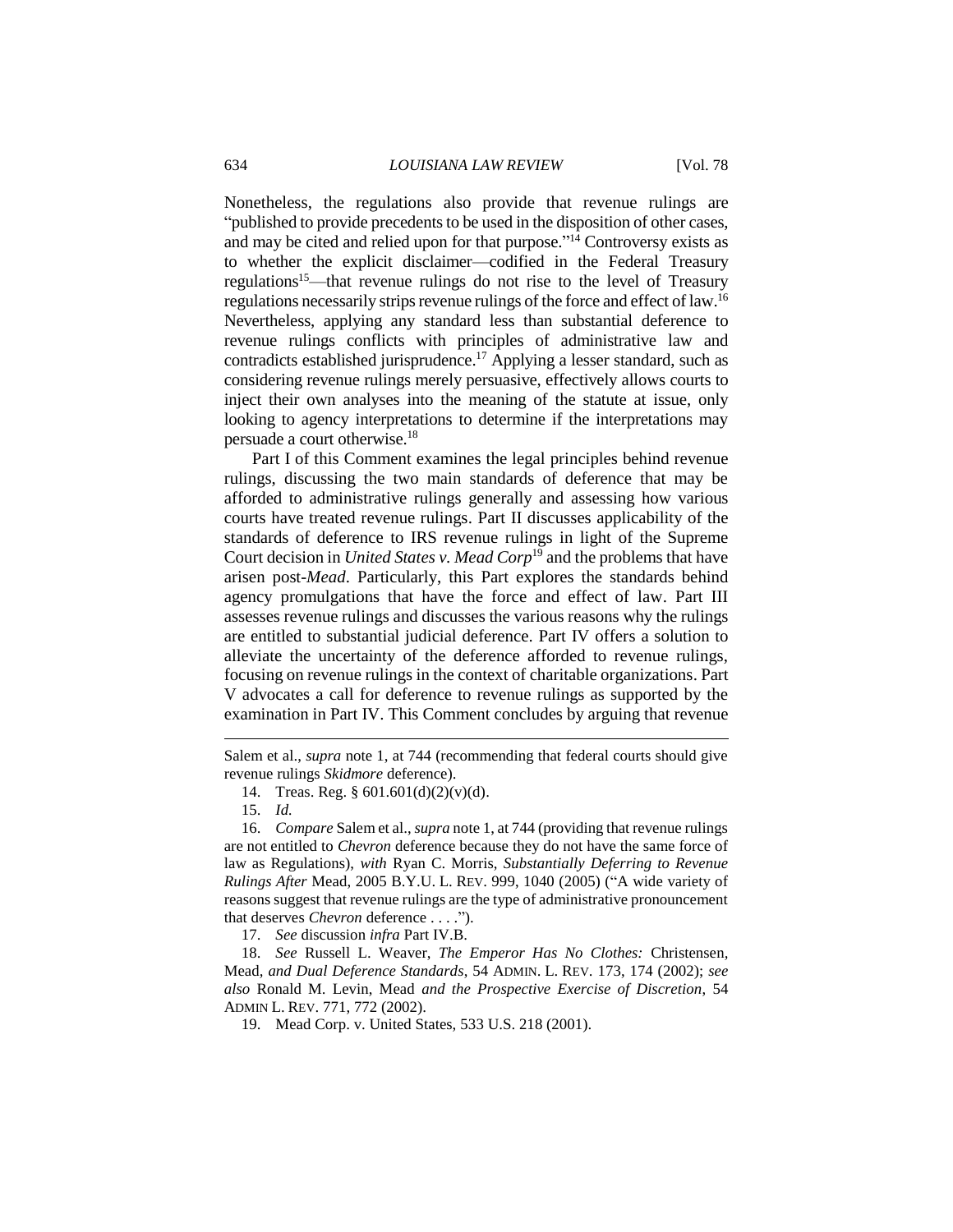Nonetheless, the regulations also provide that revenue rulings are "published to provide precedents to be used in the disposition of other cases, and may be cited and relied upon for that purpose."[14] Controversy exists as to whether the explicit disclaimer—codified in the Federal Treasury regulations[15]—that revenue rulings do not rise to the level of Treasury regulations necessarily strips revenue rulings of the force and effect of law.[16] Nevertheless, applying any standard less than substantial deference to revenue rulings conflicts with principles of administrative law and contradicts established jurisprudence.[17] Applying a lesser standard, such as considering revenue rulings merely persuasive, effectively allows courts to inject their own analyses into the meaning of the statute at issue, only looking to agency interpretations to determine if the interpretations may persuade a court otherwise.[18]

Part I of this Comment examines the legal principles behind revenue rulings, discussing the two main standards of deference that may be afforded to administrative rulings generally and assessing how various courts have treated revenue rulings. Part II discusses applicability of the standards of deference to IRS revenue rulings in light of the Supreme Court decision in *United States v. Mead Corp*[19] and the problems that have arisen post-*Mead*. Particularly, this Part explores the standards behind agency promulgations that have the force and effect of law. Part III assesses revenue rulings and discusses the various reasons why the rulings are entitled to substantial judicial deference. Part IV offers a solution to alleviate the uncertainty of the deference afforded to revenue rulings, focusing on revenue rulings in the context of charitable organizations. Part V advocates a call for deference to revenue rulings as supported by the examination in Part IV. This Comment concludes by arguing that revenue

---

Salem et al., *supra* note 1, at 744 (recommending that federal courts should give revenue rulings *Skidmore* deference).

14. Treas. Reg. § 601.601(d)(2)(v)(d).

15. *Id.*

16. *Compare* Salem et al., *supra* note 1, at 744 (providing that revenue rulings are not entitled to *Chevron* deference because they do not have the same force of law as Regulations), *with* Ryan C. Morris, *Substantially Deferring to Revenue Rulings After* Mead, 2005 B.Y.U. L. REV. 999, 1040 (2005) ("A wide variety of reasons suggest that revenue rulings are the type of administrative pronouncement that deserves *Chevron* deference . . . .").

17. *See* discussion *infra* Part IV.B.

18. *See* Russell L. Weaver, *The Emperor Has No Clothes:* Christensen, Mead, *and Dual Deference Standards*, 54 ADMIN. L. REV. 173, 174 (2002); *see also* Ronald M. Levin, Mead *and the Prospective Exercise of Discretion*, 54 ADMIN L. REV. 771, 772 (2002).

19. Mead Corp. v. United States, 533 U.S. 218 (2001).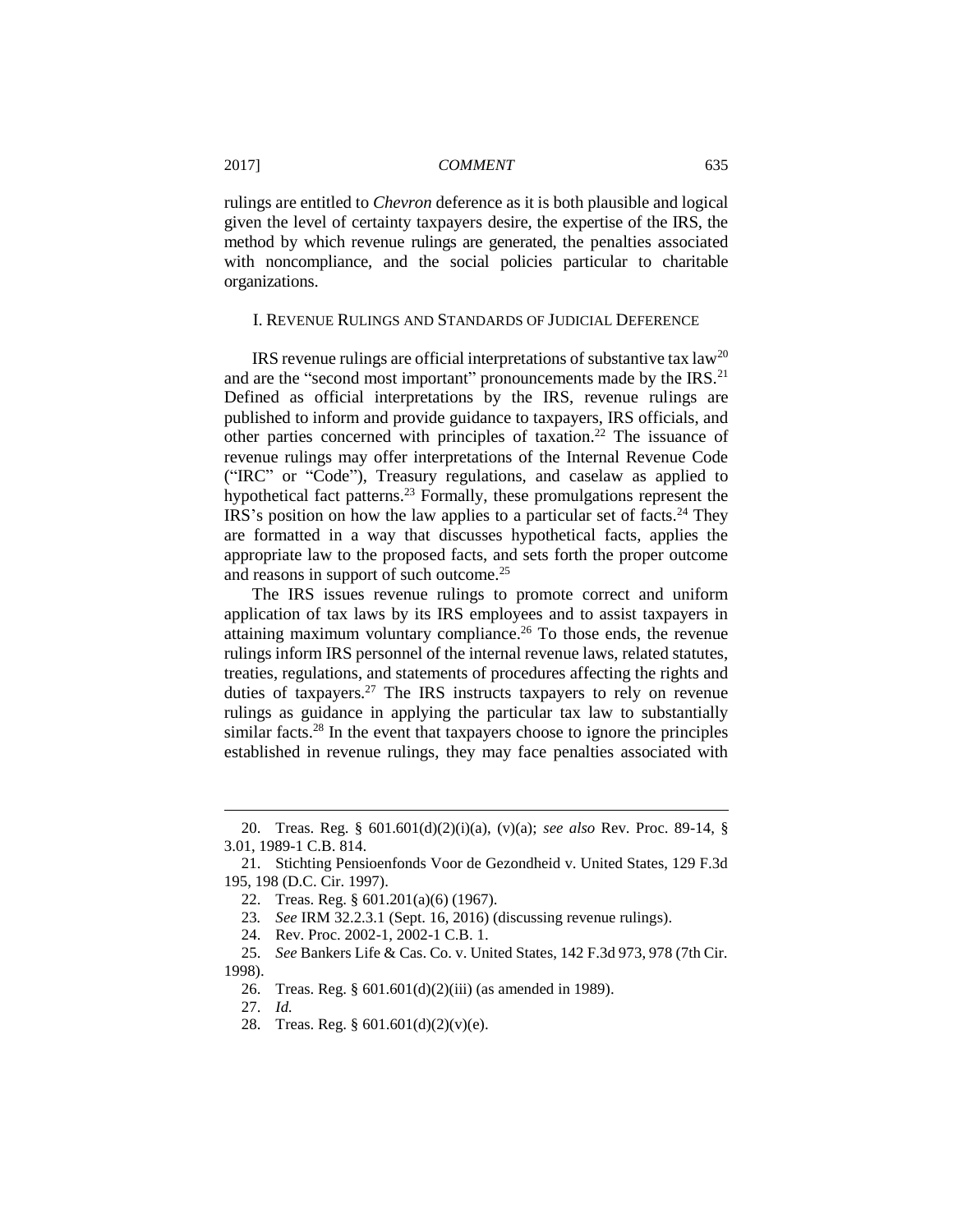rulings are entitled to *Chevron* deference as it is both plausible and logical given the level of certainty taxpayers desire, the expertise of the IRS, the method by which revenue rulings are generated, the penalties associated with noncompliance, and the social policies particular to charitable organizations.

## I. REVENUE RULINGS AND STANDARDS OF JUDICIAL DEFERENCE

IRS revenue rulings are official interpretations of substantive tax law[20] and are the "second most important" pronouncements made by the IRS.[21] Defined as official interpretations by the IRS, revenue rulings are published to inform and provide guidance to taxpayers, IRS officials, and other parties concerned with principles of taxation.[22] The issuance of revenue rulings may offer interpretations of the Internal Revenue Code ("IRC" or "Code"), Treasury regulations, and caselaw as applied to hypothetical fact patterns.[23] Formally, these promulgations represent the IRS's position on how the law applies to a particular set of facts.[24] They are formatted in a way that discusses hypothetical facts, applies the appropriate law to the proposed facts, and sets forth the proper outcome and reasons in support of such outcome.[25]

The IRS issues revenue rulings to promote correct and uniform application of tax laws by its IRS employees and to assist taxpayers in attaining maximum voluntary compliance.[26] To those ends, the revenue rulings inform IRS personnel of the internal revenue laws, related statutes, treaties, regulations, and statements of procedures affecting the rights and duties of taxpayers.[27] The IRS instructs taxpayers to rely on revenue rulings as guidance in applying the particular tax law to substantially similar facts.[28] In the event that taxpayers choose to ignore the principles established in revenue rulings, they may face penalties associated with

---

20. Treas. Reg. § 601.601(d)(2)(i)(a), (v)(a); *see also* Rev. Proc. 89-14, § 3.01, 1989-1 C.B. 814.

21. Stichting Pensioenfonds Voor de Gezondheid v. United States, 129 F.3d 195, 198 (D.C. Cir. 1997).

22. Treas. Reg. § 601.201(a)(6) (1967).

23. *See* IRM 32.2.3.1 (Sept. 16, 2016) (discussing revenue rulings).

24. Rev. Proc. 2002-1, 2002-1 C.B. 1.

25. *See* Bankers Life & Cas. Co. v. United States, 142 F.3d 973, 978 (7th Cir. 1998).

26. Treas. Reg. § 601.601(d)(2)(iii) (as amended in 1989).

27. *Id.*

28. Treas. Reg. § 601.601(d)(2)(v)(e).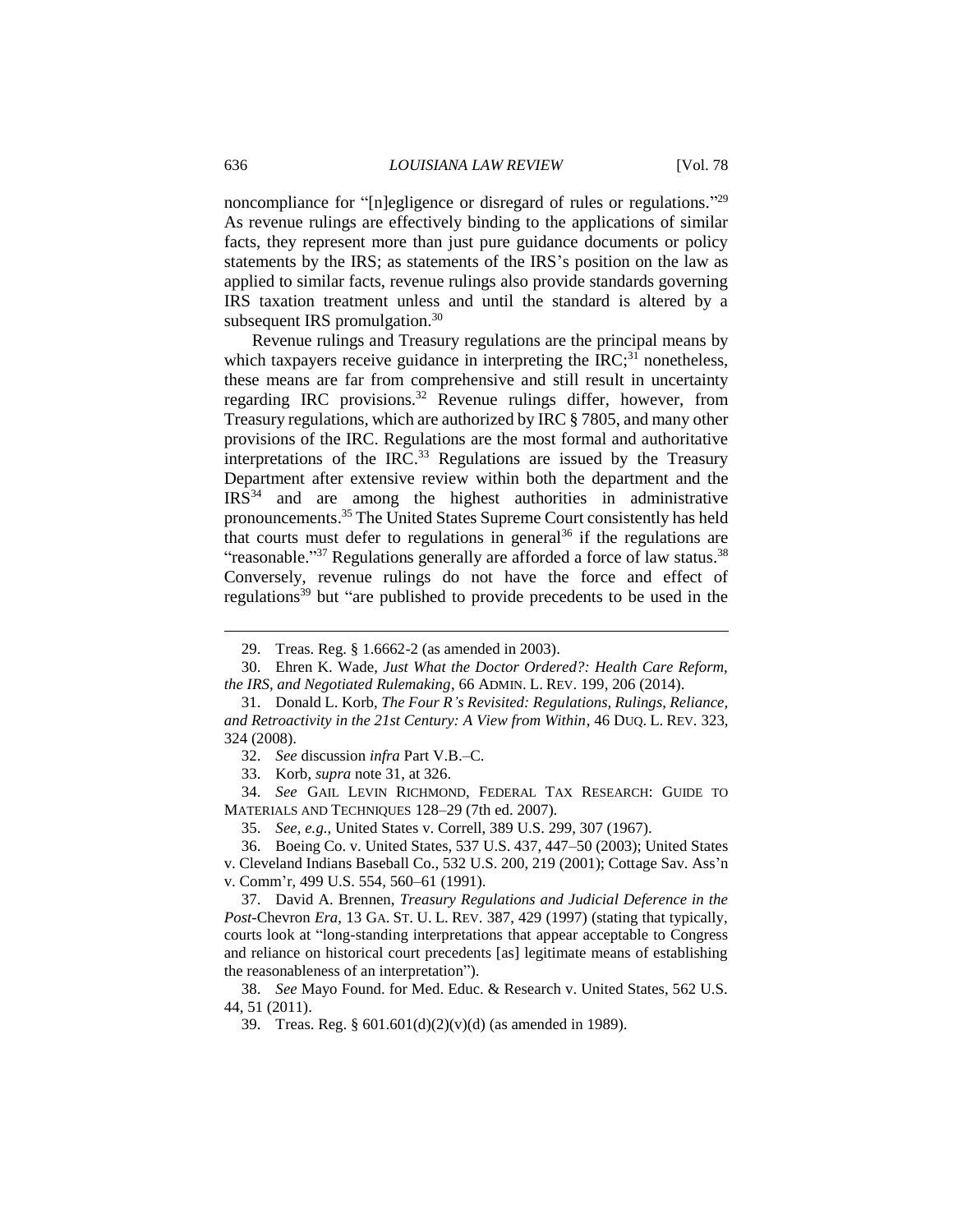noncompliance for "[n]egligence or disregard of rules or regulations."[29] As revenue rulings are effectively binding to the applications of similar facts, they represent more than just pure guidance documents or policy statements by the IRS; as statements of the IRS's position on the law as applied to similar facts, revenue rulings also provide standards governing IRS taxation treatment unless and until the standard is altered by a subsequent IRS promulgation.[30]

Revenue rulings and Treasury regulations are the principal means by which taxpayers receive guidance in interpreting the IRC;[31] nonetheless, these means are far from comprehensive and still result in uncertainty regarding IRC provisions.[32] Revenue rulings differ, however, from Treasury regulations, which are authorized by IRC § 7805, and many other provisions of the IRC. Regulations are the most formal and authoritative interpretations of the IRC.[33] Regulations are issued by the Treasury Department after extensive review within both the department and the IRS[34] and are among the highest authorities in administrative pronouncements.[35] The United States Supreme Court consistently has held that courts must defer to regulations in general[36] if the regulations are "reasonable."[37] Regulations generally are afforded a force of law status.[38] Conversely, revenue rulings do not have the force and effect of regulations[39] but "are published to provide precedents to be used in the

---

29. Treas. Reg. § 1.6662-2 (as amended in 2003).

30. Ehren K. Wade, *Just What the Doctor Ordered?: Health Care Reform, the IRS, and Negotiated Rulemaking*, 66 ADMIN. L. REV. 199, 206 (2014).

31. Donald L. Korb, *The Four R's Revisited: Regulations, Rulings, Reliance, and Retroactivity in the 21st Century: A View from Within*, 46 DUQ. L. REV. 323, 324 (2008).

32. *See* discussion *infra* Part V.B.–C.

33. Korb, *supra* note 31, at 326.

34. *See* GAIL LEVIN RICHMOND, FEDERAL TAX RESEARCH: GUIDE TO MATERIALS AND TECHNIQUES 128–29 (7th ed. 2007).

35. *See, e.g.*, United States v. Correll, 389 U.S. 299, 307 (1967).

36. Boeing Co. v. United States, 537 U.S. 437, 447–50 (2003); United States v. Cleveland Indians Baseball Co., 532 U.S. 200, 219 (2001); Cottage Sav. Ass'n v. Comm'r, 499 U.S. 554, 560–61 (1991).

37. David A. Brennen, *Treasury Regulations and Judicial Deference in the Post-*Chevron *Era*, 13 GA. ST. U. L. REV. 387, 429 (1997) (stating that typically, courts look at "long-standing interpretations that appear acceptable to Congress and reliance on historical court precedents [as] legitimate means of establishing the reasonableness of an interpretation").

38. *See* Mayo Found. for Med. Educ. & Research v. United States, 562 U.S. 44, 51 (2011).

39. Treas. Reg. § 601.601(d)(2)(v)(d) (as amended in 1989).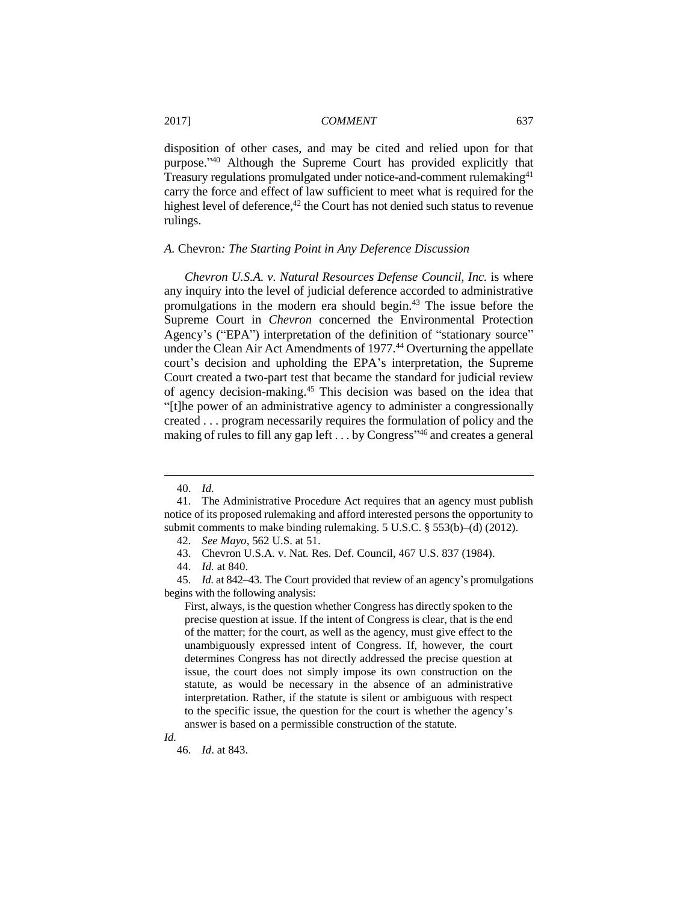disposition of other cases, and may be cited and relied upon for that purpose."[40] Although the Supreme Court has provided explicitly that Treasury regulations promulgated under notice-and-comment rulemaking[41] carry the force and effect of law sufficient to meet what is required for the highest level of deference,[42] the Court has not denied such status to revenue rulings.

### *A.* Chevron*: The Starting Point in Any Deference Discussion*

*Chevron U.S.A. v. Natural Resources Defense Council, Inc.* is where any inquiry into the level of judicial deference accorded to administrative promulgations in the modern era should begin.[43] The issue before the Supreme Court in *Chevron* concerned the Environmental Protection Agency's ("EPA") interpretation of the definition of "stationary source" under the Clean Air Act Amendments of 1977.[44] Overturning the appellate court's decision and upholding the EPA's interpretation, the Supreme Court created a two-part test that became the standard for judicial review of agency decision-making.[45] This decision was based on the idea that "[t]he power of an administrative agency to administer a congressionally created . . . program necessarily requires the formulation of policy and the making of rules to fill any gap left . . . by Congress"[46] and creates a general

---

40. *Id.*

41. The Administrative Procedure Act requires that an agency must publish notice of its proposed rulemaking and afford interested persons the opportunity to submit comments to make binding rulemaking. 5 U.S.C. § 553(b)–(d) (2012).

42. *See Mayo*, 562 U.S. at 51.

43. Chevron U.S.A. v. Nat. Res. Def. Council, 467 U.S. 837 (1984).

44. *Id.* at 840.

45. *Id.* at 842–43. The Court provided that review of an agency's promulgations begins with the following analysis:

> First, always, is the question whether Congress has directly spoken to the precise question at issue. If the intent of Congress is clear, that is the end of the matter; for the court, as well as the agency, must give effect to the unambiguously expressed intent of Congress. If, however, the court determines Congress has not directly addressed the precise question at issue, the court does not simply impose its own construction on the statute, as would be necessary in the absence of an administrative interpretation. Rather, if the statute is silent or ambiguous with respect to the specific issue, the question for the court is whether the agency's answer is based on a permissible construction of the statute.

*Id.*

46. *Id.* at 843.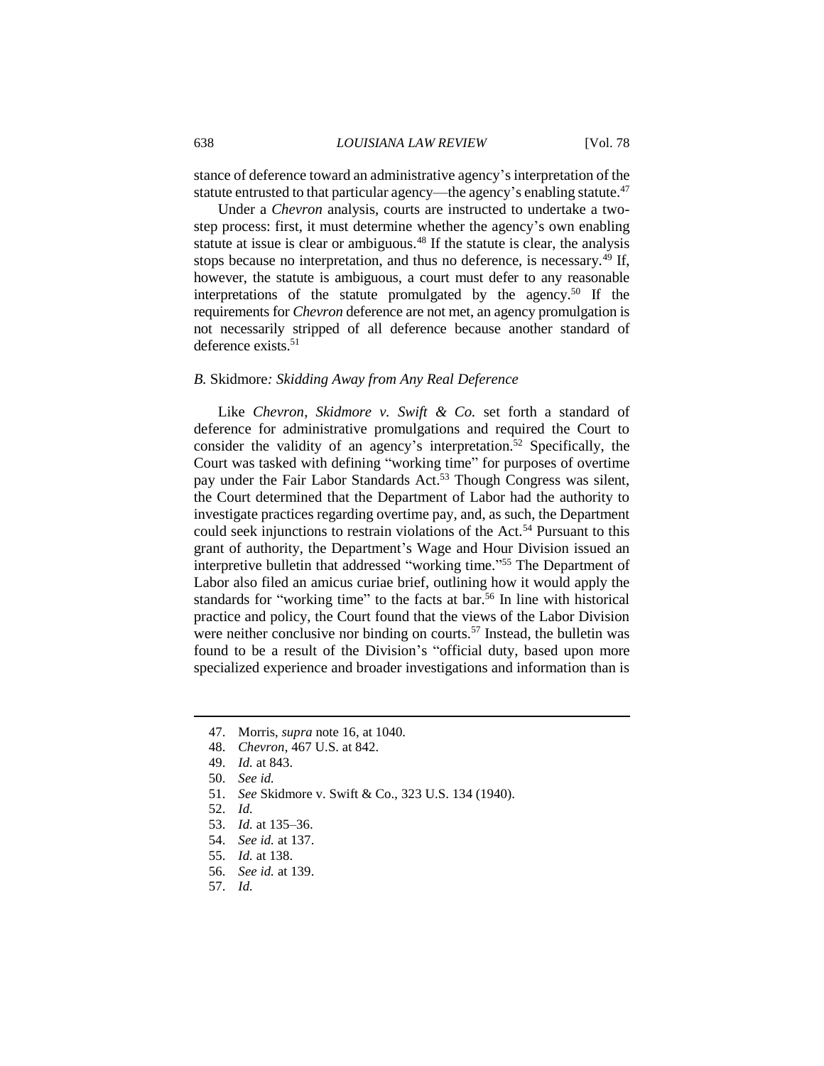stance of deference toward an administrative agency's interpretation of the statute entrusted to that particular agency—the agency's enabling statute.[47]

Under a *Chevron* analysis, courts are instructed to undertake a two-step process: first, it must determine whether the agency's own enabling statute at issue is clear or ambiguous.[48] If the statute is clear, the analysis stops because no interpretation, and thus no deference, is necessary.[49] If, however, the statute is ambiguous, a court must defer to any reasonable interpretations of the statute promulgated by the agency.[50] If the requirements for *Chevron* deference are not met, an agency promulgation is not necessarily stripped of all deference because another standard of deference exists.[51]

### *B.* Skidmore*: Skidding Away from Any Real Deference*

Like *Chevron*, *Skidmore v. Swift & Co.* set forth a standard of deference for administrative promulgations and required the Court to consider the validity of an agency's interpretation.[52] Specifically, the Court was tasked with defining "working time" for purposes of overtime pay under the Fair Labor Standards Act.[53] Though Congress was silent, the Court determined that the Department of Labor had the authority to investigate practices regarding overtime pay, and, as such, the Department could seek injunctions to restrain violations of the Act.[54] Pursuant to this grant of authority, the Department's Wage and Hour Division issued an interpretive bulletin that addressed "working time."[55] The Department of Labor also filed an amicus curiae brief, outlining how it would apply the standards for "working time" to the facts at bar.[56] In line with historical practice and policy, the Court found that the views of the Labor Division were neither conclusive nor binding on courts.[57] Instead, the bulletin was found to be a result of the Division's "official duty, based upon more specialized experience and broader investigations and information than is

---

47. Morris, *supra* note 16, at 1040.
48. *Chevron*, 467 U.S. at 842.
49. *Id.* at 843.
50. *See id.*
51. *See* Skidmore v. Swift & Co., 323 U.S. 134 (1940).
52. *Id.*
53. *Id.* at 135–36.
54. *See id.* at 137.
55. *Id.* at 138.
56. *See id.* at 139.
57. *Id.*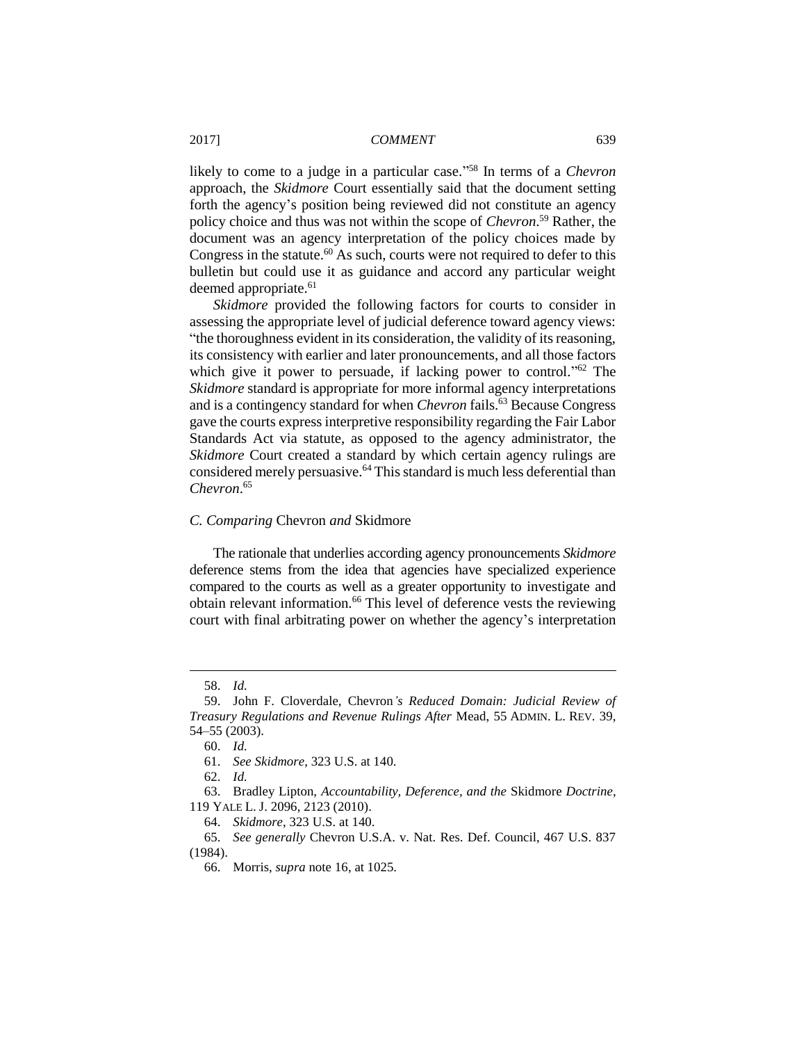likely to come to a judge in a particular case."[58] In terms of a *Chevron* approach, the *Skidmore* Court essentially said that the document setting forth the agency's position being reviewed did not constitute an agency policy choice and thus was not within the scope of *Chevron*.[59] Rather, the document was an agency interpretation of the policy choices made by Congress in the statute.[60] As such, courts were not required to defer to this bulletin but could use it as guidance and accord any particular weight deemed appropriate.[61]

*Skidmore* provided the following factors for courts to consider in assessing the appropriate level of judicial deference toward agency views: "the thoroughness evident in its consideration, the validity of its reasoning, its consistency with earlier and later pronouncements, and all those factors which give it power to persuade, if lacking power to control."[62] The *Skidmore* standard is appropriate for more informal agency interpretations and is a contingency standard for when *Chevron* fails.[63] Because Congress gave the courts express interpretive responsibility regarding the Fair Labor Standards Act via statute, as opposed to the agency administrator, the *Skidmore* Court created a standard by which certain agency rulings are considered merely persuasive.[64] This standard is much less deferential than *Chevron*.[65]

### *C. Comparing* Chevron *and* Skidmore

The rationale that underlies according agency pronouncements *Skidmore* deference stems from the idea that agencies have specialized experience compared to the courts as well as a greater opportunity to investigate and obtain relevant information.[66] This level of deference vests the reviewing court with final arbitrating power on whether the agency's interpretation

---

58. *Id.*

59. John F. Cloverdale, Chevron*'s Reduced Domain: Judicial Review of Treasury Regulations and Revenue Rulings After* Mead, 55 ADMIN. L. REV. 39, 54–55 (2003).

60. *Id.*

61. *See Skidmore*, 323 U.S. at 140.

62. *Id.*

63. Bradley Lipton, *Accountability, Deference, and the* Skidmore *Doctrine*, 119 YALE L. J. 2096, 2123 (2010).

64. *Skidmore*, 323 U.S. at 140.

65. *See generally* Chevron U.S.A. v. Nat. Res. Def. Council, 467 U.S. 837 (1984).

66. Morris, *supra* note 16, at 1025.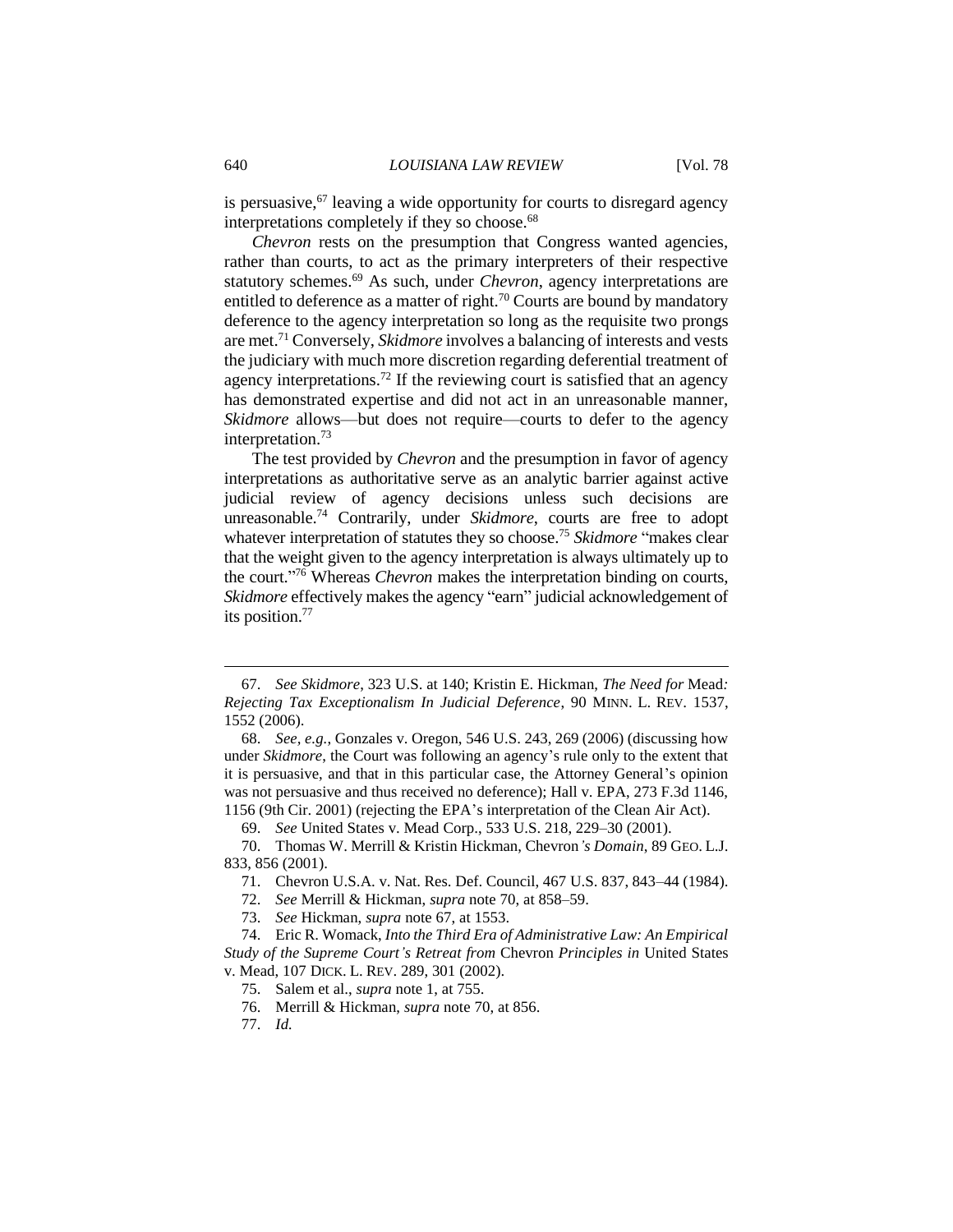is persuasive,[67] leaving a wide opportunity for courts to disregard agency interpretations completely if they so choose.[68]

*Chevron* rests on the presumption that Congress wanted agencies, rather than courts, to act as the primary interpreters of their respective statutory schemes.[69] As such, under *Chevron*, agency interpretations are entitled to deference as a matter of right.[70] Courts are bound by mandatory deference to the agency interpretation so long as the requisite two prongs are met.[71] Conversely, *Skidmore* involves a balancing of interests and vests the judiciary with much more discretion regarding deferential treatment of agency interpretations.[72] If the reviewing court is satisfied that an agency has demonstrated expertise and did not act in an unreasonable manner, *Skidmore* allows—but does not require—courts to defer to the agency interpretation.[73]

The test provided by *Chevron* and the presumption in favor of agency interpretations as authoritative serve as an analytic barrier against active judicial review of agency decisions unless such decisions are unreasonable.[74] Contrarily, under *Skidmore*, courts are free to adopt whatever interpretation of statutes they so choose.[75] *Skidmore* "makes clear that the weight given to the agency interpretation is always ultimately up to the court."[76] Whereas *Chevron* makes the interpretation binding on courts, *Skidmore* effectively makes the agency "earn" judicial acknowledgement of its position.[77]

---

67. *See Skidmore*, 323 U.S. at 140; Kristin E. Hickman, *The Need for* Mead*: Rejecting Tax Exceptionalism In Judicial Deference*, 90 MINN. L. REV. 1537, 1552 (2006).

68. *See, e.g.*, Gonzales v. Oregon, 546 U.S. 243, 269 (2006) (discussing how under *Skidmore*, the Court was following an agency's rule only to the extent that it is persuasive, and that in this particular case, the Attorney General's opinion was not persuasive and thus received no deference); Hall v. EPA, 273 F.3d 1146, 1156 (9th Cir. 2001) (rejecting the EPA's interpretation of the Clean Air Act).

69. *See* United States v. Mead Corp., 533 U.S. 218, 229–30 (2001).

70. Thomas W. Merrill & Kristin Hickman, Chevron*'s Domain*, 89 GEO. L.J. 833, 856 (2001).

71. Chevron U.S.A. v. Nat. Res. Def. Council, 467 U.S. 837, 843–44 (1984).

72. *See* Merrill & Hickman, *supra* note 70, at 858–59.

73. *See* Hickman, *supra* note 67, at 1553.

74. Eric R. Womack, *Into the Third Era of Administrative Law: An Empirical Study of the Supreme Court's Retreat from* Chevron *Principles in* United States v. Mead, 107 DICK. L. REV. 289, 301 (2002).

75. Salem et al., *supra* note 1, at 755.

76. Merrill & Hickman, *supra* note 70, at 856.

77. *Id.*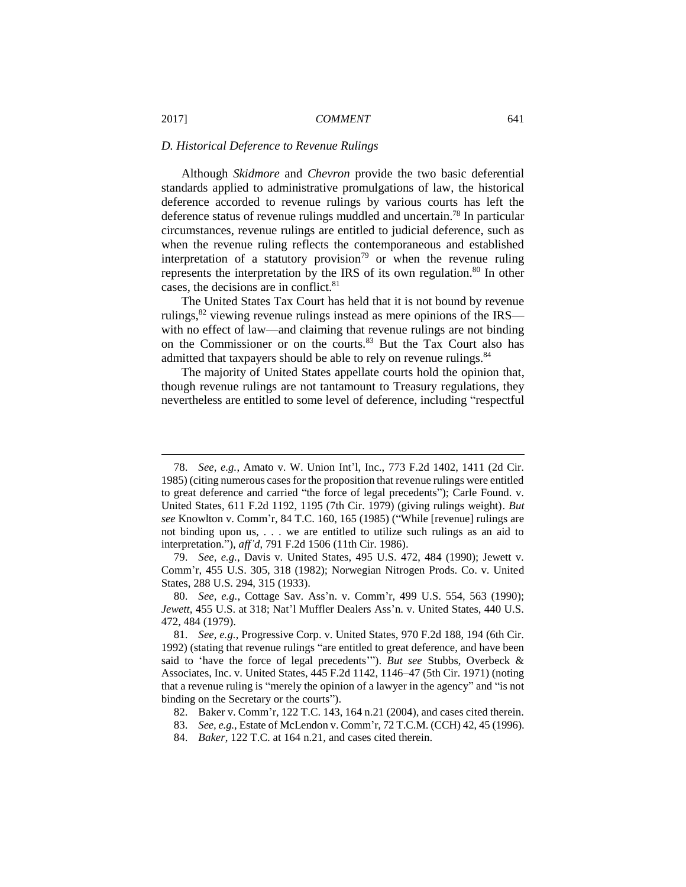### *D. Historical Deference to Revenue Rulings*

Although *Skidmore* and *Chevron* provide the two basic deferential standards applied to administrative promulgations of law, the historical deference accorded to revenue rulings by various courts has left the deference status of revenue rulings muddled and uncertain.[78] In particular circumstances, revenue rulings are entitled to judicial deference, such as when the revenue ruling reflects the contemporaneous and established interpretation of a statutory provision[79] or when the revenue ruling represents the interpretation by the IRS of its own regulation.[80] In other cases, the decisions are in conflict.[81]

The United States Tax Court has held that it is not bound by revenue rulings,[82] viewing revenue rulings instead as mere opinions of the IRS—with no effect of law—and claiming that revenue rulings are not binding on the Commissioner or on the courts.[83] But the Tax Court also has admitted that taxpayers should be able to rely on revenue rulings.[84]

The majority of United States appellate courts hold the opinion that, though revenue rulings are not tantamount to Treasury regulations, they nevertheless are entitled to some level of deference, including "respectful

---

78. *See, e.g.*, Amato v. W. Union Int'l, Inc., 773 F.2d 1402, 1411 (2d Cir. 1985) (citing numerous cases for the proposition that revenue rulings were entitled to great deference and carried "the force of legal precedents"); Carle Found. v. United States, 611 F.2d 1192, 1195 (7th Cir. 1979) (giving rulings weight). *But see* Knowlton v. Comm'r, 84 T.C. 160, 165 (1985) ("While [revenue] rulings are not binding upon us, . . . we are entitled to utilize such rulings as an aid to interpretation."), *aff'd*, 791 F.2d 1506 (11th Cir. 1986).

79. *See, e.g.*, Davis v. United States, 495 U.S. 472, 484 (1990); Jewett v. Comm'r, 455 U.S. 305, 318 (1982); Norwegian Nitrogen Prods. Co. v. United States, 288 U.S. 294, 315 (1933).

80. *See, e.g.*, Cottage Sav. Ass'n. v. Comm'r, 499 U.S. 554, 563 (1990); *Jewett*, 455 U.S. at 318; Nat'l Muffler Dealers Ass'n. v. United States, 440 U.S. 472, 484 (1979).

81. *See, e.g.*, Progressive Corp. v. United States, 970 F.2d 188, 194 (6th Cir. 1992) (stating that revenue rulings "are entitled to great deference, and have been said to 'have the force of legal precedents'"). *But see* Stubbs, Overbeck & Associates, Inc. v. United States, 445 F.2d 1142, 1146–47 (5th Cir. 1971) (noting that a revenue ruling is "merely the opinion of a lawyer in the agency" and "is not binding on the Secretary or the courts").

82. Baker v. Comm'r, 122 T.C. 143, 164 n.21 (2004), and cases cited therein.

83. *See, e.g.*, Estate of McLendon v. Comm'r, 72 T.C.M. (CCH) 42, 45 (1996).

84. *Baker*, 122 T.C. at 164 n.21, and cases cited therein.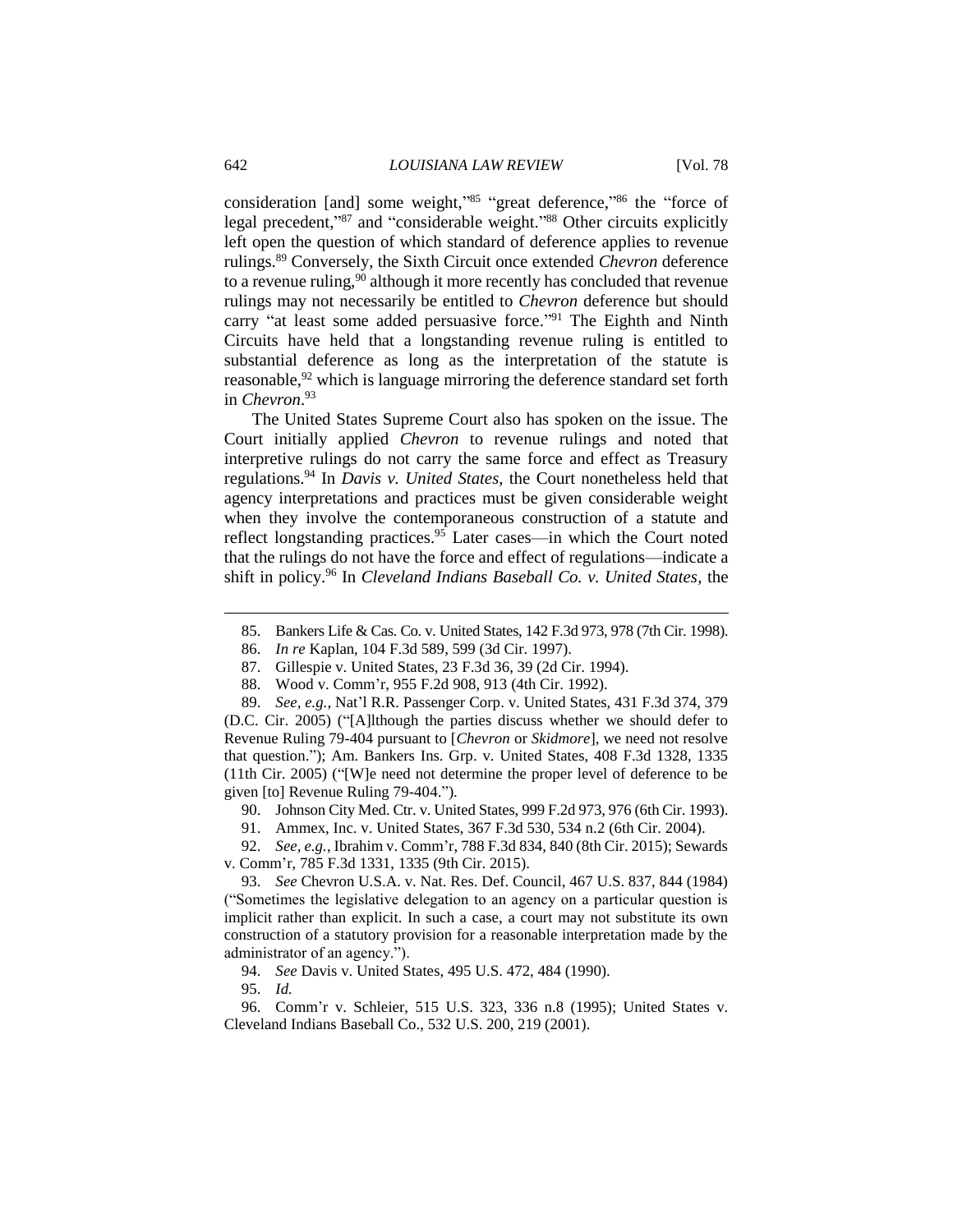consideration [and] some weight,"[85] "great deference,"[86] the "force of legal precedent,"[87] and "considerable weight."[88] Other circuits explicitly left open the question of which standard of deference applies to revenue rulings.[89] Conversely, the Sixth Circuit once extended *Chevron* deference to a revenue ruling,[90] although it more recently has concluded that revenue rulings may not necessarily be entitled to *Chevron* deference but should carry "at least some added persuasive force."[91] The Eighth and Ninth Circuits have held that a longstanding revenue ruling is entitled to substantial deference as long as the interpretation of the statute is reasonable,[92] which is language mirroring the deference standard set forth in *Chevron*.[93]

The United States Supreme Court also has spoken on the issue. The Court initially applied *Chevron* to revenue rulings and noted that interpretive rulings do not carry the same force and effect as Treasury regulations.[94] In *Davis v. United States*, the Court nonetheless held that agency interpretations and practices must be given considerable weight when they involve the contemporaneous construction of a statute and reflect longstanding practices.[95] Later cases—in which the Court noted that the rulings do not have the force and effect of regulations—indicate a shift in policy.[96] In *Cleveland Indians Baseball Co. v. United States*, the

---

85. Bankers Life & Cas. Co. v. United States, 142 F.3d 973, 978 (7th Cir. 1998).

86. *In re* Kaplan, 104 F.3d 589, 599 (3d Cir. 1997).

87. Gillespie v. United States, 23 F.3d 36, 39 (2d Cir. 1994).

88. Wood v. Comm'r, 955 F.2d 908, 913 (4th Cir. 1992).

89. *See, e.g.*, Nat'l R.R. Passenger Corp. v. United States, 431 F.3d 374, 379 (D.C. Cir. 2005) ("[A]lthough the parties discuss whether we should defer to Revenue Ruling 79-404 pursuant to [*Chevron* or *Skidmore*], we need not resolve that question."); Am. Bankers Ins. Grp. v. United States, 408 F.3d 1328, 1335 (11th Cir. 2005) ("[W]e need not determine the proper level of deference to be given [to] Revenue Ruling 79-404.").

90. Johnson City Med. Ctr. v. United States, 999 F.2d 973, 976 (6th Cir. 1993).

91. Ammex, Inc. v. United States, 367 F.3d 530, 534 n.2 (6th Cir. 2004).

92. *See, e.g.*, Ibrahim v. Comm'r, 788 F.3d 834, 840 (8th Cir. 2015); Sewards v. Comm'r, 785 F.3d 1331, 1335 (9th Cir. 2015).

93. *See* Chevron U.S.A. v. Nat. Res. Def. Council, 467 U.S. 837, 844 (1984) ("Sometimes the legislative delegation to an agency on a particular question is implicit rather than explicit. In such a case, a court may not substitute its own construction of a statutory provision for a reasonable interpretation made by the administrator of an agency.").

94. *See* Davis v. United States, 495 U.S. 472, 484 (1990).

95. *Id.*

96. Comm'r v. Schleier, 515 U.S. 323, 336 n.8 (1995); United States v. Cleveland Indians Baseball Co., 532 U.S. 200, 219 (2001).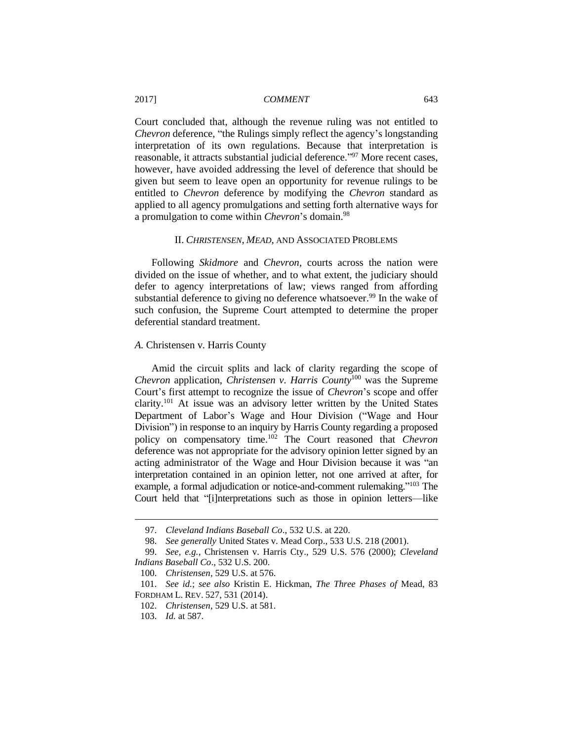Court concluded that, although the revenue ruling was not entitled to *Chevron* deference, "the Rulings simply reflect the agency's longstanding interpretation of its own regulations. Because that interpretation is reasonable, it attracts substantial judicial deference."[97] More recent cases, however, have avoided addressing the level of deference that should be given but seem to leave open an opportunity for revenue rulings to be entitled to *Chevron* deference by modifying the *Chevron* standard as applied to all agency promulgations and setting forth alternative ways for a promulgation to come within *Chevron*'s domain.[98]

## II. *CHRISTENSEN*, *MEAD*, AND ASSOCIATED PROBLEMS

Following *Skidmore* and *Chevron*, courts across the nation were divided on the issue of whether, and to what extent, the judiciary should defer to agency interpretations of law; views ranged from affording substantial deference to giving no deference whatsoever.[99] In the wake of such confusion, the Supreme Court attempted to determine the proper deferential standard treatment.

### *A.* Christensen v. Harris County

Amid the circuit splits and lack of clarity regarding the scope of *Chevron* application, *Christensen v. Harris County*[100] was the Supreme Court's first attempt to recognize the issue of *Chevron*'s scope and offer clarity.[101] At issue was an advisory letter written by the United States Department of Labor's Wage and Hour Division ("Wage and Hour Division") in response to an inquiry by Harris County regarding a proposed policy on compensatory time.[102] The Court reasoned that *Chevron* deference was not appropriate for the advisory opinion letter signed by an acting administrator of the Wage and Hour Division because it was "an interpretation contained in an opinion letter, not one arrived at after, for example, a formal adjudication or notice-and-comment rulemaking."[103] The Court held that "[i]nterpretations such as those in opinion letters—like

---

97. *Cleveland Indians Baseball Co*., 532 U.S. at 220.

98. *See generally* United States v. Mead Corp., 533 U.S. 218 (2001).

99. *See, e.g.*, Christensen v. Harris Cty., 529 U.S. 576 (2000); *Cleveland Indians Baseball Co*., 532 U.S. 200.

100. *Christensen*, 529 U.S. at 576.

101. *See id.*; *see also* Kristin E. Hickman, *The Three Phases of* Mead, 83 FORDHAM L. REV. 527, 531 (2014).

102. *Christensen*, 529 U.S. at 581.

103. *Id.* at 587.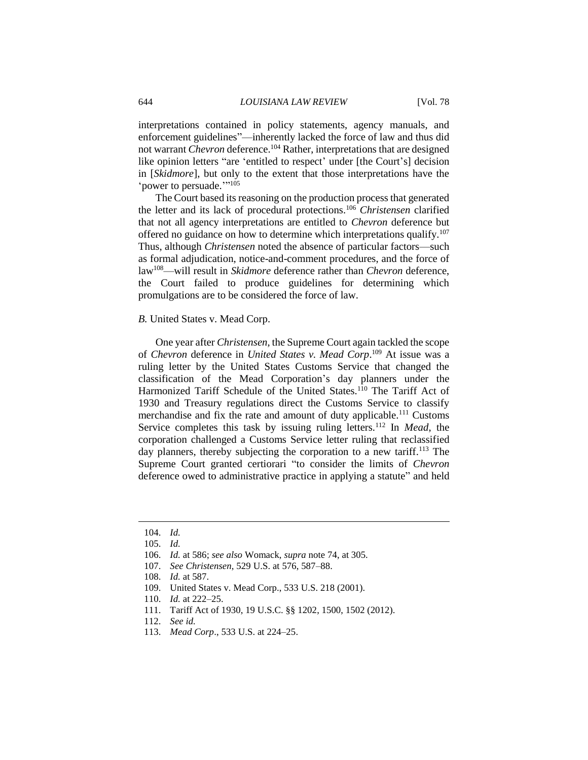interpretations contained in policy statements, agency manuals, and enforcement guidelines"—inherently lacked the force of law and thus did not warrant *Chevron* deference.[104] Rather, interpretations that are designed like opinion letters "are 'entitled to respect' under [the Court's] decision in [*Skidmore*], but only to the extent that those interpretations have the 'power to persuade.'"[105]

The Court based its reasoning on the production process that generated the letter and its lack of procedural protections.[106] *Christensen* clarified that not all agency interpretations are entitled to *Chevron* deference but offered no guidance on how to determine which interpretations qualify.[107] Thus, although *Christensen* noted the absence of particular factors—such as formal adjudication, notice-and-comment procedures, and the force of law[108]—will result in *Skidmore* deference rather than *Chevron* deference, the Court failed to produce guidelines for determining which promulgations are to be considered the force of law.

### *B.* United States v. Mead Corp.

One year after *Christensen*, the Supreme Court again tackled the scope of *Chevron* deference in *United States v. Mead Corp*.[109] At issue was a ruling letter by the United States Customs Service that changed the classification of the Mead Corporation's day planners under the Harmonized Tariff Schedule of the United States.[110] The Tariff Act of 1930 and Treasury regulations direct the Customs Service to classify merchandise and fix the rate and amount of duty applicable.[111] Customs Service completes this task by issuing ruling letters.[112] In *Mead*, the corporation challenged a Customs Service letter ruling that reclassified day planners, thereby subjecting the corporation to a new tariff.[113] The Supreme Court granted certiorari "to consider the limits of *Chevron* deference owed to administrative practice in applying a statute" and held

---

104. *Id.*
105. *Id.*
106. *Id.* at 586; *see also* Womack, *supra* note 74, at 305.
107. *See Christensen*, 529 U.S. at 576, 587–88.
108. *Id.* at 587.
109. United States v. Mead Corp., 533 U.S. 218 (2001).
110. *Id.* at 222–25.
111. Tariff Act of 1930, 19 U.S.C. §§ 1202, 1500, 1502 (2012).
112. *See id.*
113. *Mead Corp*., 533 U.S. at 224–25.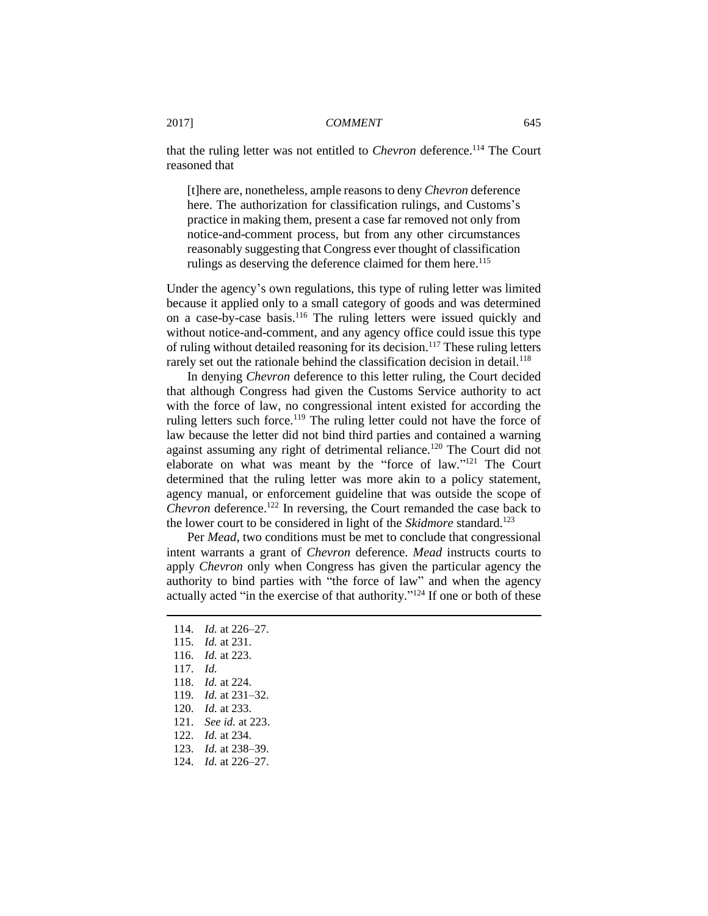that the ruling letter was not entitled to *Chevron* deference.[114] The Court reasoned that

> [t]here are, nonetheless, ample reasons to deny *Chevron* deference here. The authorization for classification rulings, and Customs's practice in making them, present a case far removed not only from notice-and-comment process, but from any other circumstances reasonably suggesting that Congress ever thought of classification rulings as deserving the deference claimed for them here.[115]

Under the agency's own regulations, this type of ruling letter was limited because it applied only to a small category of goods and was determined on a case-by-case basis.[116] The ruling letters were issued quickly and without notice-and-comment, and any agency office could issue this type of ruling without detailed reasoning for its decision.[117] These ruling letters rarely set out the rationale behind the classification decision in detail.[118]

In denying *Chevron* deference to this letter ruling, the Court decided that although Congress had given the Customs Service authority to act with the force of law, no congressional intent existed for according the ruling letters such force.[119] The ruling letter could not have the force of law because the letter did not bind third parties and contained a warning against assuming any right of detrimental reliance.[120] The Court did not elaborate on what was meant by the "force of law."[121] The Court determined that the ruling letter was more akin to a policy statement, agency manual, or enforcement guideline that was outside the scope of *Chevron* deference.[122] In reversing, the Court remanded the case back to the lower court to be considered in light of the *Skidmore* standard.[123]

Per *Mead*, two conditions must be met to conclude that congressional intent warrants a grant of *Chevron* deference. *Mead* instructs courts to apply *Chevron* only when Congress has given the particular agency the authority to bind parties with "the force of law" and when the agency actually acted "in the exercise of that authority."[124] If one or both of these

---

114. *Id.* at 226–27.
115. *Id.* at 231.
116. *Id.* at 223.
117. *Id.*
118. *Id.* at 224.
119. *Id.* at 231–32.
120. *Id.* at 233.
121. *See id.* at 223.
122. *Id.* at 234.
123. *Id.* at 238–39.
124. *Id.* at 226–27.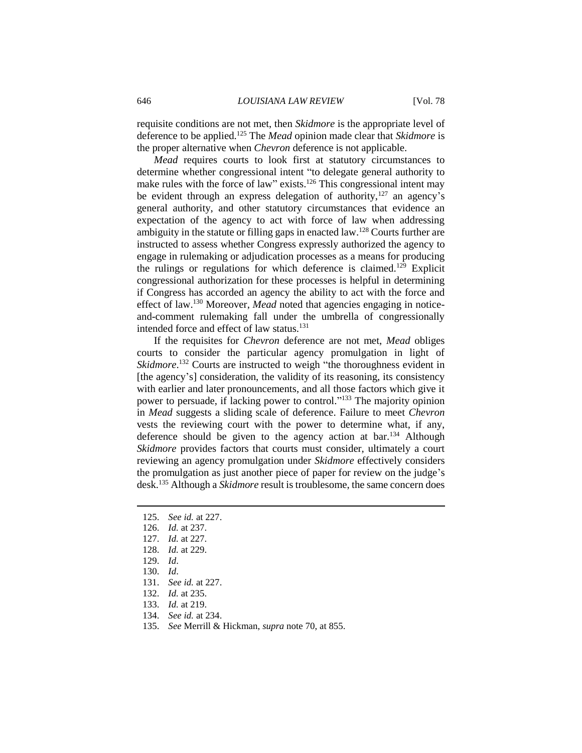requisite conditions are not met, then *Skidmore* is the appropriate level of deference to be applied.[125] The *Mead* opinion made clear that *Skidmore* is the proper alternative when *Chevron* deference is not applicable.

*Mead* requires courts to look first at statutory circumstances to determine whether congressional intent "to delegate general authority to make rules with the force of law" exists.[126] This congressional intent may be evident through an express delegation of authority,[127] an agency's general authority, and other statutory circumstances that evidence an expectation of the agency to act with force of law when addressing ambiguity in the statute or filling gaps in enacted law.[128] Courts further are instructed to assess whether Congress expressly authorized the agency to engage in rulemaking or adjudication processes as a means for producing the rulings or regulations for which deference is claimed.[129] Explicit congressional authorization for these processes is helpful in determining if Congress has accorded an agency the ability to act with the force and effect of law.[130] Moreover, *Mead* noted that agencies engaging in notice-and-comment rulemaking fall under the umbrella of congressionally intended force and effect of law status.[131]

If the requisites for *Chevron* deference are not met, *Mead* obliges courts to consider the particular agency promulgation in light of *Skidmore*.[132] Courts are instructed to weigh "the thoroughness evident in [the agency's] consideration, the validity of its reasoning, its consistency with earlier and later pronouncements, and all those factors which give it power to persuade, if lacking power to control."[133] The majority opinion in *Mead* suggests a sliding scale of deference. Failure to meet *Chevron* vests the reviewing court with the power to determine what, if any, deference should be given to the agency action at bar.[134] Although *Skidmore* provides factors that courts must consider, ultimately a court reviewing an agency promulgation under *Skidmore* effectively considers the promulgation as just another piece of paper for review on the judge's desk.[135] Although a *Skidmore* result is troublesome, the same concern does

---

125. *See id.* at 227.
126. *Id.* at 237.
127. *Id.* at 227.
128. *Id.* at 229.
129. *Id*.
130. *Id*.
131. *See id.* at 227.
132. *Id.* at 235.
133. *Id.* at 219.
134. *See id.* at 234.
135. *See* Merrill & Hickman, *supra* note 70, at 855.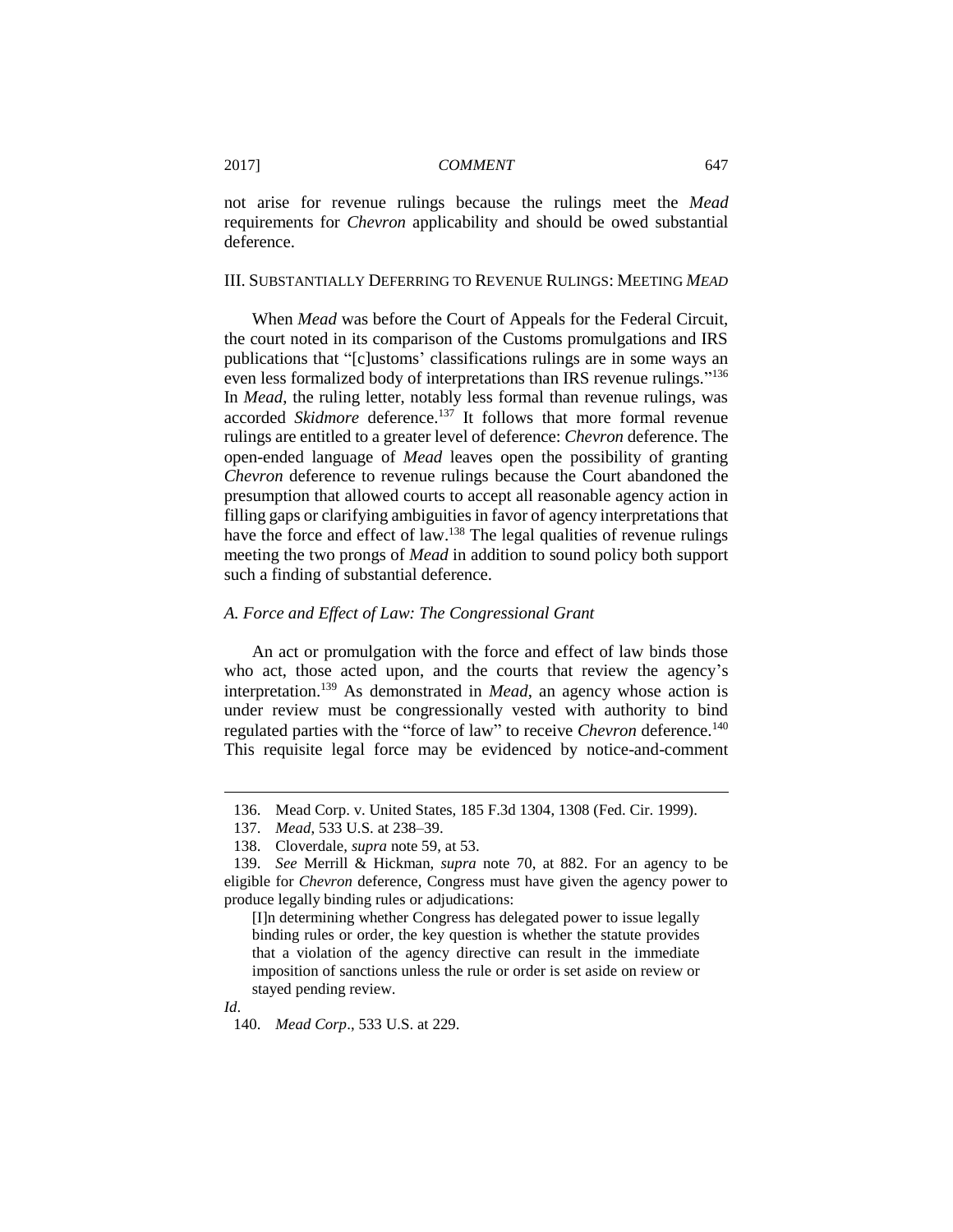not arise for revenue rulings because the rulings meet the *Mead* requirements for *Chevron* applicability and should be owed substantial deference.

## III. SUBSTANTIALLY DEFERRING TO REVENUE RULINGS: MEETING *MEAD*

When *Mead* was before the Court of Appeals for the Federal Circuit, the court noted in its comparison of the Customs promulgations and IRS publications that "[c]ustoms' classifications rulings are in some ways an even less formalized body of interpretations than IRS revenue rulings."[136] In *Mead*, the ruling letter, notably less formal than revenue rulings, was accorded *Skidmore* deference.[137] It follows that more formal revenue rulings are entitled to a greater level of deference: *Chevron* deference. The open-ended language of *Mead* leaves open the possibility of granting *Chevron* deference to revenue rulings because the Court abandoned the presumption that allowed courts to accept all reasonable agency action in filling gaps or clarifying ambiguities in favor of agency interpretations that have the force and effect of law.[138] The legal qualities of revenue rulings meeting the two prongs of *Mead* in addition to sound policy both support such a finding of substantial deference.

### *A. Force and Effect of Law: The Congressional Grant*

An act or promulgation with the force and effect of law binds those who act, those acted upon, and the courts that review the agency's interpretation.[139] As demonstrated in *Mead*, an agency whose action is under review must be congressionally vested with authority to bind regulated parties with the "force of law" to receive *Chevron* deference.[140] This requisite legal force may be evidenced by notice-and-comment

---

136. Mead Corp. v. United States, 185 F.3d 1304, 1308 (Fed. Cir. 1999).

137. *Mead*, 533 U.S. at 238–39.

138. Cloverdale, *supra* note 59, at 53.

139. *See* Merrill & Hickman, *supra* note 70, at 882. For an agency to be eligible for *Chevron* deference, Congress must have given the agency power to produce legally binding rules or adjudications:

> [I]n determining whether Congress has delegated power to issue legally binding rules or order, the key question is whether the statute provides that a violation of the agency directive can result in the immediate imposition of sanctions unless the rule or order is set aside on review or stayed pending review.

*Id*.

140. *Mead Corp*., 533 U.S. at 229.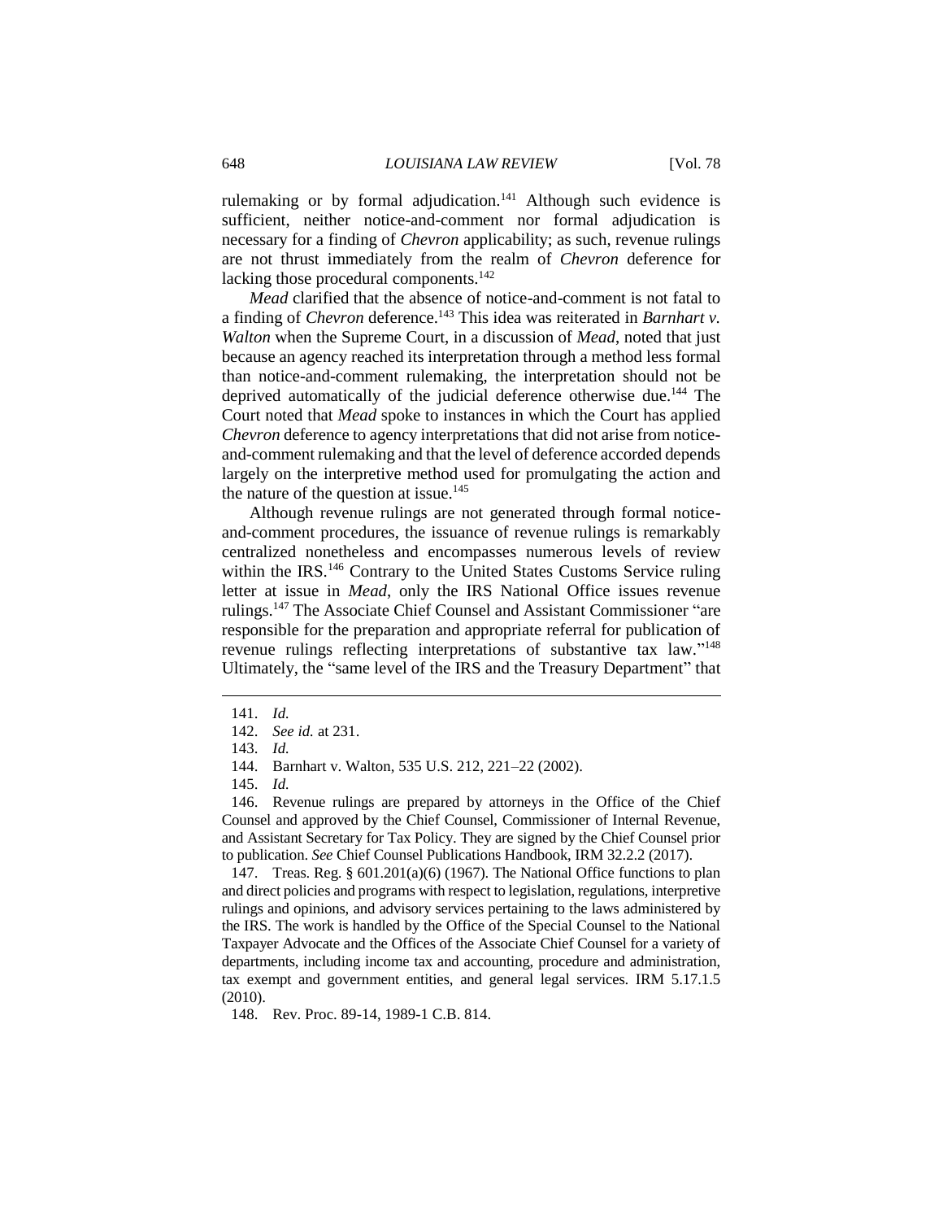rulemaking or by formal adjudication.[141] Although such evidence is sufficient, neither notice-and-comment nor formal adjudication is necessary for a finding of *Chevron* applicability; as such, revenue rulings are not thrust immediately from the realm of *Chevron* deference for lacking those procedural components.[142]

*Mead* clarified that the absence of notice-and-comment is not fatal to a finding of *Chevron* deference.[143] This idea was reiterated in *Barnhart v. Walton* when the Supreme Court, in a discussion of *Mead*, noted that just because an agency reached its interpretation through a method less formal than notice-and-comment rulemaking, the interpretation should not be deprived automatically of the judicial deference otherwise due.[144] The Court noted that *Mead* spoke to instances in which the Court has applied *Chevron* deference to agency interpretations that did not arise from notice-and-comment rulemaking and that the level of deference accorded depends largely on the interpretive method used for promulgating the action and the nature of the question at issue.[145]

Although revenue rulings are not generated through formal notice-and-comment procedures, the issuance of revenue rulings is remarkably centralized nonetheless and encompasses numerous levels of review within the IRS.[146] Contrary to the United States Customs Service ruling letter at issue in *Mead*, only the IRS National Office issues revenue rulings.[147] The Associate Chief Counsel and Assistant Commissioner "are responsible for the preparation and appropriate referral for publication of revenue rulings reflecting interpretations of substantive tax law."[148] Ultimately, the "same level of the IRS and the Treasury Department" that

---

141. *Id.*

142. *See id.* at 231.

143. *Id.*

144. Barnhart v. Walton, 535 U.S. 212, 221–22 (2002).

145. *Id.*

146. Revenue rulings are prepared by attorneys in the Office of the Chief Counsel and approved by the Chief Counsel, Commissioner of Internal Revenue, and Assistant Secretary for Tax Policy. They are signed by the Chief Counsel prior to publication. *See* Chief Counsel Publications Handbook, IRM 32.2.2 (2017).

147. Treas. Reg. § 601.201(a)(6) (1967). The National Office functions to plan and direct policies and programs with respect to legislation, regulations, interpretive rulings and opinions, and advisory services pertaining to the laws administered by the IRS. The work is handled by the Office of the Special Counsel to the National Taxpayer Advocate and the Offices of the Associate Chief Counsel for a variety of departments, including income tax and accounting, procedure and administration, tax exempt and government entities, and general legal services. IRM 5.17.1.5 (2010).

148. Rev. Proc. 89-14, 1989-1 C.B. 814.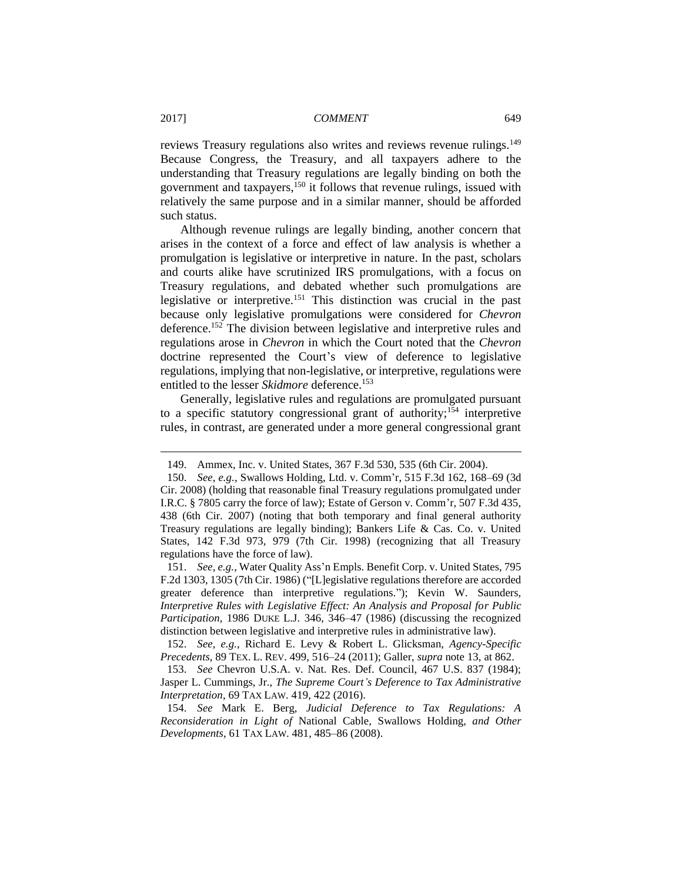reviews Treasury regulations also writes and reviews revenue rulings.[149] Because Congress, the Treasury, and all taxpayers adhere to the understanding that Treasury regulations are legally binding on both the government and taxpayers,[150] it follows that revenue rulings, issued with relatively the same purpose and in a similar manner, should be afforded such status.

Although revenue rulings are legally binding, another concern that arises in the context of a force and effect of law analysis is whether a promulgation is legislative or interpretive in nature. In the past, scholars and courts alike have scrutinized IRS promulgations, with a focus on Treasury regulations, and debated whether such promulgations are legislative or interpretive.[151] This distinction was crucial in the past because only legislative promulgations were considered for *Chevron* deference.[152] The division between legislative and interpretive rules and regulations arose in *Chevron* in which the Court noted that the *Chevron* doctrine represented the Court's view of deference to legislative regulations, implying that non-legislative, or interpretive, regulations were entitled to the lesser *Skidmore* deference.[153]

Generally, legislative rules and regulations are promulgated pursuant to a specific statutory congressional grant of authority;[154] interpretive rules, in contrast, are generated under a more general congressional grant

---

149. Ammex, Inc. v. United States, 367 F.3d 530, 535 (6th Cir. 2004).

150. *See, e.g.*, Swallows Holding, Ltd. v. Comm'r, 515 F.3d 162, 168–69 (3d Cir. 2008) (holding that reasonable final Treasury regulations promulgated under I.R.C. § 7805 carry the force of law); Estate of Gerson v. Comm'r, 507 F.3d 435, 438 (6th Cir. 2007) (noting that both temporary and final general authority Treasury regulations are legally binding); Bankers Life & Cas. Co. v. United States, 142 F.3d 973, 979 (7th Cir. 1998) (recognizing that all Treasury regulations have the force of law).

151. *See, e.g.*, Water Quality Ass'n Empls. Benefit Corp. v. United States, 795 F.2d 1303, 1305 (7th Cir. 1986) ("[L]egislative regulations therefore are accorded greater deference than interpretive regulations."); Kevin W. Saunders, *Interpretive Rules with Legislative Effect: An Analysis and Proposal for Public Participation*, 1986 DUKE L.J. 346, 346–47 (1986) (discussing the recognized distinction between legislative and interpretive rules in administrative law).

152. *See, e.g.*, Richard E. Levy & Robert L. Glicksman, *Agency-Specific Precedents*, 89 TEX. L. REV. 499, 516–24 (2011); Galler, *supra* note 13, at 862.

153. *See* Chevron U.S.A. v. Nat. Res. Def. Council, 467 U.S. 837 (1984); Jasper L. Cummings, Jr., *The Supreme Court's Deference to Tax Administrative Interpretation*, 69 TAX LAW. 419, 422 (2016).

154. *See* Mark E. Berg, *Judicial Deference to Tax Regulations: A Reconsideration in Light of* National Cable, Swallows Holding, *and Other Developments*, 61 TAX LAW. 481, 485–86 (2008).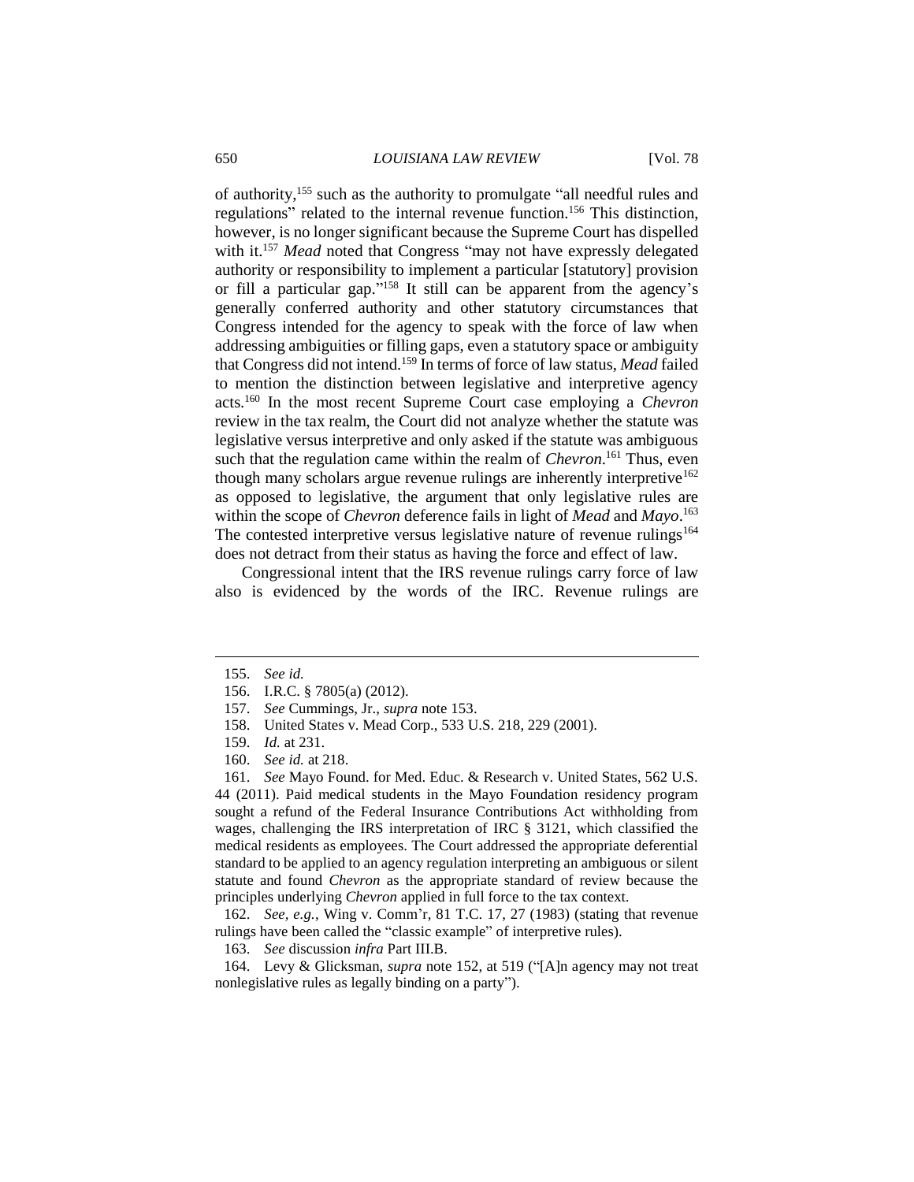of authority,[155] such as the authority to promulgate "all needful rules and regulations" related to the internal revenue function.[156] This distinction, however, is no longer significant because the Supreme Court has dispelled with it.[157] *Mead* noted that Congress "may not have expressly delegated authority or responsibility to implement a particular [statutory] provision or fill a particular gap."[158] It still can be apparent from the agency's generally conferred authority and other statutory circumstances that Congress intended for the agency to speak with the force of law when addressing ambiguities or filling gaps, even a statutory space or ambiguity that Congress did not intend.[159] In terms of force of law status, *Mead* failed to mention the distinction between legislative and interpretive agency acts.[160] In the most recent Supreme Court case employing a *Chevron* review in the tax realm, the Court did not analyze whether the statute was legislative versus interpretive and only asked if the statute was ambiguous such that the regulation came within the realm of *Chevron*.[161] Thus, even though many scholars argue revenue rulings are inherently interpretive[162] as opposed to legislative, the argument that only legislative rules are within the scope of *Chevron* deference fails in light of *Mead* and *Mayo*.[163] The contested interpretive versus legislative nature of revenue rulings[164] does not detract from their status as having the force and effect of law.

Congressional intent that the IRS revenue rulings carry force of law also is evidenced by the words of the IRC. Revenue rulings are

---

155. *See id.*

156. I.R.C. § 7805(a) (2012).

157. *See* Cummings, Jr., *supra* note 153.

158. United States v. Mead Corp., 533 U.S. 218, 229 (2001).

159. *Id.* at 231.

160. *See id.* at 218.

161. *See* Mayo Found. for Med. Educ. & Research v. United States, 562 U.S. 44 (2011). Paid medical students in the Mayo Foundation residency program sought a refund of the Federal Insurance Contributions Act withholding from wages, challenging the IRS interpretation of IRC § 3121, which classified the medical residents as employees. The Court addressed the appropriate deferential standard to be applied to an agency regulation interpreting an ambiguous or silent statute and found *Chevron* as the appropriate standard of review because the principles underlying *Chevron* applied in full force to the tax context.

162. *See, e.g.*, Wing v. Comm'r, 81 T.C. 17, 27 (1983) (stating that revenue rulings have been called the "classic example" of interpretive rules).

163. *See* discussion *infra* Part III.B.

164. Levy & Glicksman, *supra* note 152, at 519 ("[A]n agency may not treat nonlegislative rules as legally binding on a party").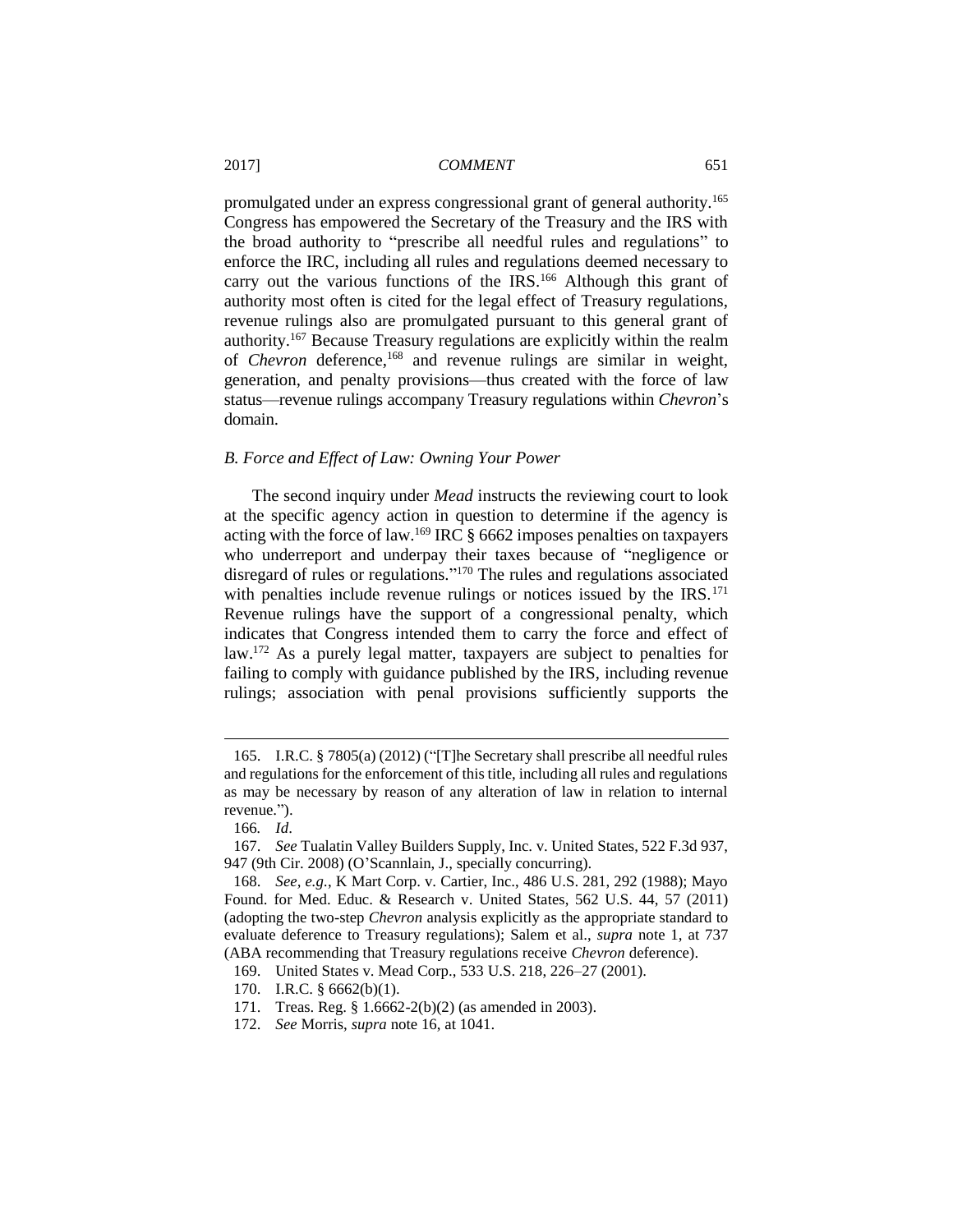promulgated under an express congressional grant of general authority.[165] Congress has empowered the Secretary of the Treasury and the IRS with the broad authority to "prescribe all needful rules and regulations" to enforce the IRC, including all rules and regulations deemed necessary to carry out the various functions of the IRS.[166] Although this grant of authority most often is cited for the legal effect of Treasury regulations, revenue rulings also are promulgated pursuant to this general grant of authority.[167] Because Treasury regulations are explicitly within the realm of *Chevron* deference,[168] and revenue rulings are similar in weight, generation, and penalty provisions—thus created with the force of law status—revenue rulings accompany Treasury regulations within *Chevron*'s domain.

### *B. Force and Effect of Law: Owning Your Power*

The second inquiry under *Mead* instructs the reviewing court to look at the specific agency action in question to determine if the agency is acting with the force of law.[169] IRC § 6662 imposes penalties on taxpayers who underreport and underpay their taxes because of "negligence or disregard of rules or regulations."[170] The rules and regulations associated with penalties include revenue rulings or notices issued by the IRS.[171] Revenue rulings have the support of a congressional penalty, which indicates that Congress intended them to carry the force and effect of law.[172] As a purely legal matter, taxpayers are subject to penalties for failing to comply with guidance published by the IRS, including revenue rulings; association with penal provisions sufficiently supports the

---

165. I.R.C. § 7805(a) (2012) ("[T]he Secretary shall prescribe all needful rules and regulations for the enforcement of this title, including all rules and regulations as may be necessary by reason of any alteration of law in relation to internal revenue.").

166. *Id*.

167. *See* Tualatin Valley Builders Supply, Inc. v. United States, 522 F.3d 937, 947 (9th Cir. 2008) (O'Scannlain, J., specially concurring).

168. *See, e.g.*, K Mart Corp. v. Cartier, Inc., 486 U.S. 281, 292 (1988); Mayo Found. for Med. Educ. & Research v. United States, 562 U.S. 44, 57 (2011) (adopting the two-step *Chevron* analysis explicitly as the appropriate standard to evaluate deference to Treasury regulations); Salem et al., *supra* note 1, at 737 (ABA recommending that Treasury regulations receive *Chevron* deference).

169. United States v. Mead Corp., 533 U.S. 218, 226–27 (2001).

170. I.R.C. § 6662(b)(1).

171. Treas. Reg. § 1.6662-2(b)(2) (as amended in 2003).

172. *See* Morris, *supra* note 16, at 1041.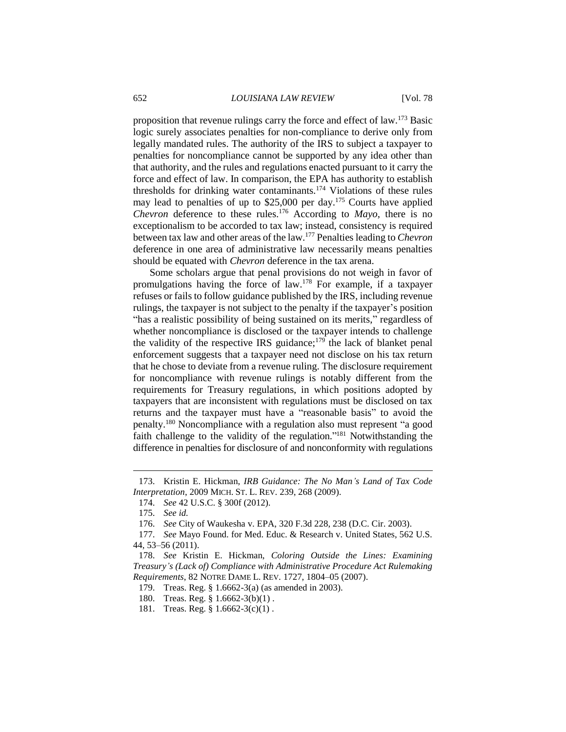proposition that revenue rulings carry the force and effect of law.[173] Basic logic surely associates penalties for non-compliance to derive only from legally mandated rules. The authority of the IRS to subject a taxpayer to penalties for noncompliance cannot be supported by any idea other than that authority, and the rules and regulations enacted pursuant to it carry the force and effect of law. In comparison, the EPA has authority to establish thresholds for drinking water contaminants.[174] Violations of these rules may lead to penalties of up to $25,000 per day.[175] Courts have applied *Chevron* deference to these rules.[176] According to *Mayo*, there is no exceptionalism to be accorded to tax law; instead, consistency is required between tax law and other areas of the law.[177] Penalties leading to *Chevron* deference in one area of administrative law necessarily means penalties should be equated with *Chevron* deference in the tax arena.

Some scholars argue that penal provisions do not weigh in favor of promulgations having the force of law.[178] For example, if a taxpayer refuses or fails to follow guidance published by the IRS, including revenue rulings, the taxpayer is not subject to the penalty if the taxpayer's position "has a realistic possibility of being sustained on its merits," regardless of whether noncompliance is disclosed or the taxpayer intends to challenge the validity of the respective IRS guidance;[179] the lack of blanket penal enforcement suggests that a taxpayer need not disclose on his tax return that he chose to deviate from a revenue ruling. The disclosure requirement for noncompliance with revenue rulings is notably different from the requirements for Treasury regulations, in which positions adopted by taxpayers that are inconsistent with regulations must be disclosed on tax returns and the taxpayer must have a "reasonable basis" to avoid the penalty.[180] Noncompliance with a regulation also must represent "a good faith challenge to the validity of the regulation."[181] Notwithstanding the difference in penalties for disclosure of and nonconformity with regulations

---

173. Kristin E. Hickman, *IRB Guidance: The No Man's Land of Tax Code Interpretation*, 2009 MICH. ST. L. REV. 239, 268 (2009).

174. *See* 42 U.S.C. § 300f (2012).

175. *See id.*

176. *See* City of Waukesha v. EPA, 320 F.3d 228, 238 (D.C. Cir. 2003).

177. *See* Mayo Found. for Med. Educ. & Research v. United States, 562 U.S. 44, 53–56 (2011).

178. *See* Kristin E. Hickman, *Coloring Outside the Lines: Examining Treasury's (Lack of) Compliance with Administrative Procedure Act Rulemaking Requirements*, 82 NOTRE DAME L. REV. 1727, 1804–05 (2007).

179. Treas. Reg. § 1.6662-3(a) (as amended in 2003).

180. Treas. Reg. § 1.6662-3(b)(1) .

181. Treas. Reg. § 1.6662-3(c)(1) .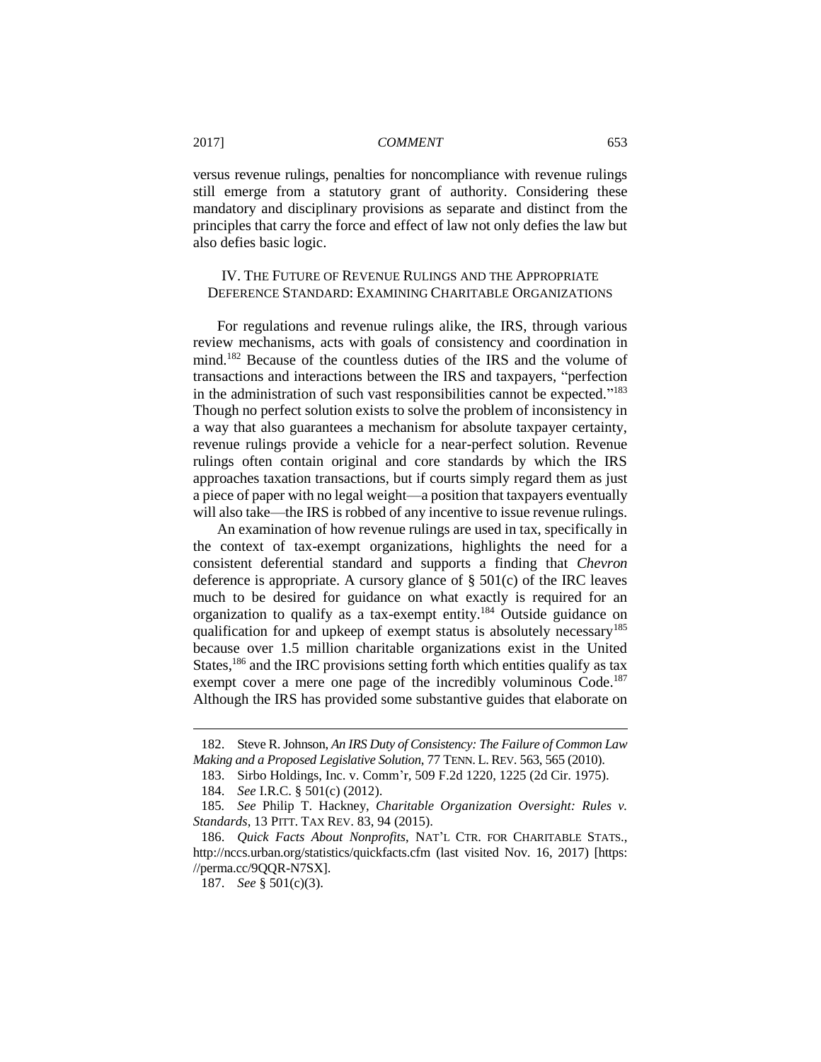versus revenue rulings, penalties for noncompliance with revenue rulings still emerge from a statutory grant of authority. Considering these mandatory and disciplinary provisions as separate and distinct from the principles that carry the force and effect of law not only defies the law but also defies basic logic.

## IV. The Future of Revenue Rulings and the Appropriate Deference Standard: Examining Charitable Organizations

For regulations and revenue rulings alike, the IRS, through various review mechanisms, acts with goals of consistency and coordination in mind.[182] Because of the countless duties of the IRS and the volume of transactions and interactions between the IRS and taxpayers, "perfection in the administration of such vast responsibilities cannot be expected."[183] Though no perfect solution exists to solve the problem of inconsistency in a way that also guarantees a mechanism for absolute taxpayer certainty, revenue rulings provide a vehicle for a near-perfect solution. Revenue rulings often contain original and core standards by which the IRS approaches taxation transactions, but if courts simply regard them as just a piece of paper with no legal weight—a position that taxpayers eventually will also take—the IRS is robbed of any incentive to issue revenue rulings.

An examination of how revenue rulings are used in tax, specifically in the context of tax-exempt organizations, highlights the need for a consistent deferential standard and supports a finding that *Chevron* deference is appropriate. A cursory glance of § 501(c) of the IRC leaves much to be desired for guidance on what exactly is required for an organization to qualify as a tax-exempt entity.[184] Outside guidance on qualification for and upkeep of exempt status is absolutely necessary[185] because over 1.5 million charitable organizations exist in the United States,[186] and the IRC provisions setting forth which entities qualify as tax exempt cover a mere one page of the incredibly voluminous Code.[187] Although the IRS has provided some substantive guides that elaborate on

---

182. Steve R. Johnson, *An IRS Duty of Consistency: The Failure of Common Law Making and a Proposed Legislative Solution*, 77 TENN. L. REV. 563, 565 (2010).

183. Sirbo Holdings, Inc. v. Comm'r, 509 F.2d 1220, 1225 (2d Cir. 1975).

184. *See* I.R.C. § 501(c) (2012).

185. *See* Philip T. Hackney, *Charitable Organization Oversight: Rules v. Standards*, 13 PITT. TAX REV. 83, 94 (2015).

186. *Quick Facts About Nonprofits*, NAT'L CTR. FOR CHARITABLE STATS., http://nccs.urban.org/statistics/quickfacts.cfm (last visited Nov. 16, 2017) [https://perma.cc/9QQR-N7SX].

187. *See* § 501(c)(3).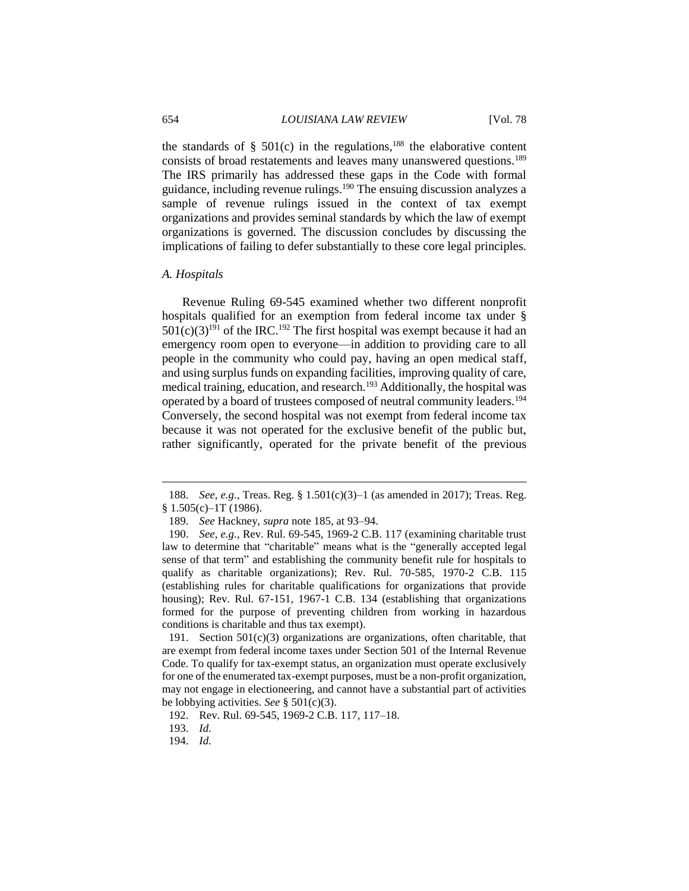the standards of § 501(c) in the regulations,[188] the elaborative content consists of broad restatements and leaves many unanswered questions.[189] The IRS primarily has addressed these gaps in the Code with formal guidance, including revenue rulings.[190] The ensuing discussion analyzes a sample of revenue rulings issued in the context of tax exempt organizations and provides seminal standards by which the law of exempt organizations is governed. The discussion concludes by discussing the implications of failing to defer substantially to these core legal principles.

### *A. Hospitals*

Revenue Ruling 69-545 examined whether two different nonprofit hospitals qualified for an exemption from federal income tax under § 501(c)(3)[191] of the IRC.[192] The first hospital was exempt because it had an emergency room open to everyone—in addition to providing care to all people in the community who could pay, having an open medical staff, and using surplus funds on expanding facilities, improving quality of care, medical training, education, and research.[193] Additionally, the hospital was operated by a board of trustees composed of neutral community leaders.[194] Conversely, the second hospital was not exempt from federal income tax because it was not operated for the exclusive benefit of the public but, rather significantly, operated for the private benefit of the previous

---

188. *See, e.g.*, Treas. Reg. § 1.501(c)(3)–1 (as amended in 2017); Treas. Reg. § 1.505(c)–1T (1986).

189. *See* Hackney, *supra* note 185, at 93–94.

190. *See, e.g.*, Rev. Rul. 69-545, 1969-2 C.B. 117 (examining charitable trust law to determine that "charitable" means what is the "generally accepted legal sense of that term" and establishing the community benefit rule for hospitals to qualify as charitable organizations); Rev. Rul. 70-585, 1970-2 C.B. 115 (establishing rules for charitable qualifications for organizations that provide housing); Rev. Rul. 67-151, 1967-1 C.B. 134 (establishing that organizations formed for the purpose of preventing children from working in hazardous conditions is charitable and thus tax exempt).

191. Section 501(c)(3) organizations are organizations, often charitable, that are exempt from federal income taxes under Section 501 of the Internal Revenue Code. To qualify for tax-exempt status, an organization must operate exclusively for one of the enumerated tax-exempt purposes, must be a non-profit organization, may not engage in electioneering, and cannot have a substantial part of activities be lobbying activities. *See* § 501(c)(3).

192. Rev. Rul. 69-545, 1969-2 C.B. 117, 117–18.

193. *Id.*

194. *Id.*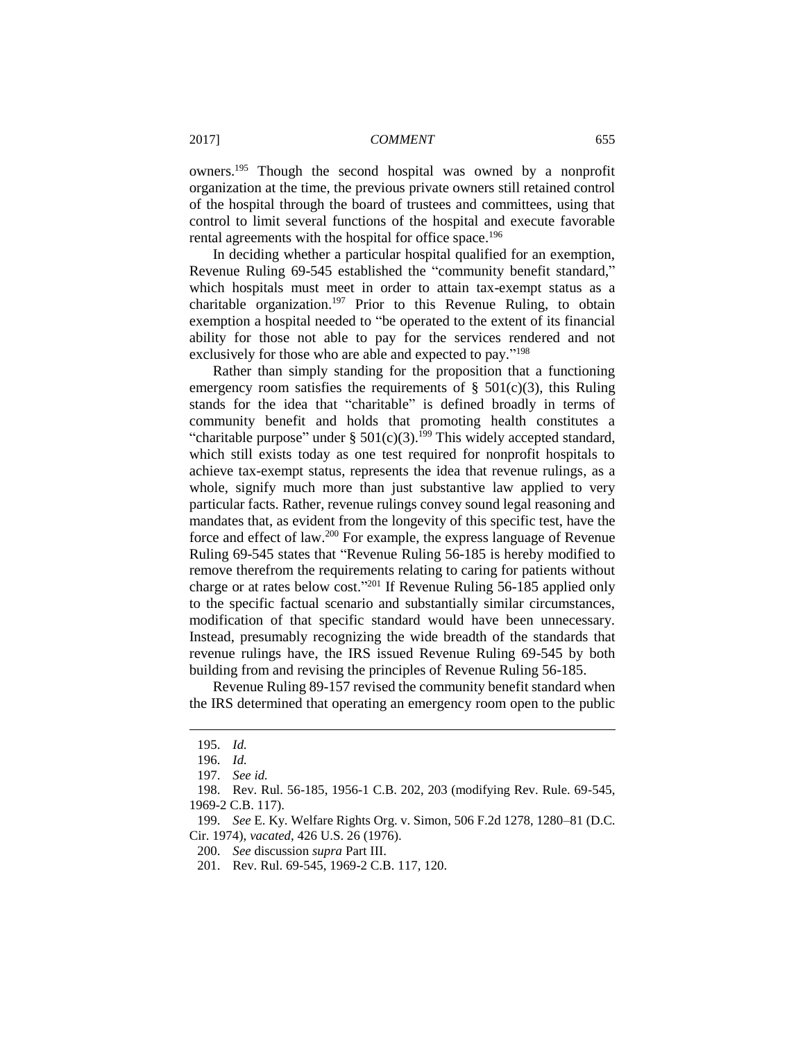owners.[195] Though the second hospital was owned by a nonprofit organization at the time, the previous private owners still retained control of the hospital through the board of trustees and committees, using that control to limit several functions of the hospital and execute favorable rental agreements with the hospital for office space.[196]

In deciding whether a particular hospital qualified for an exemption, Revenue Ruling 69-545 established the "community benefit standard," which hospitals must meet in order to attain tax-exempt status as a charitable organization.[197] Prior to this Revenue Ruling, to obtain exemption a hospital needed to "be operated to the extent of its financial ability for those not able to pay for the services rendered and not exclusively for those who are able and expected to pay."[198]

Rather than simply standing for the proposition that a functioning emergency room satisfies the requirements of § 501(c)(3), this Ruling stands for the idea that "charitable" is defined broadly in terms of community benefit and holds that promoting health constitutes a "charitable purpose" under § 501(c)(3).[199] This widely accepted standard, which still exists today as one test required for nonprofit hospitals to achieve tax-exempt status, represents the idea that revenue rulings, as a whole, signify much more than just substantive law applied to very particular facts. Rather, revenue rulings convey sound legal reasoning and mandates that, as evident from the longevity of this specific test, have the force and effect of law.[200] For example, the express language of Revenue Ruling 69-545 states that "Revenue Ruling 56-185 is hereby modified to remove therefrom the requirements relating to caring for patients without charge or at rates below cost."[201] If Revenue Ruling 56-185 applied only to the specific factual scenario and substantially similar circumstances, modification of that specific standard would have been unnecessary. Instead, presumably recognizing the wide breadth of the standards that revenue rulings have, the IRS issued Revenue Ruling 69-545 by both building from and revising the principles of Revenue Ruling 56-185.

Revenue Ruling 89-157 revised the community benefit standard when the IRS determined that operating an emergency room open to the public

---

195. *Id.*

196. *Id.*

197. *See id.*

198. Rev. Rul. 56-185, 1956-1 C.B. 202, 203 (modifying Rev. Rule. 69-545, 1969-2 C.B. 117).

199. *See* E. Ky. Welfare Rights Org. v. Simon, 506 F.2d 1278, 1280–81 (D.C. Cir. 1974), *vacated*, 426 U.S. 26 (1976).

200. *See* discussion *supra* Part III.

201. Rev. Rul. 69-545, 1969-2 C.B. 117, 120.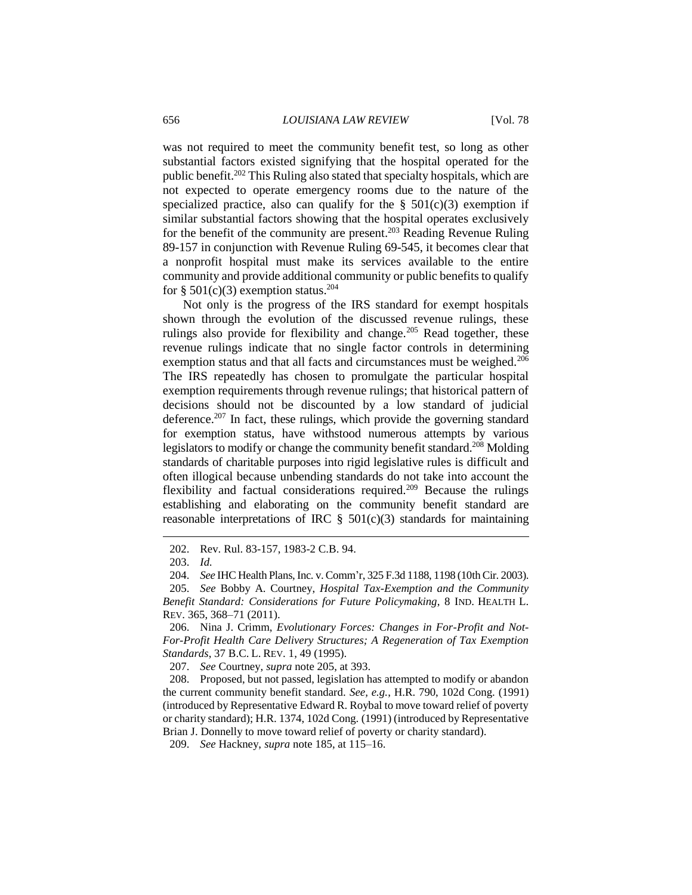was not required to meet the community benefit test, so long as other substantial factors existed signifying that the hospital operated for the public benefit.[202] This Ruling also stated that specialty hospitals, which are not expected to operate emergency rooms due to the nature of the specialized practice, also can qualify for the § 501(c)(3) exemption if similar substantial factors showing that the hospital operates exclusively for the benefit of the community are present.[203] Reading Revenue Ruling 89-157 in conjunction with Revenue Ruling 69-545, it becomes clear that a nonprofit hospital must make its services available to the entire community and provide additional community or public benefits to qualify for § 501(c)(3) exemption status.[204]

Not only is the progress of the IRS standard for exempt hospitals shown through the evolution of the discussed revenue rulings, these rulings also provide for flexibility and change.[205] Read together, these revenue rulings indicate that no single factor controls in determining exemption status and that all facts and circumstances must be weighed.[206] The IRS repeatedly has chosen to promulgate the particular hospital exemption requirements through revenue rulings; that historical pattern of decisions should not be discounted by a low standard of judicial deference.[207] In fact, these rulings, which provide the governing standard for exemption status, have withstood numerous attempts by various legislators to modify or change the community benefit standard.[208] Molding standards of charitable purposes into rigid legislative rules is difficult and often illogical because unbending standards do not take into account the flexibility and factual considerations required.[209] Because the rulings establishing and elaborating on the community benefit standard are reasonable interpretations of IRC § 501(c)(3) standards for maintaining

---

202. Rev. Rul. 83-157, 1983-2 C.B. 94.

203. *Id.*

204. *See* IHC Health Plans, Inc. v. Comm'r, 325 F.3d 1188, 1198 (10th Cir. 2003).

205. *See* Bobby A. Courtney, *Hospital Tax-Exemption and the Community Benefit Standard: Considerations for Future Policymaking*, 8 IND. HEALTH L. REV. 365, 368–71 (2011).

206. Nina J. Crimm, *Evolutionary Forces: Changes in For-Profit and Not-For-Profit Health Care Delivery Structures; A Regeneration of Tax Exemption Standards*, 37 B.C. L. REV. 1, 49 (1995).

207. *See* Courtney, *supra* note 205, at 393.

208. Proposed, but not passed, legislation has attempted to modify or abandon the current community benefit standard. *See, e.g.*, H.R. 790, 102d Cong. (1991) (introduced by Representative Edward R. Roybal to move toward relief of poverty or charity standard); H.R. 1374, 102d Cong. (1991) (introduced by Representative Brian J. Donnelly to move toward relief of poverty or charity standard).

209. *See* Hackney, *supra* note 185, at 115–16.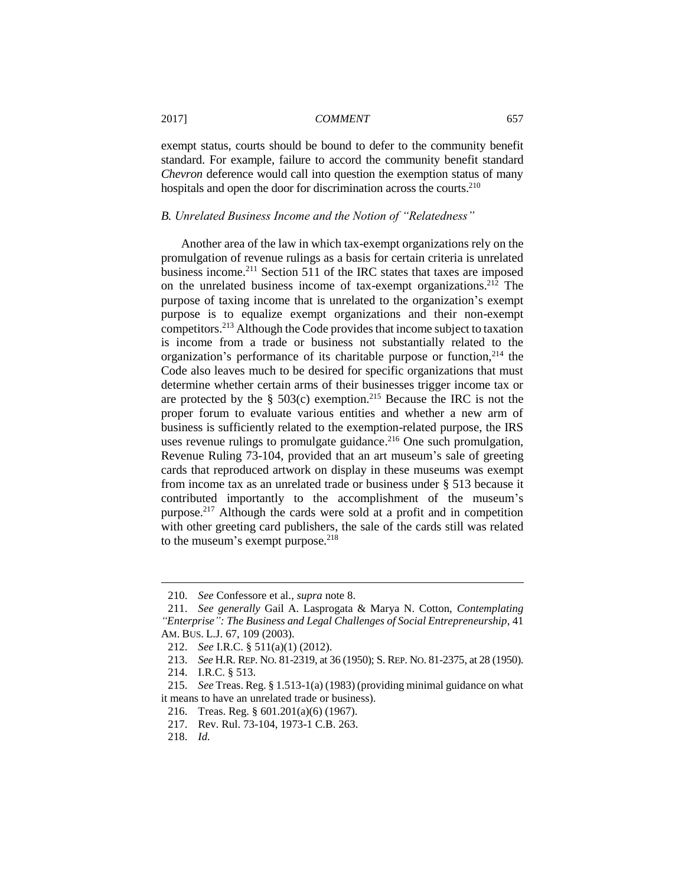exempt status, courts should be bound to defer to the community benefit standard. For example, failure to accord the community benefit standard *Chevron* deference would call into question the exemption status of many hospitals and open the door for discrimination across the courts.[210]

### *B. Unrelated Business Income and the Notion of "Relatedness"*

Another area of the law in which tax-exempt organizations rely on the promulgation of revenue rulings as a basis for certain criteria is unrelated business income.[211] Section 511 of the IRC states that taxes are imposed on the unrelated business income of tax-exempt organizations.[212] The purpose of taxing income that is unrelated to the organization's exempt purpose is to equalize exempt organizations and their non-exempt competitors.[213] Although the Code provides that income subject to taxation is income from a trade or business not substantially related to the organization's performance of its charitable purpose or function,[214] the Code also leaves much to be desired for specific organizations that must determine whether certain arms of their businesses trigger income tax or are protected by the § 503(c) exemption.[215] Because the IRC is not the proper forum to evaluate various entities and whether a new arm of business is sufficiently related to the exemption-related purpose, the IRS uses revenue rulings to promulgate guidance.[216] One such promulgation, Revenue Ruling 73-104, provided that an art museum's sale of greeting cards that reproduced artwork on display in these museums was exempt from income tax as an unrelated trade or business under § 513 because it contributed importantly to the accomplishment of the museum's purpose.[217] Although the cards were sold at a profit and in competition with other greeting card publishers, the sale of the cards still was related to the museum's exempt purpose.[218]

---

210. *See* Confessore et al., *supra* note 8.

211. *See generally* Gail A. Lasprogata & Marya N. Cotton, *Contemplating "Enterprise": The Business and Legal Challenges of Social Entrepreneurship*, 41 AM. BUS. L.J. 67, 109 (2003).

212. *See* I.R.C. § 511(a)(1) (2012).

213. *See* H.R. REP. NO. 81-2319, at 36 (1950); S. REP. NO. 81-2375, at 28 (1950).

214. I.R.C. § 513.

215. *See* Treas. Reg. § 1.513-1(a) (1983) (providing minimal guidance on what it means to have an unrelated trade or business).

216. Treas. Reg. § 601.201(a)(6) (1967).

217. Rev. Rul. 73-104, 1973-1 C.B. 263.

218. *Id.*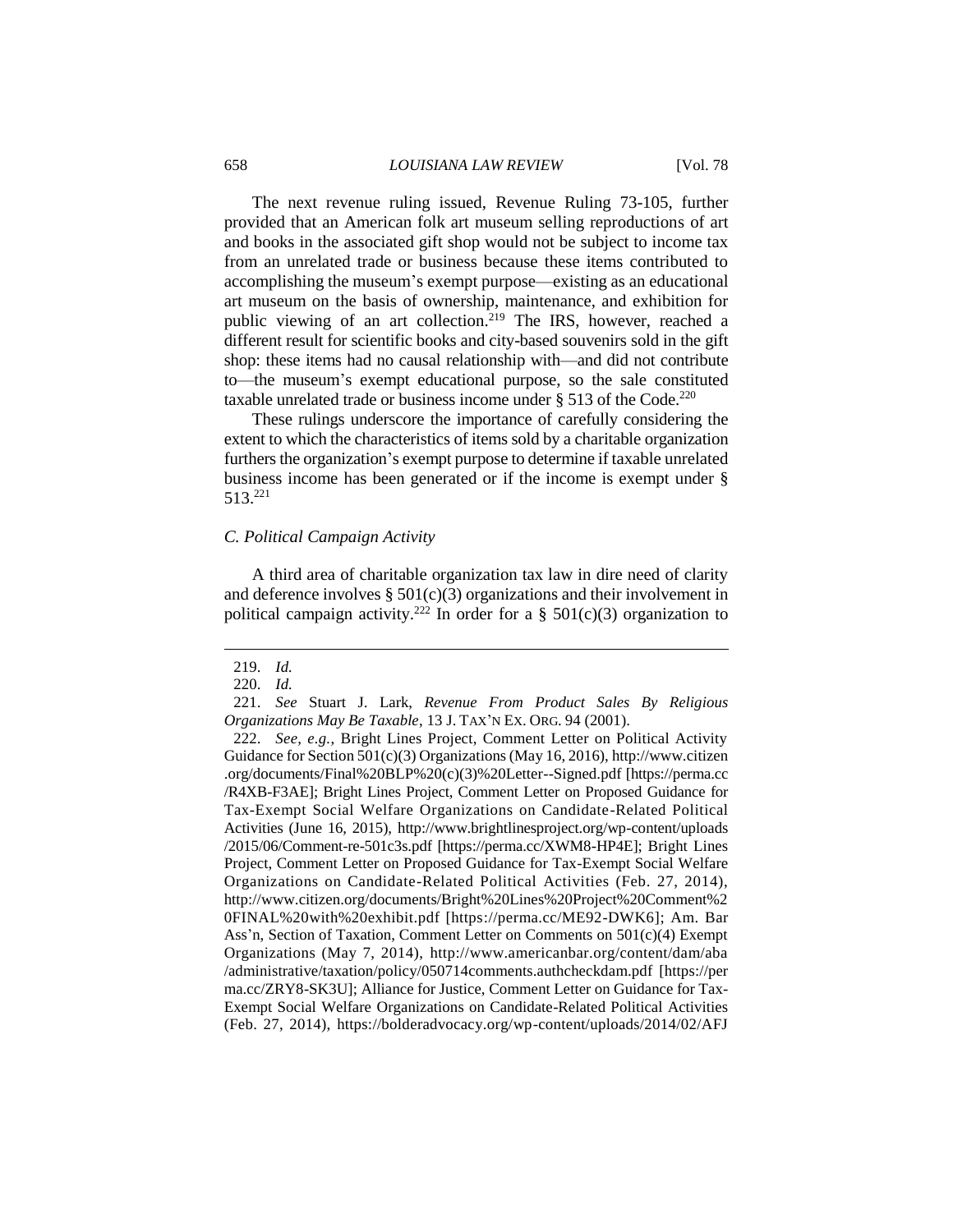The next revenue ruling issued, Revenue Ruling 73-105, further provided that an American folk art museum selling reproductions of art and books in the associated gift shop would not be subject to income tax from an unrelated trade or business because these items contributed to accomplishing the museum's exempt purpose—existing as an educational art museum on the basis of ownership, maintenance, and exhibition for public viewing of an art collection.[219] The IRS, however, reached a different result for scientific books and city-based souvenirs sold in the gift shop: these items had no causal relationship with—and did not contribute to—the museum's exempt educational purpose, so the sale constituted taxable unrelated trade or business income under § 513 of the Code.[220]

These rulings underscore the importance of carefully considering the extent to which the characteristics of items sold by a charitable organization furthers the organization's exempt purpose to determine if taxable unrelated business income has been generated or if the income is exempt under § 513.[221]

### *C. Political Campaign Activity*

A third area of charitable organization tax law in dire need of clarity and deference involves § 501(c)(3) organizations and their involvement in political campaign activity.[222] In order for a § 501(c)(3) organization to

---

219. *Id.*

220. *Id.*

221. *See* Stuart J. Lark, *Revenue From Product Sales By Religious Organizations May Be Taxable*, 13 J. TAX'N EX. ORG. 94 (2001).

222. *See, e.g.*, Bright Lines Project, Comment Letter on Political Activity Guidance for Section 501(c)(3) Organizations (May 16, 2016), http://www.citizen.org/documents/Final%20BLP%20(c)(3)%20Letter--Signed.pdf [https://perma.cc/R4XB-F3AE]; Bright Lines Project, Comment Letter on Proposed Guidance for Tax-Exempt Social Welfare Organizations on Candidate-Related Political Activities (June 16, 2015), http://www.brightlinesproject.org/wp-content/uploads/2015/06/Comment-re-501c3s.pdf [https://perma.cc/XWM8-HP4E]; Bright Lines Project, Comment Letter on Proposed Guidance for Tax-Exempt Social Welfare Organizations on Candidate-Related Political Activities (Feb. 27, 2014), http://www.citizen.org/documents/Bright%20Lines%20Project%20Comment%20FINAL%20with%20exhibit.pdf [https://perma.cc/ME92-DWK6]; Am. Bar Ass'n, Section of Taxation, Comment Letter on Comments on 501(c)(4) Exempt Organizations (May 7, 2014), http://www.americanbar.org/content/dam/aba/administrative/taxation/policy/050714comments.authcheckdam.pdf [https://perma.cc/ZRY8-SK3U]; Alliance for Justice, Comment Letter on Guidance for Tax-Exempt Social Welfare Organizations on Candidate-Related Political Activities (Feb. 27, 2014), https://bolderadvocacy.org/wp-content/uploads/2014/02/AFJ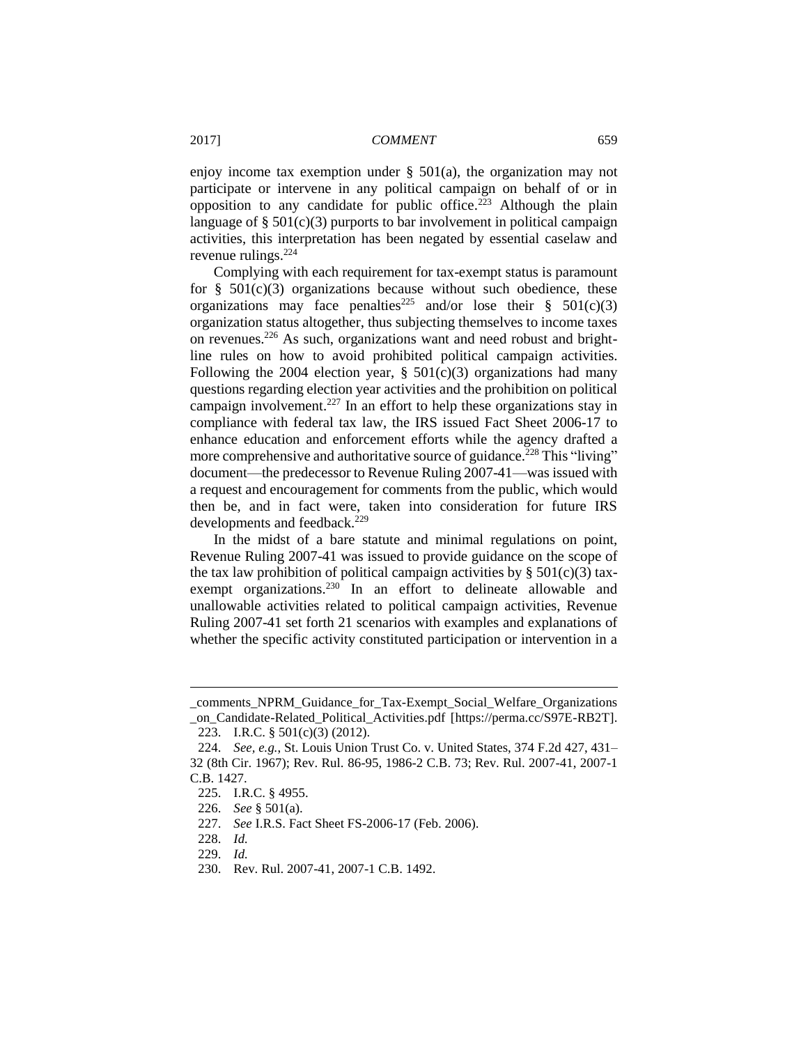enjoy income tax exemption under § 501(a), the organization may not participate or intervene in any political campaign on behalf of or in opposition to any candidate for public office.[223] Although the plain language of § 501(c)(3) purports to bar involvement in political campaign activities, this interpretation has been negated by essential caselaw and revenue rulings.[224]

Complying with each requirement for tax-exempt status is paramount for § 501(c)(3) organizations because without such obedience, these organizations may face penalties[225] and/or lose their § 501(c)(3) organization status altogether, thus subjecting themselves to income taxes on revenues.[226] As such, organizations want and need robust and bright-line rules on how to avoid prohibited political campaign activities. Following the 2004 election year, § 501(c)(3) organizations had many questions regarding election year activities and the prohibition on political campaign involvement.[227] In an effort to help these organizations stay in compliance with federal tax law, the IRS issued Fact Sheet 2006-17 to enhance education and enforcement efforts while the agency drafted a more comprehensive and authoritative source of guidance.[228] This "living" document—the predecessor to Revenue Ruling 2007-41—was issued with a request and encouragement for comments from the public, which would then be, and in fact were, taken into consideration for future IRS developments and feedback.[229]

In the midst of a bare statute and minimal regulations on point, Revenue Ruling 2007-41 was issued to provide guidance on the scope of the tax law prohibition of political campaign activities by § 501(c)(3) tax-exempt organizations.[230] In an effort to delineate allowable and unallowable activities related to political campaign activities, Revenue Ruling 2007-41 set forth 21 scenarios with examples and explanations of whether the specific activity constituted participation or intervention in a

---

_comments_NPRM_Guidance_for_Tax-Exempt_Social_Welfare_Organizations_on_Candidate-Related_Political_Activities.pdf [https://perma.cc/S97E-RB2T].

223. I.R.C. § 501(c)(3) (2012).

224. *See, e.g.*, St. Louis Union Trust Co. v. United States, 374 F.2d 427, 431–32 (8th Cir. 1967); Rev. Rul. 86-95, 1986-2 C.B. 73; Rev. Rul. 2007-41, 2007-1 C.B. 1427.

225. I.R.C. § 4955.

226. *See* § 501(a).

227. *See* I.R.S. Fact Sheet FS-2006-17 (Feb. 2006).

228. *Id.*

229. *Id.*

230. Rev. Rul. 2007-41, 2007-1 C.B. 1492.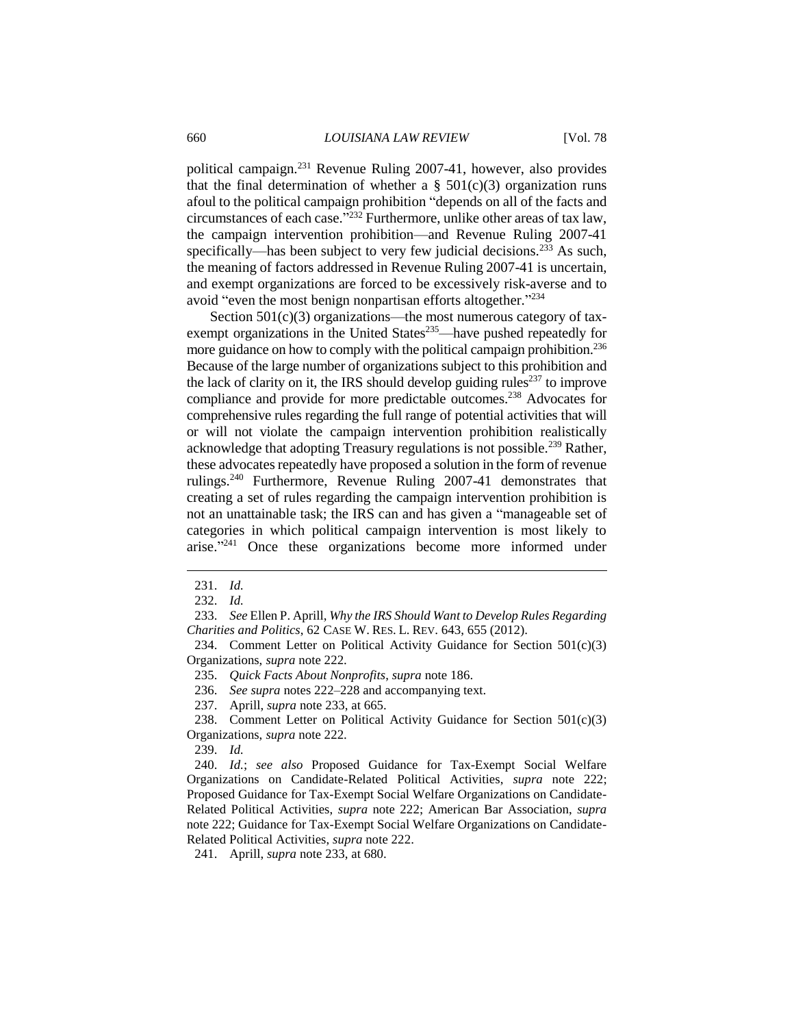political campaign.[231] Revenue Ruling 2007-41, however, also provides that the final determination of whether a § 501(c)(3) organization runs afoul to the political campaign prohibition "depends on all of the facts and circumstances of each case."[232] Furthermore, unlike other areas of tax law, the campaign intervention prohibition—and Revenue Ruling 2007-41 specifically—has been subject to very few judicial decisions.[233] As such, the meaning of factors addressed in Revenue Ruling 2007-41 is uncertain, and exempt organizations are forced to be excessively risk-averse and to avoid "even the most benign nonpartisan efforts altogether."[234]

Section 501(c)(3) organizations—the most numerous category of tax-exempt organizations in the United States[235]—have pushed repeatedly for more guidance on how to comply with the political campaign prohibition.[236] Because of the large number of organizations subject to this prohibition and the lack of clarity on it, the IRS should develop guiding rules[237] to improve compliance and provide for more predictable outcomes.[238] Advocates for comprehensive rules regarding the full range of potential activities that will or will not violate the campaign intervention prohibition realistically acknowledge that adopting Treasury regulations is not possible.[239] Rather, these advocates repeatedly have proposed a solution in the form of revenue rulings.[240] Furthermore, Revenue Ruling 2007-41 demonstrates that creating a set of rules regarding the campaign intervention prohibition is not an unattainable task; the IRS can and has given a "manageable set of categories in which political campaign intervention is most likely to arise."[241] Once these organizations become more informed under

---

231. *Id.*

232. *Id.*

233. *See* Ellen P. Aprill, *Why the IRS Should Want to Develop Rules Regarding Charities and Politics*, 62 CASE W. RES. L. REV. 643, 655 (2012).

234. Comment Letter on Political Activity Guidance for Section 501(c)(3) Organizations, *supra* note 222.

235. *Quick Facts About Nonprofits*, *supra* note 186.

236. *See supra* notes 222–228 and accompanying text.

237. Aprill, *supra* note 233, at 665.

238. Comment Letter on Political Activity Guidance for Section 501(c)(3) Organizations, *supra* note 222.

239. *Id.*

240. *Id.*; *see also* Proposed Guidance for Tax-Exempt Social Welfare Organizations on Candidate-Related Political Activities, *supra* note 222; Proposed Guidance for Tax-Exempt Social Welfare Organizations on Candidate-Related Political Activities, *supra* note 222; American Bar Association, *supra* note 222; Guidance for Tax-Exempt Social Welfare Organizations on Candidate-Related Political Activities, *supra* note 222.

241. Aprill, *supra* note 233, at 680.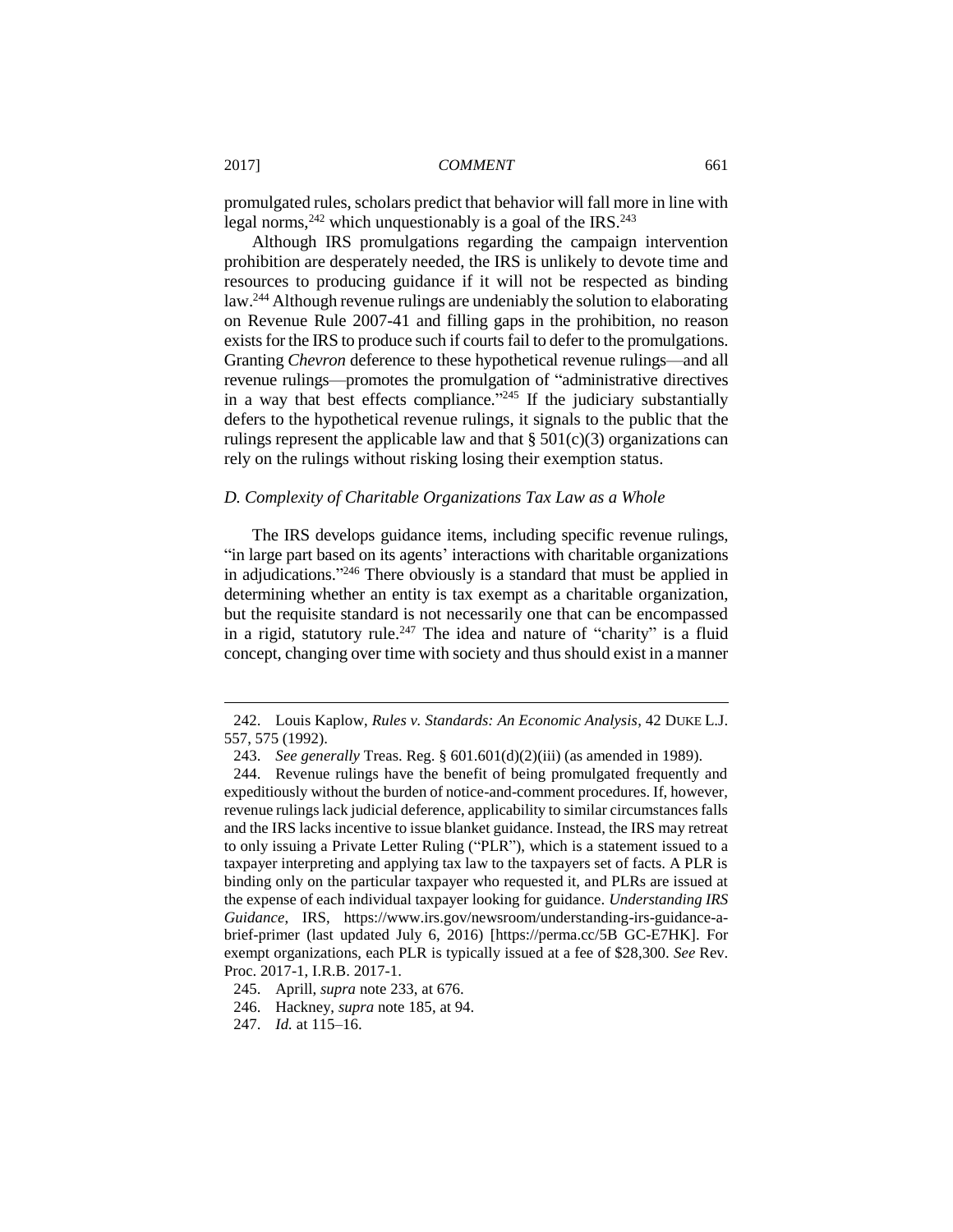promulgated rules, scholars predict that behavior will fall more in line with legal norms,[242] which unquestionably is a goal of the IRS.[243]

Although IRS promulgations regarding the campaign intervention prohibition are desperately needed, the IRS is unlikely to devote time and resources to producing guidance if it will not be respected as binding law.[244] Although revenue rulings are undeniably the solution to elaborating on Revenue Rule 2007-41 and filling gaps in the prohibition, no reason exists for the IRS to produce such if courts fail to defer to the promulgations. Granting *Chevron* deference to these hypothetical revenue rulings—and all revenue rulings—promotes the promulgation of "administrative directives in a way that best effects compliance."[245] If the judiciary substantially defers to the hypothetical revenue rulings, it signals to the public that the rulings represent the applicable law and that § 501(c)(3) organizations can rely on the rulings without risking losing their exemption status.

### *D. Complexity of Charitable Organizations Tax Law as a Whole*

The IRS develops guidance items, including specific revenue rulings, "in large part based on its agents' interactions with charitable organizations in adjudications."[246] There obviously is a standard that must be applied in determining whether an entity is tax exempt as a charitable organization, but the requisite standard is not necessarily one that can be encompassed in a rigid, statutory rule.[247] The idea and nature of "charity" is a fluid concept, changing over time with society and thus should exist in a manner

---

242. Louis Kaplow, *Rules v. Standards: An Economic Analysis*, 42 DUKE L.J. 557, 575 (1992).

243. *See generally* Treas. Reg. § 601.601(d)(2)(iii) (as amended in 1989).

244. Revenue rulings have the benefit of being promulgated frequently and expeditiously without the burden of notice-and-comment procedures. If, however, revenue rulings lack judicial deference, applicability to similar circumstances falls and the IRS lacks incentive to issue blanket guidance. Instead, the IRS may retreat to only issuing a Private Letter Ruling ("PLR"), which is a statement issued to a taxpayer interpreting and applying tax law to the taxpayers set of facts. A PLR is binding only on the particular taxpayer who requested it, and PLRs are issued at the expense of each individual taxpayer looking for guidance. *Understanding IRS Guidance*, IRS, https://www.irs.gov/newsroom/understanding-irs-guidance-a-brief-primer (last updated July 6, 2016) [https://perma.cc/5B GC-E7HK]. For exempt organizations, each PLR is typically issued at a fee of $28,300. *See* Rev. Proc. 2017-1, I.R.B. 2017-1.

245. Aprill, *supra* note 233, at 676.

246. Hackney, *supra* note 185, at 94.

247. *Id.* at 115–16.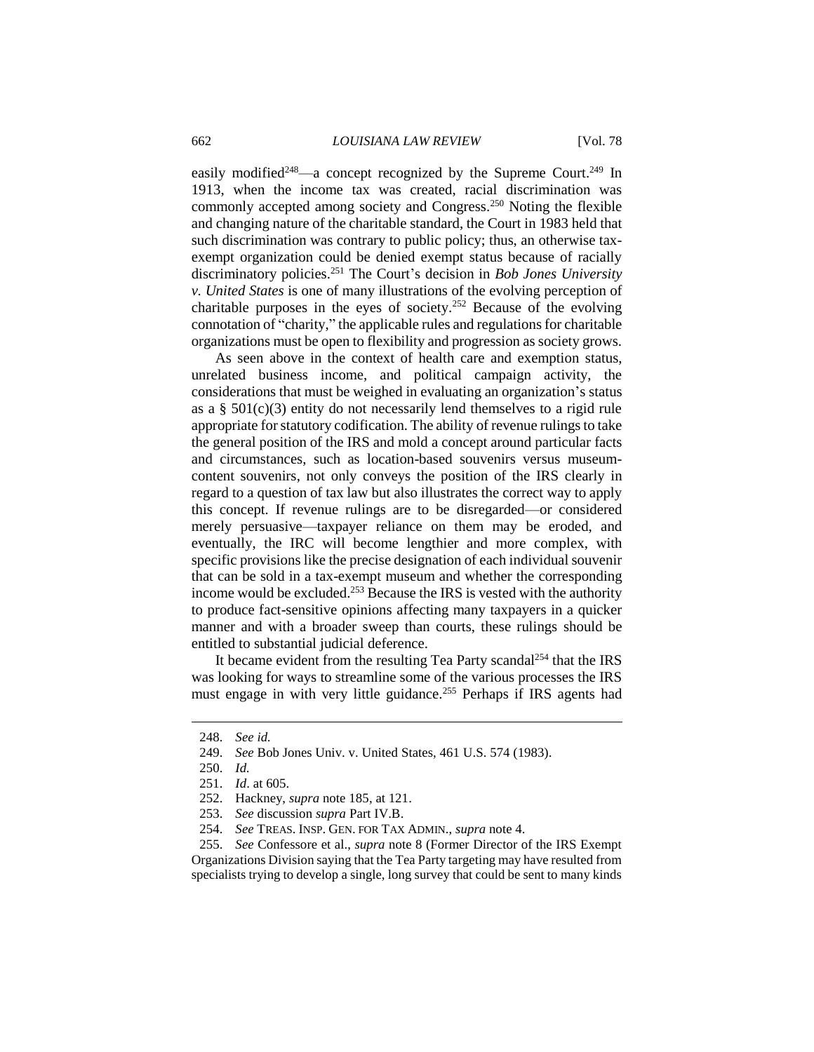easily modified[248]—a concept recognized by the Supreme Court.[249] In 1913, when the income tax was created, racial discrimination was commonly accepted among society and Congress.[250] Noting the flexible and changing nature of the charitable standard, the Court in 1983 held that such discrimination was contrary to public policy; thus, an otherwise tax-exempt organization could be denied exempt status because of racially discriminatory policies.[251] The Court's decision in *Bob Jones University v. United States* is one of many illustrations of the evolving perception of charitable purposes in the eyes of society.[252] Because of the evolving connotation of "charity," the applicable rules and regulations for charitable organizations must be open to flexibility and progression as society grows.

As seen above in the context of health care and exemption status, unrelated business income, and political campaign activity, the considerations that must be weighed in evaluating an organization's status as a § 501(c)(3) entity do not necessarily lend themselves to a rigid rule appropriate for statutory codification. The ability of revenue rulings to take the general position of the IRS and mold a concept around particular facts and circumstances, such as location-based souvenirs versus museum-content souvenirs, not only conveys the position of the IRS clearly in regard to a question of tax law but also illustrates the correct way to apply this concept. If revenue rulings are to be disregarded—or considered merely persuasive—taxpayer reliance on them may be eroded, and eventually, the IRC will become lengthier and more complex, with specific provisions like the precise designation of each individual souvenir that can be sold in a tax-exempt museum and whether the corresponding income would be excluded.[253] Because the IRS is vested with the authority to produce fact-sensitive opinions affecting many taxpayers in a quicker manner and with a broader sweep than courts, these rulings should be entitled to substantial judicial deference.

It became evident from the resulting Tea Party scandal[254] that the IRS was looking for ways to streamline some of the various processes the IRS must engage in with very little guidance.[255] Perhaps if IRS agents had

---

248. *See id.*

249. *See* Bob Jones Univ. v. United States, 461 U.S. 574 (1983).

250. *Id.*

251. *Id*. at 605.

252. Hackney, *supra* note 185, at 121.

253. *See* discussion *supra* Part IV.B.

254. *See* TREAS. INSP. GEN. FOR TAX ADMIN., *supra* note 4.

255. *See* Confessore et al., *supra* note 8 (Former Director of the IRS Exempt Organizations Division saying that the Tea Party targeting may have resulted from specialists trying to develop a single, long survey that could be sent to many kinds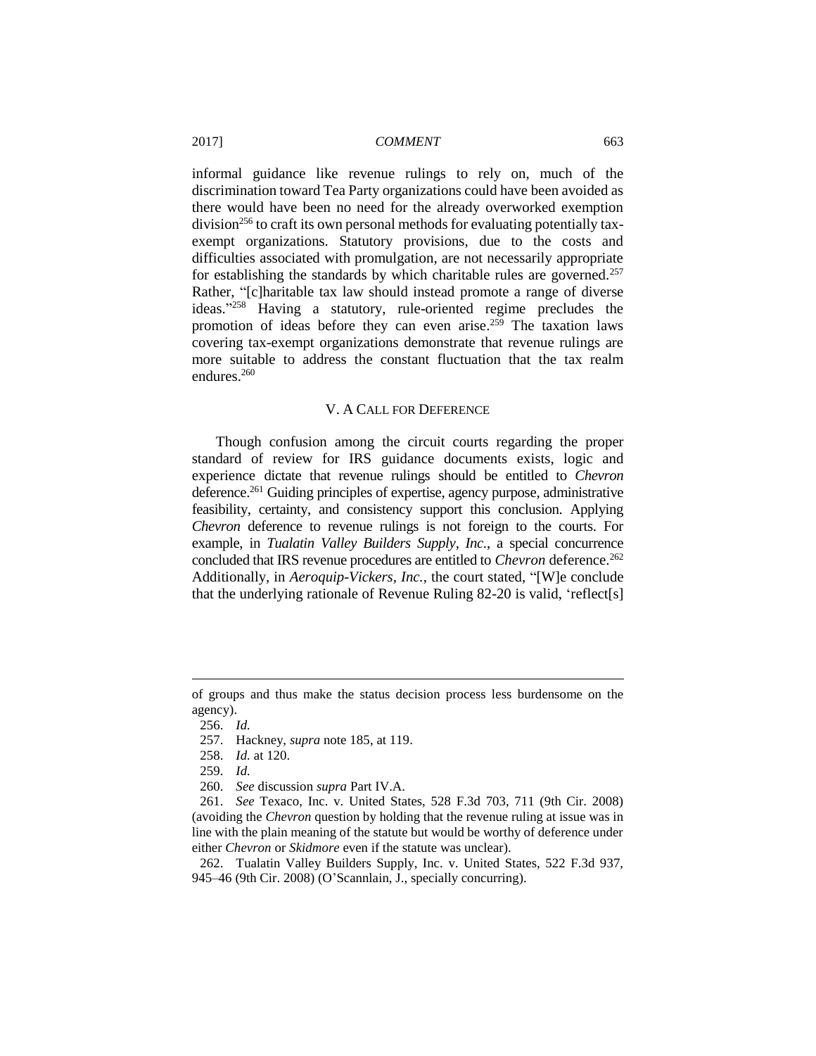informal guidance like revenue rulings to rely on, much of the discrimination toward Tea Party organizations could have been avoided as there would have been no need for the already overworked exemption division[256] to craft its own personal methods for evaluating potentially tax-exempt organizations. Statutory provisions, due to the costs and difficulties associated with promulgation, are not necessarily appropriate for establishing the standards by which charitable rules are governed.[257] Rather, "[c]haritable tax law should instead promote a range of diverse ideas."[258] Having a statutory, rule-oriented regime precludes the promotion of ideas before they can even arise.[259] The taxation laws covering tax-exempt organizations demonstrate that revenue rulings are more suitable to address the constant fluctuation that the tax realm endures.[260]

## V. A CALL FOR DEFERENCE

Though confusion among the circuit courts regarding the proper standard of review for IRS guidance documents exists, logic and experience dictate that revenue rulings should be entitled to *Chevron* deference.[261] Guiding principles of expertise, agency purpose, administrative feasibility, certainty, and consistency support this conclusion. Applying *Chevron* deference to revenue rulings is not foreign to the courts. For example, in *Tualatin Valley Builders Supply, Inc.*, a special concurrence concluded that IRS revenue procedures are entitled to *Chevron* deference.[262] Additionally, in *Aeroquip-Vickers, Inc.*, the court stated, "[W]e conclude that the underlying rationale of Revenue Ruling 82-20 is valid, 'reflect[s]

---

of groups and thus make the status decision process less burdensome on the agency).

256. *Id.*

257. Hackney, *supra* note 185, at 119.

258. *Id.* at 120.

259. *Id.*

260. *See* discussion *supra* Part IV.A.

261. *See* Texaco, Inc. v. United States, 528 F.3d 703, 711 (9th Cir. 2008) (avoiding the *Chevron* question by holding that the revenue ruling at issue was in line with the plain meaning of the statute but would be worthy of deference under either *Chevron* or *Skidmore* even if the statute was unclear).

262. Tualatin Valley Builders Supply, Inc. v. United States, 522 F.3d 937, 945–46 (9th Cir. 2008) (O'Scannlain, J., specially concurring).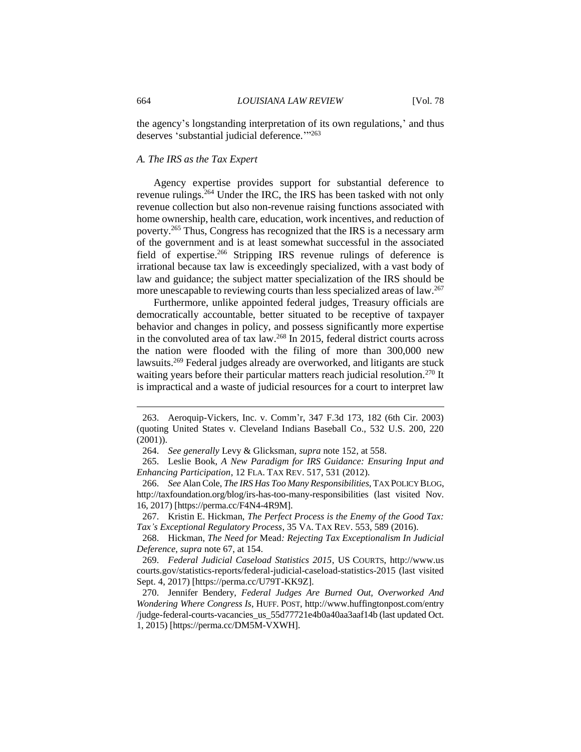the agency's longstanding interpretation of its own regulations,' and thus deserves 'substantial judicial deference.'"[263]

### *A. The IRS as the Tax Expert*

Agency expertise provides support for substantial deference to revenue rulings.[264] Under the IRC, the IRS has been tasked with not only revenue collection but also non-revenue raising functions associated with home ownership, health care, education, work incentives, and reduction of poverty.[265] Thus, Congress has recognized that the IRS is a necessary arm of the government and is at least somewhat successful in the associated field of expertise.[266] Stripping IRS revenue rulings of deference is irrational because tax law is exceedingly specialized, with a vast body of law and guidance; the subject matter specialization of the IRS should be more unescapable to reviewing courts than less specialized areas of law.[267]

Furthermore, unlike appointed federal judges, Treasury officials are democratically accountable, better situated to be receptive of taxpayer behavior and changes in policy, and possess significantly more expertise in the convoluted area of tax law.[268] In 2015, federal district courts across the nation were flooded with the filing of more than 300,000 new lawsuits.[269] Federal judges already are overworked, and litigants are stuck waiting years before their particular matters reach judicial resolution.[270] It is impractical and a waste of judicial resources for a court to interpret law

---

263. Aeroquip-Vickers, Inc. v. Comm'r, 347 F.3d 173, 182 (6th Cir. 2003) (quoting United States v. Cleveland Indians Baseball Co., 532 U.S. 200, 220 (2001)).

264. *See generally* Levy & Glicksman, *supra* note 152, at 558.

265. Leslie Book, *A New Paradigm for IRS Guidance: Ensuring Input and Enhancing Participation*, 12 FLA. TAX REV. 517, 531 (2012).

266. *See* Alan Cole, *The IRS Has Too Many Responsibilities*, TAX POLICY BLOG, http://taxfoundation.org/blog/irs-has-too-many-responsibilities (last visited Nov. 16, 2017) [https://perma.cc/F4N4-4R9M].

267. Kristin E. Hickman, *The Perfect Process is the Enemy of the Good Tax: Tax's Exceptional Regulatory Process*, 35 VA. TAX REV. 553, 589 (2016).

268. Hickman, *The Need for* Mead*: Rejecting Tax Exceptionalism In Judicial Deference*, *supra* note 67, at 154.

269. *Federal Judicial Caseload Statistics 2015*, US COURTS, http://www.uscourts.gov/statistics-reports/federal-judicial-caseload-statistics-2015 (last visited Sept. 4, 2017) [https://perma.cc/U79T-KK9Z].

270. Jennifer Bendery, *Federal Judges Are Burned Out, Overworked And Wondering Where Congress Is*, HUFF. POST, http://www.huffingtonpost.com/entry/judge-federal-courts-vacancies_us_55d77721e4b0a40aa3aaf14b (last updated Oct. 1, 2015) [https://perma.cc/DM5M-VXWH].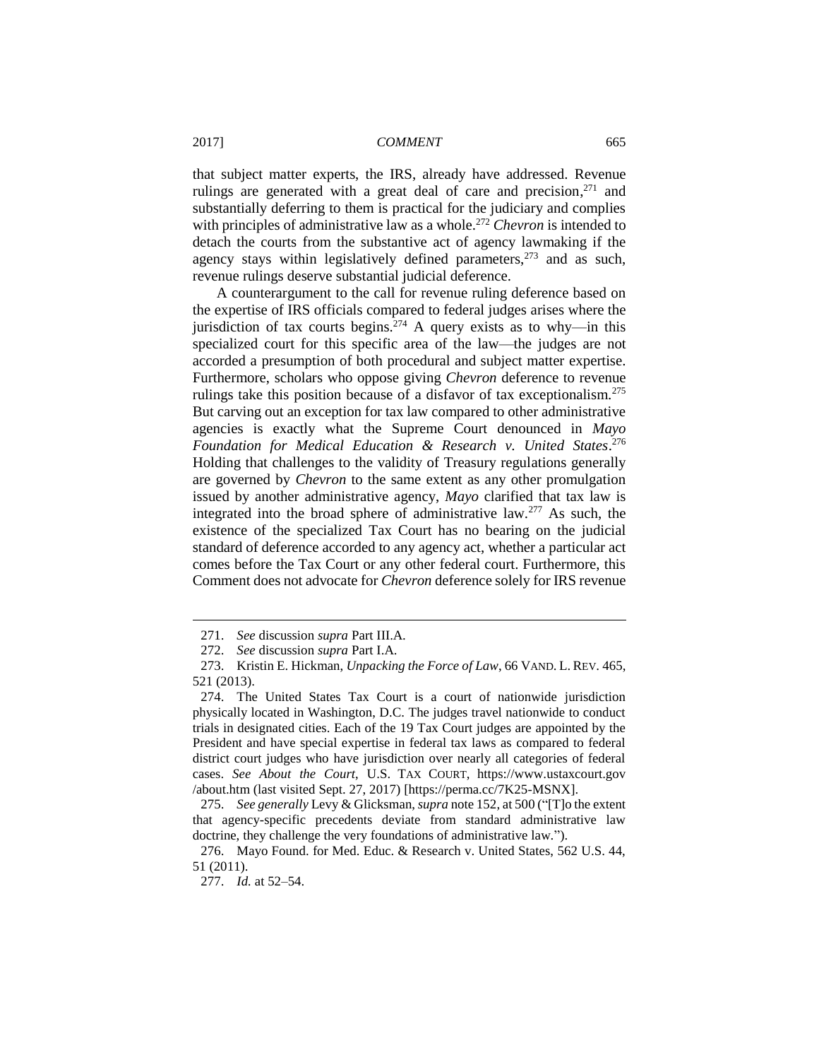that subject matter experts, the IRS, already have addressed. Revenue rulings are generated with a great deal of care and precision,[271] and substantially deferring to them is practical for the judiciary and complies with principles of administrative law as a whole.[272] *Chevron* is intended to detach the courts from the substantive act of agency lawmaking if the agency stays within legislatively defined parameters,[273] and as such, revenue rulings deserve substantial judicial deference.

A counterargument to the call for revenue ruling deference based on the expertise of IRS officials compared to federal judges arises where the jurisdiction of tax courts begins.[274] A query exists as to why—in this specialized court for this specific area of the law—the judges are not accorded a presumption of both procedural and subject matter expertise. Furthermore, scholars who oppose giving *Chevron* deference to revenue rulings take this position because of a disfavor of tax exceptionalism.[275] But carving out an exception for tax law compared to other administrative agencies is exactly what the Supreme Court denounced in *Mayo Foundation for Medical Education & Research v. United States*.[276] Holding that challenges to the validity of Treasury regulations generally are governed by *Chevron* to the same extent as any other promulgation issued by another administrative agency, *Mayo* clarified that tax law is integrated into the broad sphere of administrative law.[277] As such, the existence of the specialized Tax Court has no bearing on the judicial standard of deference accorded to any agency act, whether a particular act comes before the Tax Court or any other federal court. Furthermore, this Comment does not advocate for *Chevron* deference solely for IRS revenue

---

271. *See* discussion *supra* Part III.A.

272. *See* discussion *supra* Part I.A.

273. Kristin E. Hickman, *Unpacking the Force of Law*, 66 VAND. L. REV. 465, 521 (2013).

274. The United States Tax Court is a court of nationwide jurisdiction physically located in Washington, D.C. The judges travel nationwide to conduct trials in designated cities. Each of the 19 Tax Court judges are appointed by the President and have special expertise in federal tax laws as compared to federal district court judges who have jurisdiction over nearly all categories of federal cases. *See About the Court*, U.S. TAX COURT, https://www.ustaxcourt.gov/about.htm (last visited Sept. 27, 2017) [https://perma.cc/7K25-MSNX].

275. *See generally* Levy & Glicksman, *supra* note 152, at 500 ("[T]o the extent that agency-specific precedents deviate from standard administrative law doctrine, they challenge the very foundations of administrative law.").

276. Mayo Found. for Med. Educ. & Research v. United States, 562 U.S. 44, 51 (2011).

277. *Id.* at 52–54.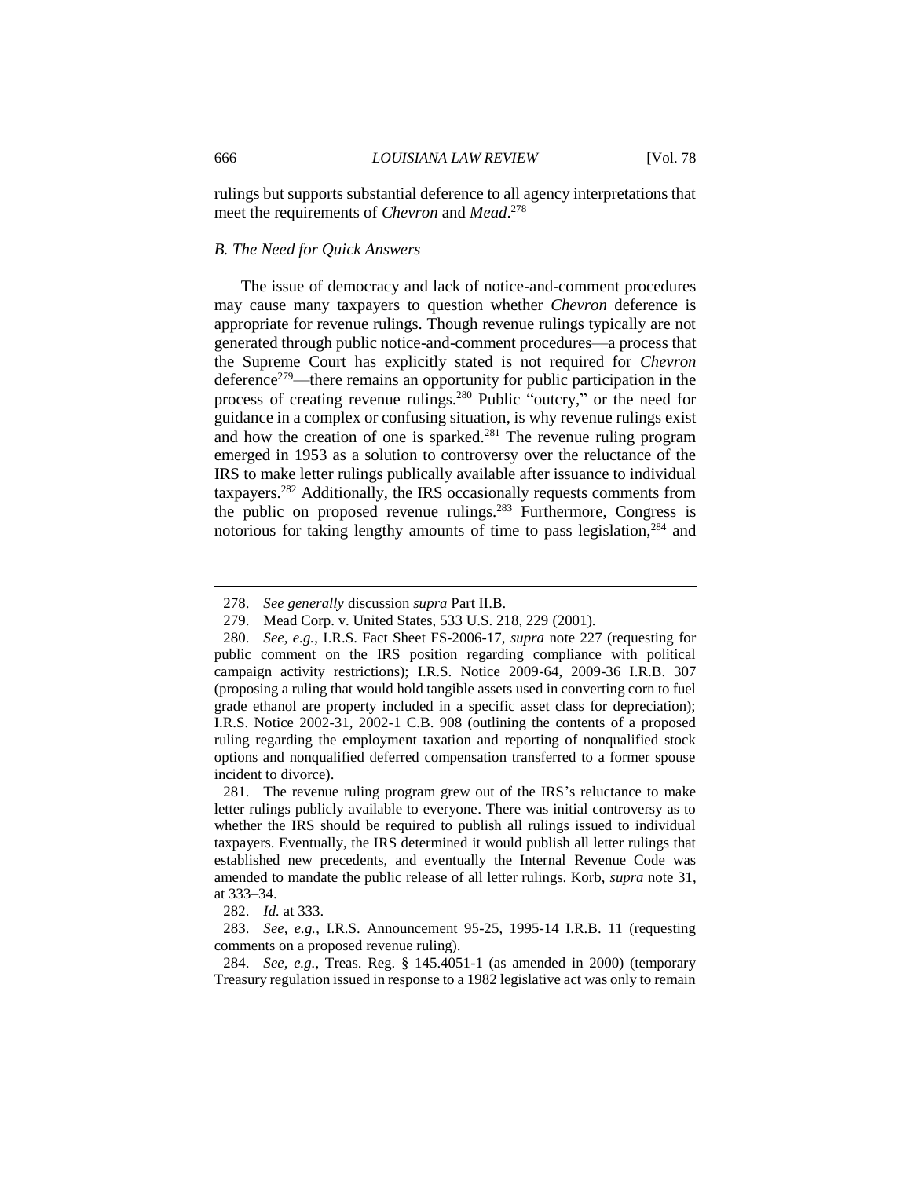rulings but supports substantial deference to all agency interpretations that meet the requirements of *Chevron* and *Mead*.[278]

### *B. The Need for Quick Answers*

The issue of democracy and lack of notice-and-comment procedures may cause many taxpayers to question whether *Chevron* deference is appropriate for revenue rulings. Though revenue rulings typically are not generated through public notice-and-comment procedures—a process that the Supreme Court has explicitly stated is not required for *Chevron* deference[279]—there remains an opportunity for public participation in the process of creating revenue rulings.[280] Public "outcry," or the need for guidance in a complex or confusing situation, is why revenue rulings exist and how the creation of one is sparked.[281] The revenue ruling program emerged in 1953 as a solution to controversy over the reluctance of the IRS to make letter rulings publically available after issuance to individual taxpayers.[282] Additionally, the IRS occasionally requests comments from the public on proposed revenue rulings.[283] Furthermore, Congress is notorious for taking lengthy amounts of time to pass legislation,[284] and

---

278. *See generally* discussion *supra* Part II.B.

279. Mead Corp. v. United States, 533 U.S. 218, 229 (2001).

280. *See, e.g.*, I.R.S. Fact Sheet FS-2006-17, *supra* note 227 (requesting for public comment on the IRS position regarding compliance with political campaign activity restrictions); I.R.S. Notice 2009-64, 2009-36 I.R.B. 307 (proposing a ruling that would hold tangible assets used in converting corn to fuel grade ethanol are property included in a specific asset class for depreciation); I.R.S. Notice 2002-31, 2002-1 C.B. 908 (outlining the contents of a proposed ruling regarding the employment taxation and reporting of nonqualified stock options and nonqualified deferred compensation transferred to a former spouse incident to divorce).

281. The revenue ruling program grew out of the IRS's reluctance to make letter rulings publicly available to everyone. There was initial controversy as to whether the IRS should be required to publish all rulings issued to individual taxpayers. Eventually, the IRS determined it would publish all letter rulings that established new precedents, and eventually the Internal Revenue Code was amended to mandate the public release of all letter rulings. Korb, *supra* note 31, at 333–34.

282. *Id.* at 333.

283. *See, e.g.*, I.R.S. Announcement 95-25, 1995-14 I.R.B. 11 (requesting comments on a proposed revenue ruling).

284. *See, e.g.*, Treas. Reg. § 145.4051-1 (as amended in 2000) (temporary Treasury regulation issued in response to a 1982 legislative act was only to remain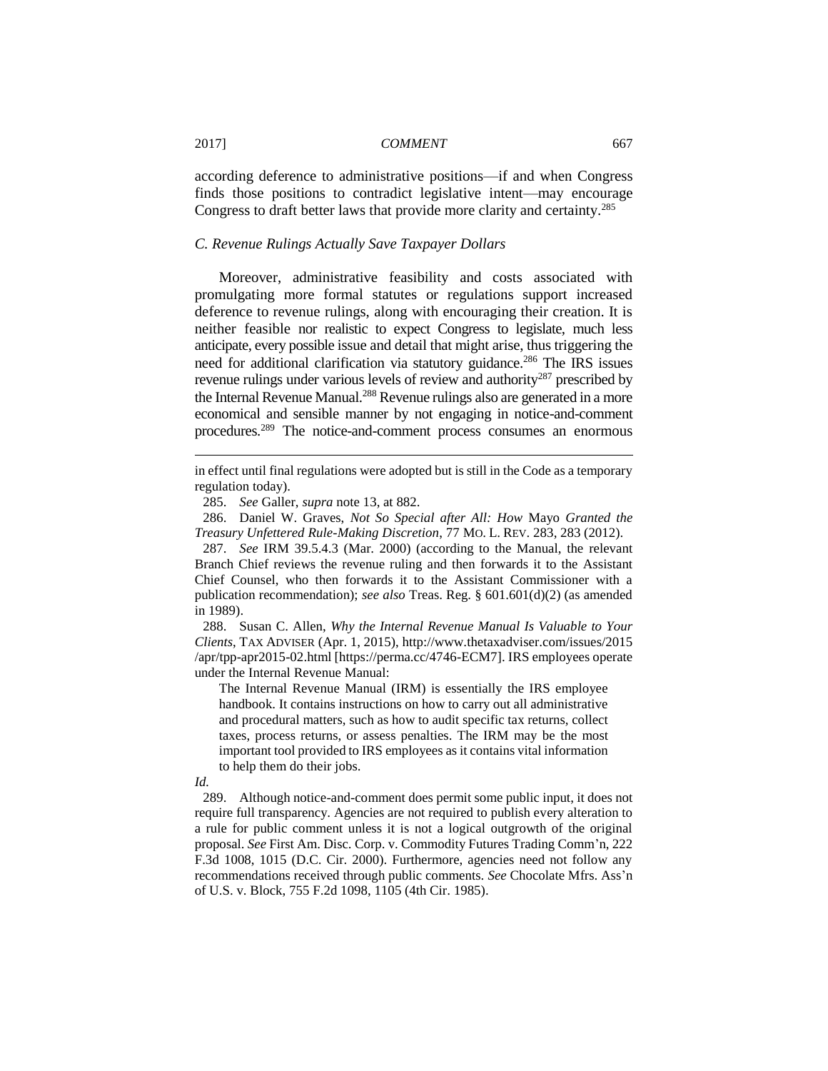according deference to administrative positions—if and when Congress finds those positions to contradict legislative intent—may encourage Congress to draft better laws that provide more clarity and certainty.[285]

### *C. Revenue Rulings Actually Save Taxpayer Dollars*

Moreover, administrative feasibility and costs associated with promulgating more formal statutes or regulations support increased deference to revenue rulings, along with encouraging their creation. It is neither feasible nor realistic to expect Congress to legislate, much less anticipate, every possible issue and detail that might arise, thus triggering the need for additional clarification via statutory guidance.[286] The IRS issues revenue rulings under various levels of review and authority[287] prescribed by the Internal Revenue Manual.[288] Revenue rulings also are generated in a more economical and sensible manner by not engaging in notice-and-comment procedures.[289] The notice-and-comment process consumes an enormous

---

in effect until final regulations were adopted but is still in the Code as a temporary regulation today).

285. *See* Galler, *supra* note 13, at 882.

286. Daniel W. Graves, *Not So Special after All: How* Mayo *Granted the Treasury Unfettered Rule-Making Discretion*, 77 MO. L. REV. 283, 283 (2012).

287. *See* IRM 39.5.4.3 (Mar. 2000) (according to the Manual, the relevant Branch Chief reviews the revenue ruling and then forwards it to the Assistant Chief Counsel, who then forwards it to the Assistant Commissioner with a publication recommendation); *see also* Treas. Reg. § 601.601(d)(2) (as amended in 1989).

288. Susan C. Allen, *Why the Internal Revenue Manual Is Valuable to Your Clients*, TAX ADVISER (Apr. 1, 2015), http://www.thetaxadviser.com/issues/2015/apr/tpp-apr2015-02.html [https://perma.cc/4746-ECM7]. IRS employees operate under the Internal Revenue Manual:

> The Internal Revenue Manual (IRM) is essentially the IRS employee handbook. It contains instructions on how to carry out all administrative and procedural matters, such as how to audit specific tax returns, collect taxes, process returns, or assess penalties. The IRM may be the most important tool provided to IRS employees as it contains vital information to help them do their jobs.

*Id.*

289. Although notice-and-comment does permit some public input, it does not require full transparency. Agencies are not required to publish every alteration to a rule for public comment unless it is not a logical outgrowth of the original proposal. *See* First Am. Disc. Corp. v. Commodity Futures Trading Comm'n, 222 F.3d 1008, 1015 (D.C. Cir. 2000). Furthermore, agencies need not follow any recommendations received through public comments. *See* Chocolate Mfrs. Ass'n of U.S. v. Block, 755 F.2d 1098, 1105 (4th Cir. 1985).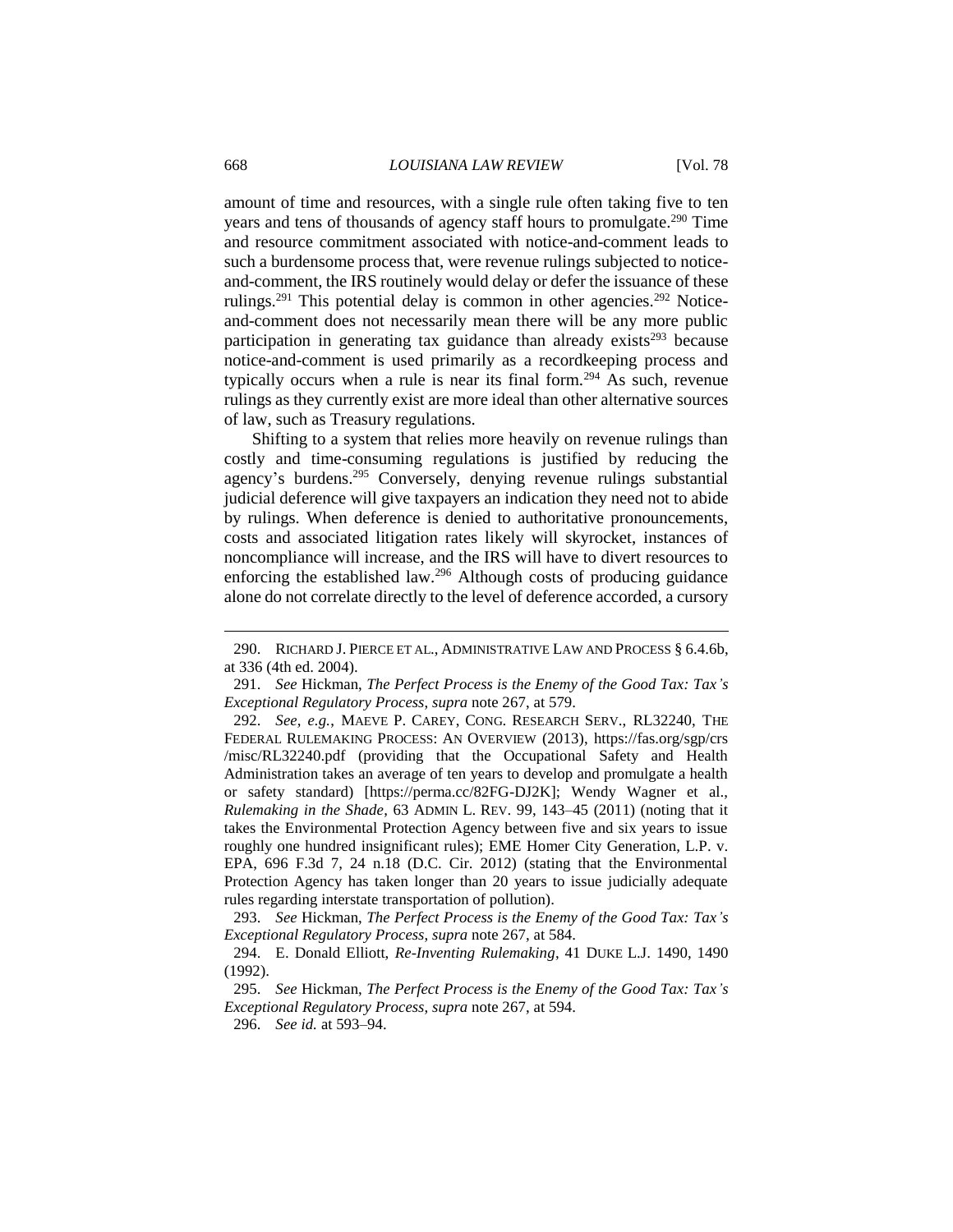amount of time and resources, with a single rule often taking five to ten years and tens of thousands of agency staff hours to promulgate.[290] Time and resource commitment associated with notice-and-comment leads to such a burdensome process that, were revenue rulings subjected to notice-and-comment, the IRS routinely would delay or defer the issuance of these rulings.[291] This potential delay is common in other agencies.[292] Notice-and-comment does not necessarily mean there will be any more public participation in generating tax guidance than already exists[293] because notice-and-comment is used primarily as a recordkeeping process and typically occurs when a rule is near its final form.[294] As such, revenue rulings as they currently exist are more ideal than other alternative sources of law, such as Treasury regulations.

Shifting to a system that relies more heavily on revenue rulings than costly and time-consuming regulations is justified by reducing the agency's burdens.[295] Conversely, denying revenue rulings substantial judicial deference will give taxpayers an indication they need not to abide by rulings. When deference is denied to authoritative pronouncements, costs and associated litigation rates likely will skyrocket, instances of noncompliance will increase, and the IRS will have to divert resources to enforcing the established law.[296] Although costs of producing guidance alone do not correlate directly to the level of deference accorded, a cursory

---

290. RICHARD J. PIERCE ET AL., ADMINISTRATIVE LAW AND PROCESS § 6.4.6b, at 336 (4th ed. 2004).

291. *See* Hickman, *The Perfect Process is the Enemy of the Good Tax: Tax's Exceptional Regulatory Process*, *supra* note 267, at 579.

292. *See, e.g.*, MAEVE P. CAREY, CONG. RESEARCH SERV., RL32240, THE FEDERAL RULEMAKING PROCESS: AN OVERVIEW (2013), https://fas.org/sgp/crs/misc/RL32240.pdf (providing that the Occupational Safety and Health Administration takes an average of ten years to develop and promulgate a health or safety standard) [https://perma.cc/82FG-DJ2K]; Wendy Wagner et al., *Rulemaking in the Shade*, 63 ADMIN L. REV. 99, 143–45 (2011) (noting that it takes the Environmental Protection Agency between five and six years to issue roughly one hundred insignificant rules); EME Homer City Generation, L.P. v. EPA, 696 F.3d 7, 24 n.18 (D.C. Cir. 2012) (stating that the Environmental Protection Agency has taken longer than 20 years to issue judicially adequate rules regarding interstate transportation of pollution).

293. *See* Hickman, *The Perfect Process is the Enemy of the Good Tax: Tax's Exceptional Regulatory Process*, *supra* note 267, at 584.

294. E. Donald Elliott, *Re-Inventing Rulemaking*, 41 DUKE L.J. 1490, 1490 (1992).

295. *See* Hickman, *The Perfect Process is the Enemy of the Good Tax: Tax's Exceptional Regulatory Process*, *supra* note 267, at 594.

296. *See id.* at 593–94.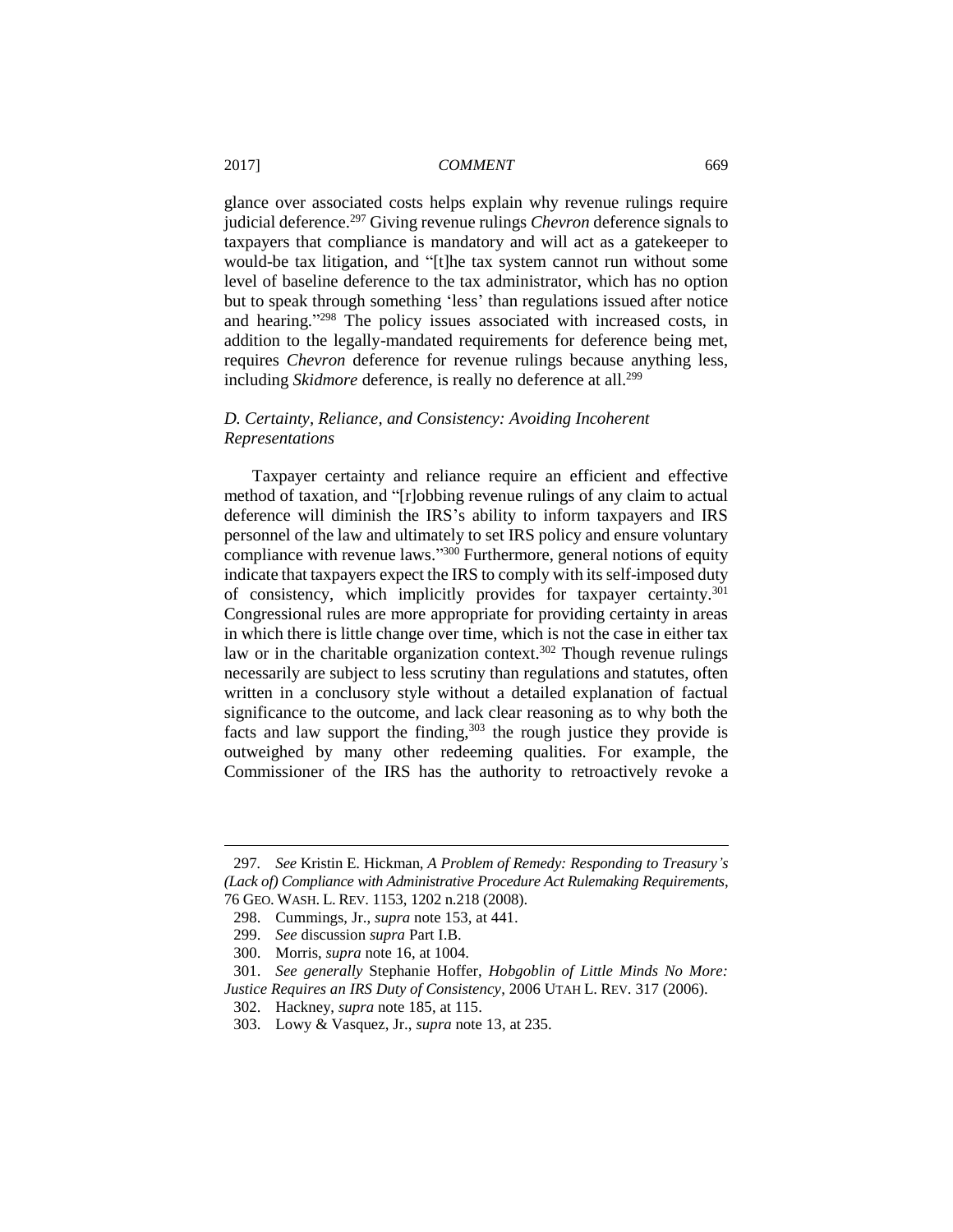glance over associated costs helps explain why revenue rulings require judicial deference.[297] Giving revenue rulings *Chevron* deference signals to taxpayers that compliance is mandatory and will act as a gatekeeper to would-be tax litigation, and "[t]he tax system cannot run without some level of baseline deference to the tax administrator, which has no option but to speak through something 'less' than regulations issued after notice and hearing."[298] The policy issues associated with increased costs, in addition to the legally-mandated requirements for deference being met, requires *Chevron* deference for revenue rulings because anything less, including *Skidmore* deference, is really no deference at all.[299]

### *D. Certainty, Reliance, and Consistency: Avoiding Incoherent Representations*

Taxpayer certainty and reliance require an efficient and effective method of taxation, and "[r]obbing revenue rulings of any claim to actual deference will diminish the IRS's ability to inform taxpayers and IRS personnel of the law and ultimately to set IRS policy and ensure voluntary compliance with revenue laws."[300] Furthermore, general notions of equity indicate that taxpayers expect the IRS to comply with its self-imposed duty of consistency, which implicitly provides for taxpayer certainty.[301] Congressional rules are more appropriate for providing certainty in areas in which there is little change over time, which is not the case in either tax law or in the charitable organization context.[302] Though revenue rulings necessarily are subject to less scrutiny than regulations and statutes, often written in a conclusory style without a detailed explanation of factual significance to the outcome, and lack clear reasoning as to why both the facts and law support the finding,[303] the rough justice they provide is outweighed by many other redeeming qualities. For example, the Commissioner of the IRS has the authority to retroactively revoke a

---

297. *See* Kristin E. Hickman, *A Problem of Remedy: Responding to Treasury's (Lack of) Compliance with Administrative Procedure Act Rulemaking Requirements*, 76 GEO. WASH. L. REV. 1153, 1202 n.218 (2008).

298. Cummings, Jr., *supra* note 153, at 441.

299. *See* discussion *supra* Part I.B.

300. Morris, *supra* note 16, at 1004.

301. *See generally* Stephanie Hoffer, *Hobgoblin of Little Minds No More: Justice Requires an IRS Duty of Consistency*, 2006 UTAH L. REV. 317 (2006).

302. Hackney, *supra* note 185, at 115.

303. Lowy & Vasquez, Jr., *supra* note 13, at 235.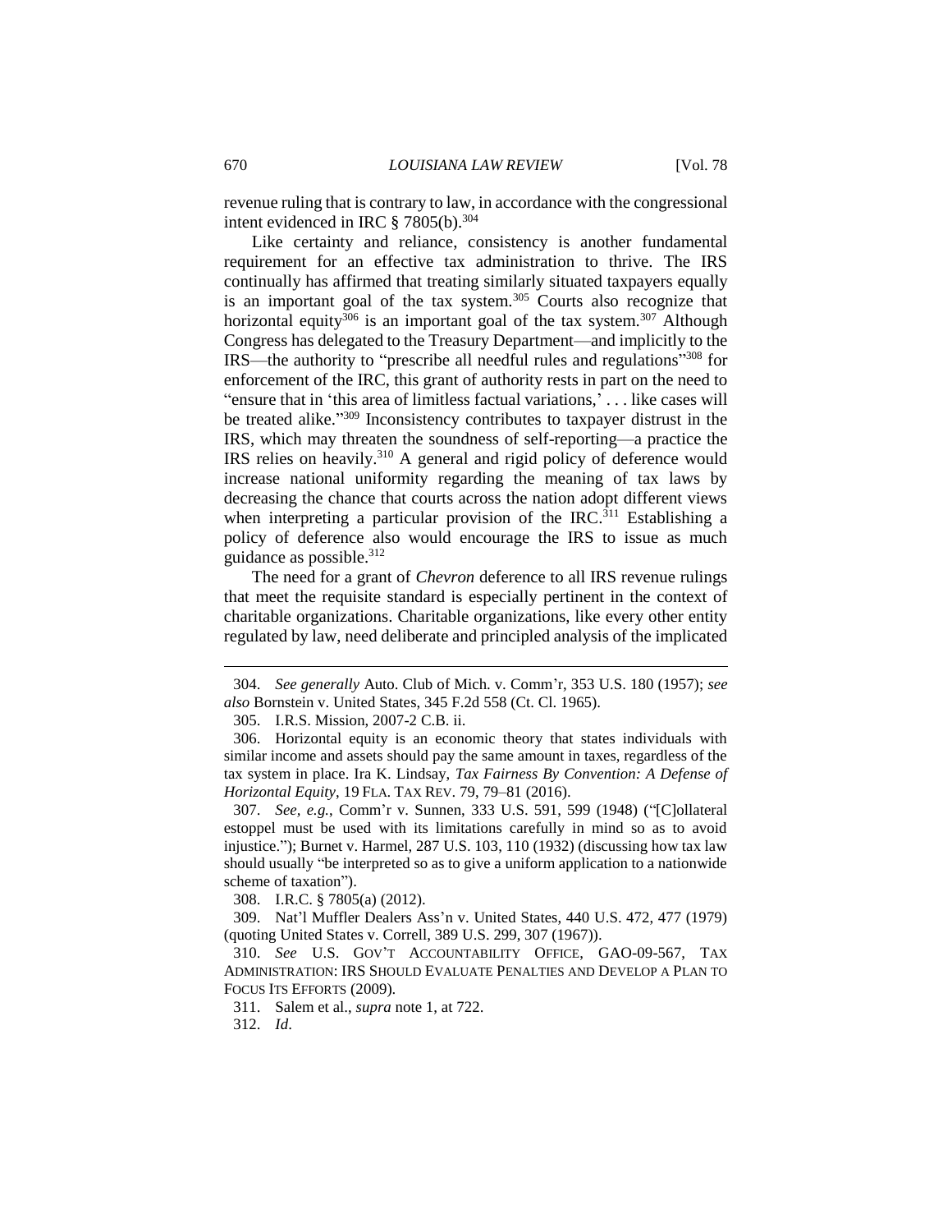revenue ruling that is contrary to law, in accordance with the congressional intent evidenced in IRC § 7805(b).[304]

Like certainty and reliance, consistency is another fundamental requirement for an effective tax administration to thrive. The IRS continually has affirmed that treating similarly situated taxpayers equally is an important goal of the tax system.[305] Courts also recognize that horizontal equity[306] is an important goal of the tax system.[307] Although Congress has delegated to the Treasury Department—and implicitly to the IRS—the authority to "prescribe all needful rules and regulations"[308] for enforcement of the IRC, this grant of authority rests in part on the need to "ensure that in 'this area of limitless factual variations,' . . . like cases will be treated alike."[309] Inconsistency contributes to taxpayer distrust in the IRS, which may threaten the soundness of self-reporting—a practice the IRS relies on heavily.[310] A general and rigid policy of deference would increase national uniformity regarding the meaning of tax laws by decreasing the chance that courts across the nation adopt different views when interpreting a particular provision of the IRC.[311] Establishing a policy of deference also would encourage the IRS to issue as much guidance as possible.[312]

The need for a grant of *Chevron* deference to all IRS revenue rulings that meet the requisite standard is especially pertinent in the context of charitable organizations. Charitable organizations, like every other entity regulated by law, need deliberate and principled analysis of the implicated

---

304. *See generally* Auto. Club of Mich. v. Comm'r, 353 U.S. 180 (1957); *see also* Bornstein v. United States, 345 F.2d 558 (Ct. Cl. 1965).

305. I.R.S. Mission, 2007-2 C.B. ii.

306. Horizontal equity is an economic theory that states individuals with similar income and assets should pay the same amount in taxes, regardless of the tax system in place. Ira K. Lindsay, *Tax Fairness By Convention: A Defense of Horizontal Equity*, 19 FLA. TAX REV. 79, 79–81 (2016).

307. *See, e.g.*, Comm'r v. Sunnen, 333 U.S. 591, 599 (1948) ("[C]ollateral estoppel must be used with its limitations carefully in mind so as to avoid injustice."); Burnet v. Harmel, 287 U.S. 103, 110 (1932) (discussing how tax law should usually "be interpreted so as to give a uniform application to a nationwide scheme of taxation").

308. I.R.C. § 7805(a) (2012).

309. Nat'l Muffler Dealers Ass'n v. United States, 440 U.S. 472, 477 (1979) (quoting United States v. Correll, 389 U.S. 299, 307 (1967)).

310. *See* U.S. GOV'T ACCOUNTABILITY OFFICE, GAO-09-567, TAX ADMINISTRATION: IRS SHOULD EVALUATE PENALTIES AND DEVELOP A PLAN TO FOCUS ITS EFFORTS (2009).

311. Salem et al., *supra* note 1, at 722.

312. *Id.*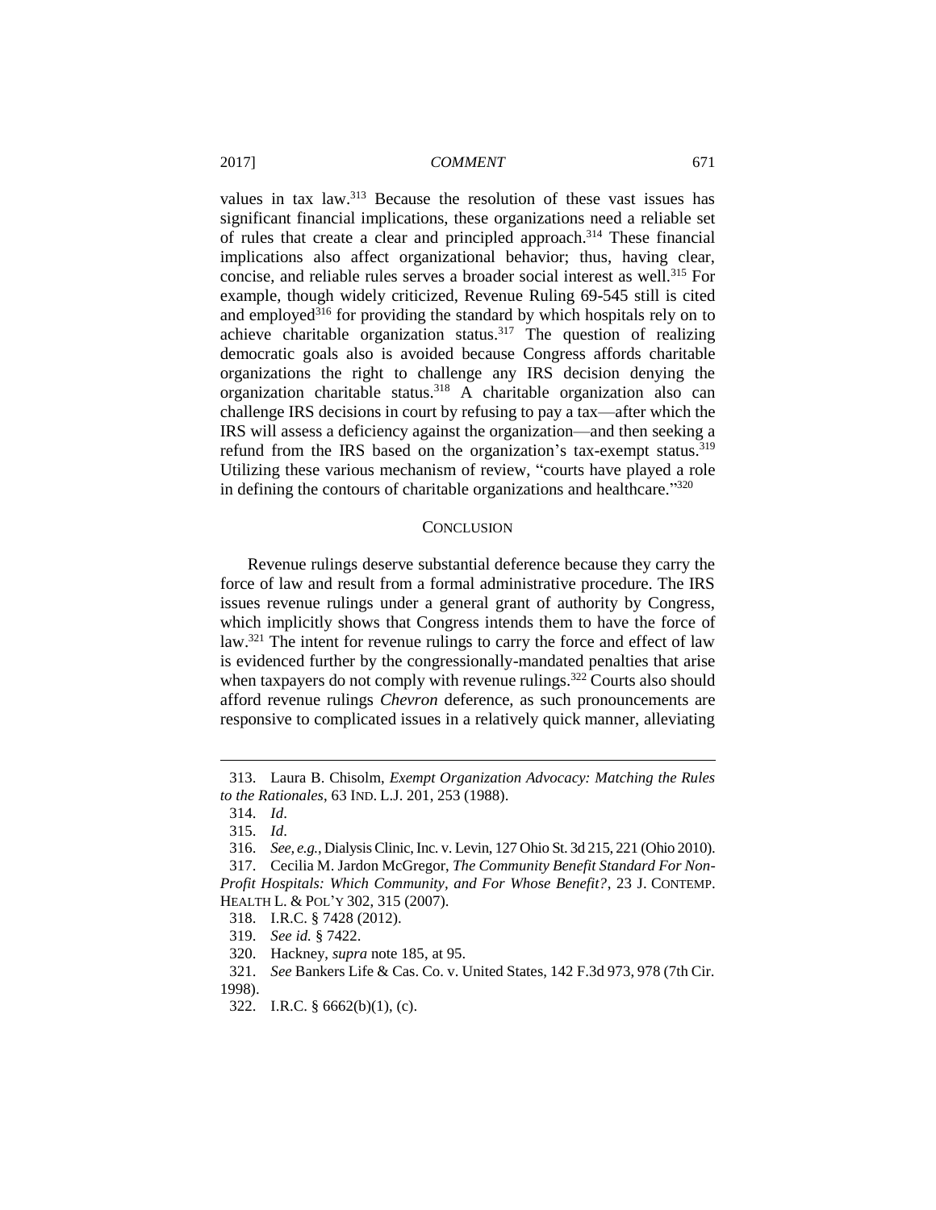values in tax law.[313] Because the resolution of these vast issues has significant financial implications, these organizations need a reliable set of rules that create a clear and principled approach.[314] These financial implications also affect organizational behavior; thus, having clear, concise, and reliable rules serves a broader social interest as well.[315] For example, though widely criticized, Revenue Ruling 69-545 still is cited and employed[316] for providing the standard by which hospitals rely on to achieve charitable organization status.[317] The question of realizing democratic goals also is avoided because Congress affords charitable organizations the right to challenge any IRS decision denying the organization charitable status.[318] A charitable organization also can challenge IRS decisions in court by refusing to pay a tax—after which the IRS will assess a deficiency against the organization—and then seeking a refund from the IRS based on the organization's tax-exempt status.[319] Utilizing these various mechanism of review, "courts have played a role in defining the contours of charitable organizations and healthcare."[320]

## CONCLUSION

Revenue rulings deserve substantial deference because they carry the force of law and result from a formal administrative procedure. The IRS issues revenue rulings under a general grant of authority by Congress, which implicitly shows that Congress intends them to have the force of law.[321] The intent for revenue rulings to carry the force and effect of law is evidenced further by the congressionally-mandated penalties that arise when taxpayers do not comply with revenue rulings.[322] Courts also should afford revenue rulings *Chevron* deference, as such pronouncements are responsive to complicated issues in a relatively quick manner, alleviating

---

313. Laura B. Chisolm, *Exempt Organization Advocacy: Matching the Rules to the Rationales*, 63 IND. L.J. 201, 253 (1988).

314. *Id*.

315. *Id*.

316. *See, e.g.*, Dialysis Clinic, Inc. v. Levin, 127 Ohio St. 3d 215, 221 (Ohio 2010).

317. Cecilia M. Jardon McGregor, *The Community Benefit Standard For Non-Profit Hospitals: Which Community, and For Whose Benefit?*, 23 J. CONTEMP. HEALTH L. & POL'Y 302, 315 (2007).

318. I.R.C. § 7428 (2012).

319. *See id.* § 7422.

320. Hackney, *supra* note 185, at 95.

321. *See* Bankers Life & Cas. Co. v. United States, 142 F.3d 973, 978 (7th Cir. 1998).

322. I.R.C. § 6662(b)(1), (c).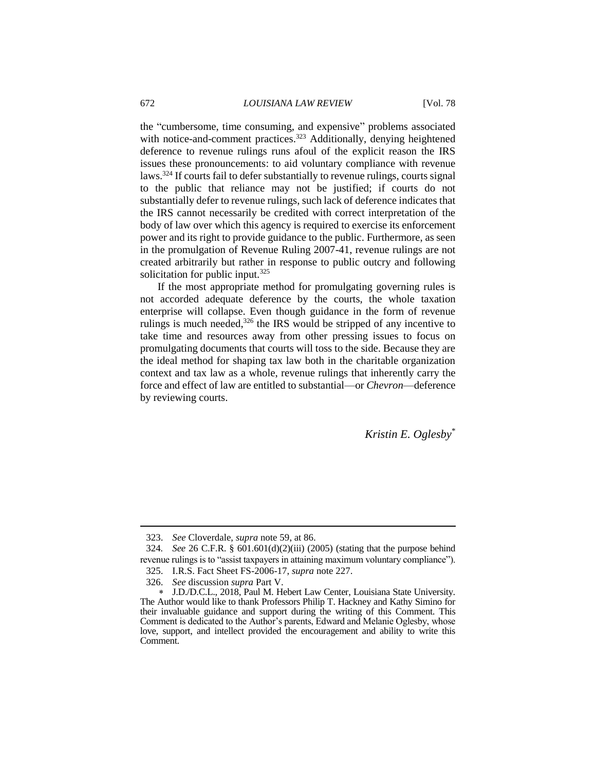the "cumbersome, time consuming, and expensive" problems associated with notice-and-comment practices.[323] Additionally, denying heightened deference to revenue rulings runs afoul of the explicit reason the IRS issues these pronouncements: to aid voluntary compliance with revenue laws.[324] If courts fail to defer substantially to revenue rulings, courts signal to the public that reliance may not be justified; if courts do not substantially defer to revenue rulings, such lack of deference indicates that the IRS cannot necessarily be credited with correct interpretation of the body of law over which this agency is required to exercise its enforcement power and its right to provide guidance to the public. Furthermore, as seen in the promulgation of Revenue Ruling 2007-41, revenue rulings are not created arbitrarily but rather in response to public outcry and following solicitation for public input.[325]

If the most appropriate method for promulgating governing rules is not accorded adequate deference by the courts, the whole taxation enterprise will collapse. Even though guidance in the form of revenue rulings is much needed,[326] the IRS would be stripped of any incentive to take time and resources away from other pressing issues to focus on promulgating documents that courts will toss to the side. Because they are the ideal method for shaping tax law both in the charitable organization context and tax law as a whole, revenue rulings that inherently carry the force and effect of law are entitled to substantial—or *Chevron*—deference by reviewing courts.

*Kristin E. Oglesby*[*]

---

323. *See* Cloverdale, *supra* note 59, at 86.

324. *See* 26 C.F.R. § 601.601(d)(2)(iii) (2005) (stating that the purpose behind revenue rulings is to "assist taxpayers in attaining maximum voluntary compliance").

325. I.R.S. Fact Sheet FS-2006-17, *supra* note 227.

326. *See* discussion *supra* Part V.

[*] J.D./D.C.L., 2018, Paul M. Hebert Law Center, Louisiana State University. The Author would like to thank Professors Philip T. Hackney and Kathy Simino for their invaluable guidance and support during the writing of this Comment. This Comment is dedicated to the Author's parents, Edward and Melanie Oglesby, whose love, support, and intellect provided the encouragement and ability to write this Comment.